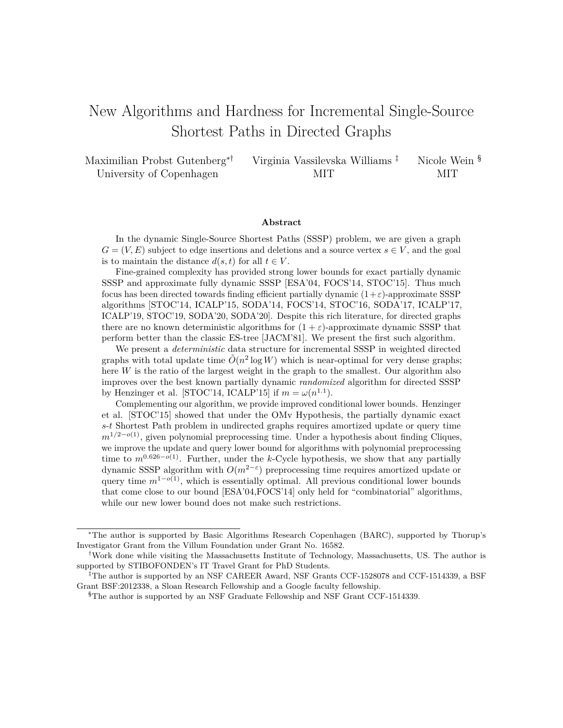# New Algorithms and Hardness for Incremental Single-Source Shortest Paths in Directed Graphs

Maximilian Probst Gutenberg[*†]
University of Copenhagen

Virginia Vassilevska Williams [‡]
MIT

Nicole Wein [§]
MIT

## Abstract

In the dynamic Single-Source Shortest Paths (SSSP) problem, we are given a graph $G = (V, E)$ subject to edge insertions and deletions and a source vertex $s \in V$, and the goal is to maintain the distance $d(s, t)$ for all $t \in V$.

Fine-grained complexity has provided strong lower bounds for exact partially dynamic SSSP and approximate fully dynamic SSSP [ESA'04, FOCS'14, STOC'15]. Thus much focus has been directed towards finding efficient partially dynamic $(1+\varepsilon)$-approximate SSSP algorithms [STOC'14, ICALP'15, SODA'14, FOCS'14, STOC'16, SODA'17, ICALP'17, ICALP'19, STOC'19, SODA'20, SODA'20]. Despite this rich literature, for directed graphs there are no known deterministic algorithms for $(1 + \varepsilon)$-approximate dynamic SSSP that perform better than the classic ES-tree [JACM'81]. We present the first such algorithm.

We present a *deterministic* data structure for incremental SSSP in weighted directed graphs with total update time $\tilde{O}(n^2 \log W)$ which is near-optimal for very dense graphs; here $W$ is the ratio of the largest weight in the graph to the smallest. Our algorithm also improves over the best known partially dynamic *randomized* algorithm for directed SSSP by Henzinger et al. [STOC'14, ICALP'15] if $m = \omega(n^{1.1})$.

Complementing our algorithm, we provide improved conditional lower bounds. Henzinger et al. [STOC'15] showed that under the OMv Hypothesis, the partially dynamic exact *s-t* Shortest Path problem in undirected graphs requires amortized update or query time $m^{1/2-o(1)}$, given polynomial preprocessing time. Under a hypothesis about finding Cliques, we improve the update and query lower bound for algorithms with polynomial preprocessing time to $m^{0.626-o(1)}$. Further, under the $k$-Cycle hypothesis, we show that any partially dynamic SSSP algorithm with $O(m^{2-\varepsilon})$ preprocessing time requires amortized update or query time $m^{1-o(1)}$, which is essentially optimal. All previous conditional lower bounds that come close to our bound [ESA'04,FOCS'14] only held for "combinatorial" algorithms, while our new lower bound does not make such restrictions.

---

[*] The author is supported by Basic Algorithms Research Copenhagen (BARC), supported by Thorup's Investigator Grant from the Villum Foundation under Grant No. 16582.

[†] Work done while visiting the Massachusetts Institute of Technology, Massachusetts, US. The author is supported by STIBOFONDEN's IT Travel Grant for PhD Students.

[‡] The author is supported by an NSF CAREER Award, NSF Grants CCF-1528078 and CCF-1514339, a BSF Grant BSF:2012338, a Sloan Research Fellowship and a Google faculty fellowship.

[§] The author is supported by an NSF Graduate Fellowship and NSF Grant CCF-1514339.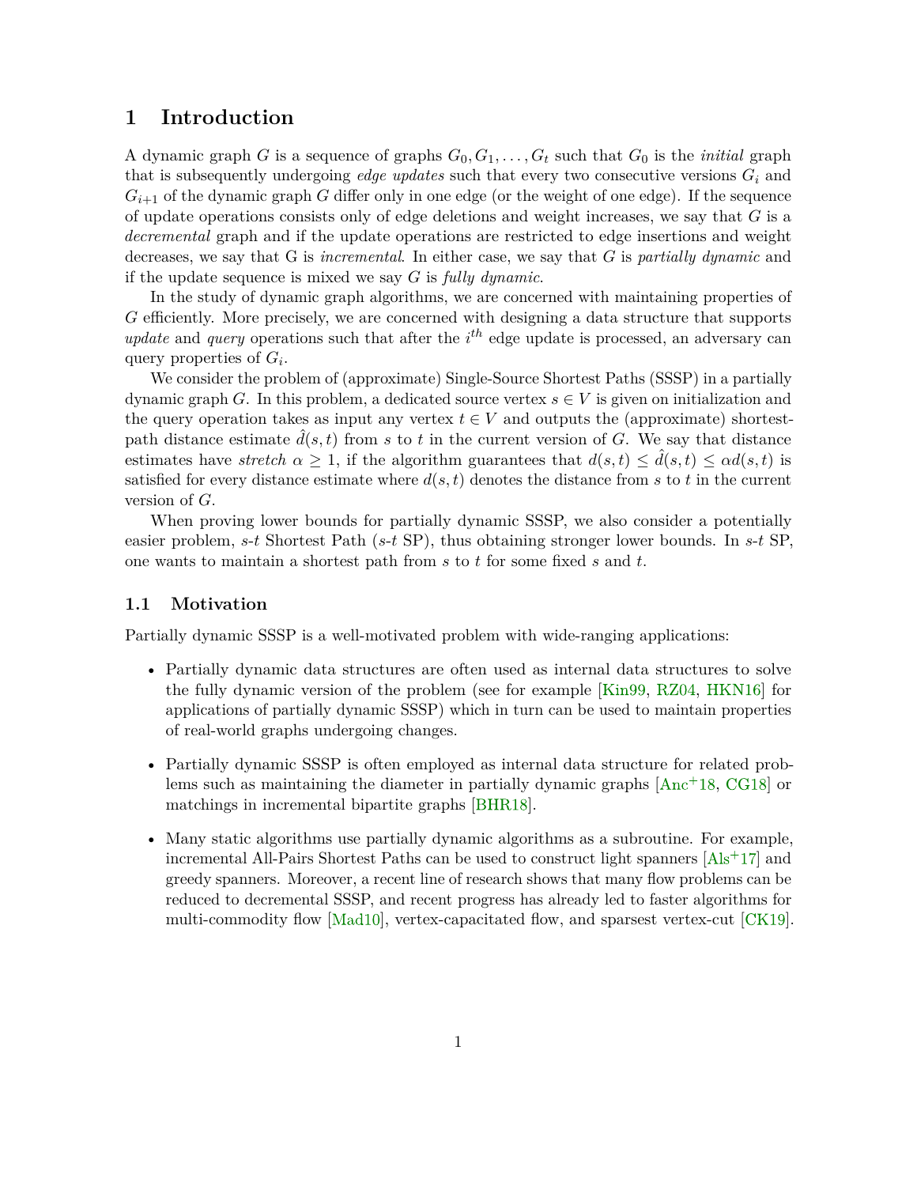# 1 Introduction

A dynamic graph $G$ is a sequence of graphs $G_0, G_1, \ldots, G_t$ such that $G_0$ is the *initial* graph that is subsequently undergoing *edge updates* such that every two consecutive versions $G_i$ and $G_{i+1}$ of the dynamic graph $G$ differ only in one edge (or the weight of one edge). If the sequence of update operations consists only of edge deletions and weight increases, we say that $G$ is a *decremental* graph and if the update operations are restricted to edge insertions and weight decreases, we say that G is *incremental*. In either case, we say that $G$ is *partially dynamic* and if the update sequence is mixed we say $G$ is *fully dynamic*.

In the study of dynamic graph algorithms, we are concerned with maintaining properties of $G$ efficiently. More precisely, we are concerned with designing a data structure that supports *update* and *query* operations such that after the $i^{th}$ edge update is processed, an adversary can query properties of $G_i$.

We consider the problem of (approximate) Single-Source Shortest Paths (SSSP) in a partially dynamic graph $G$. In this problem, a dedicated source vertex $s \in V$ is given on initialization and the query operation takes as input any vertex $t \in V$ and outputs the (approximate) shortest-path distance estimate $\hat{d}(s,t)$ from $s$ to $t$ in the current version of $G$. We say that distance estimates have *stretch* $\alpha \geq 1$, if the algorithm guarantees that $d(s,t) \leq \hat{d}(s,t) \leq \alpha d(s,t)$ is satisfied for every distance estimate where $d(s,t)$ denotes the distance from $s$ to $t$ in the current version of $G$.

When proving lower bounds for partially dynamic SSSP, we also consider a potentially easier problem, *s*-*t* Shortest Path (*s*-*t* SP), thus obtaining stronger lower bounds. In *s*-*t* SP, one wants to maintain a shortest path from $s$ to $t$ for some fixed $s$ and $t$.

## 1.1 Motivation

Partially dynamic SSSP is a well-motivated problem with wide-ranging applications:

- Partially dynamic data structures are often used as internal data structures to solve the fully dynamic version of the problem (see for example [Kin99, RZ04, HKN16] for applications of partially dynamic SSSP) which in turn can be used to maintain properties of real-world graphs undergoing changes.
- Partially dynamic SSSP is often employed as internal data structure for related problems such as maintaining the diameter in partially dynamic graphs [Anc+18, CG18] or matchings in incremental bipartite graphs [BHR18].
- Many static algorithms use partially dynamic algorithms as a subroutine. For example, incremental All-Pairs Shortest Paths can be used to construct light spanners [Als+17] and greedy spanners. Moreover, a recent line of research shows that many flow problems can be reduced to decremental SSSP, and recent progress has already led to faster algorithms for multi-commodity flow [Mad10], vertex-capacitated flow, and sparsest vertex-cut [CK19].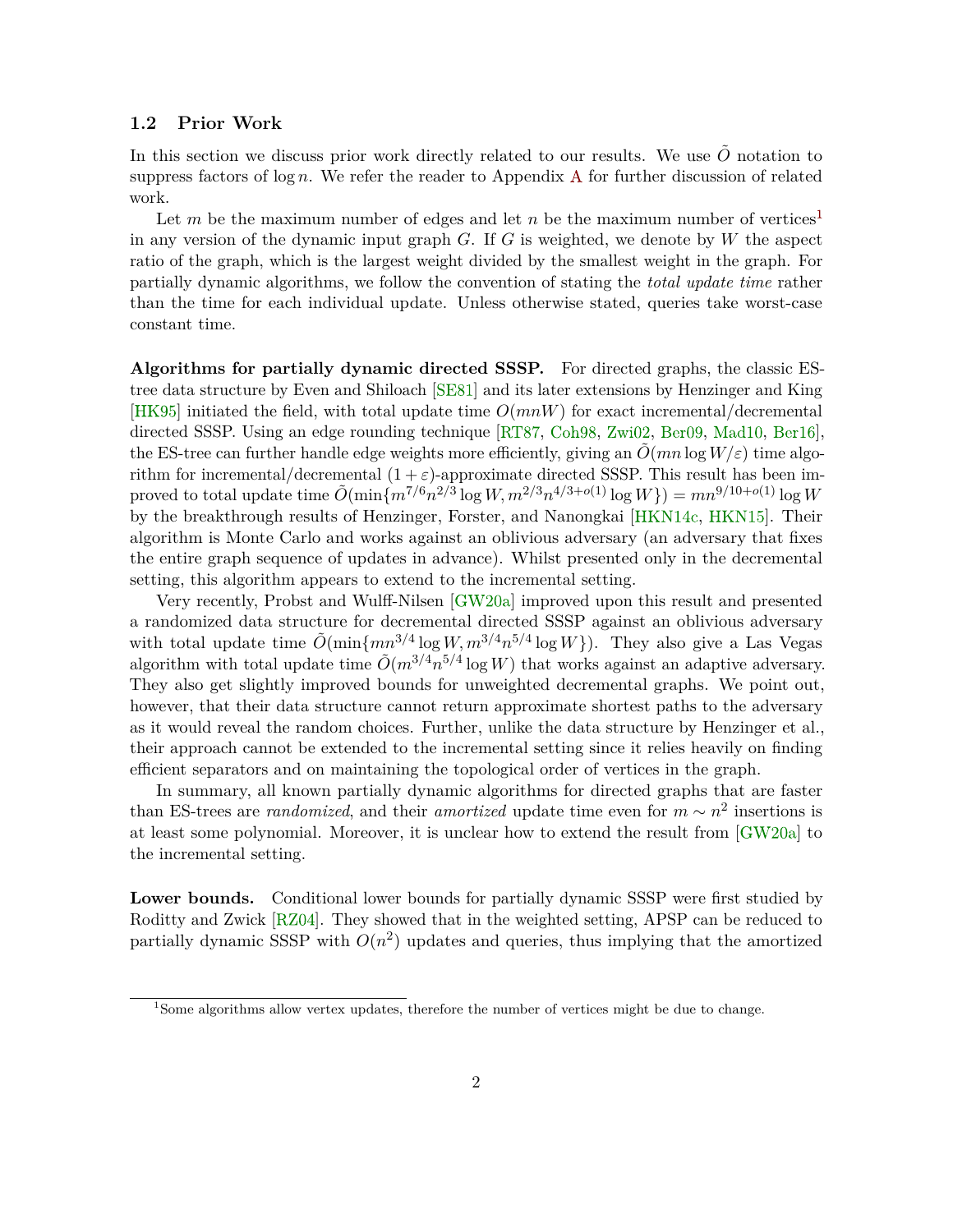### 1.2 Prior Work

In this section we discuss prior work directly related to our results. We use $\tilde{O}$ notation to suppress factors of $\log n$. We refer the reader to Appendix A for further discussion of related work.

Let $m$ be the maximum number of edges and let $n$ be the maximum number of vertices[1] in any version of the dynamic input graph $G$. If $G$ is weighted, we denote by $W$ the aspect ratio of the graph, which is the largest weight divided by the smallest weight in the graph. For partially dynamic algorithms, we follow the convention of stating the *total update time* rather than the time for each individual update. Unless otherwise stated, queries take worst-case constant time.

**Algorithms for partially dynamic directed SSSP.** For directed graphs, the classic ES-tree data structure by Even and Shiloach [SE81] and its later extensions by Henzinger and King [HK95] initiated the field, with total update time $O(mnW)$ for exact incremental/decremental directed SSSP. Using an edge rounding technique [RT87, Coh98, Zwi02, Ber09, Mad10, Ber16], the ES-tree can further handle edge weights more efficiently, giving an $\tilde{O}(mn \log W/\varepsilon)$ time algorithm for incremental/decremental $(1+\varepsilon)$-approximate directed SSSP. This result has been improved to total update time $\tilde{O}(\min\{m^{7/6}n^{2/3} \log W, m^{2/3}n^{4/3+o(1)} \log W\}) = mn^{9/10+o(1)} \log W$ by the breakthrough results of Henzinger, Forster, and Nanongkai [HKN14c, HKN15]. Their algorithm is Monte Carlo and works against an oblivious adversary (an adversary that fixes the entire graph sequence of updates in advance). Whilst presented only in the decremental setting, this algorithm appears to extend to the incremental setting.

Very recently, Probst and Wulff-Nilsen [GW20a] improved upon this result and presented a randomized data structure for decremental directed SSSP against an oblivious adversary with total update time $\tilde{O}(\min\{mn^{3/4} \log W, m^{3/4}n^{5/4} \log W\})$. They also give a Las Vegas algorithm with total update time $\tilde{O}(m^{3/4}n^{5/4} \log W)$ that works against an adaptive adversary. They also get slightly improved bounds for unweighted decremental graphs. We point out, however, that their data structure cannot return approximate shortest paths to the adversary as it would reveal the random choices. Further, unlike the data structure by Henzinger et al., their approach cannot be extended to the incremental setting since it relies heavily on finding efficient separators and on maintaining the topological order of vertices in the graph.

In summary, all known partially dynamic algorithms for directed graphs that are faster than ES-trees are *randomized*, and their *amortized* update time even for $m \sim n^2$ insertions is at least some polynomial. Moreover, it is unclear how to extend the result from [GW20a] to the incremental setting.

**Lower bounds.** Conditional lower bounds for partially dynamic SSSP were first studied by Roditty and Zwick [RZ04]. They showed that in the weighted setting, APSP can be reduced to partially dynamic SSSP with $O(n^2)$ updates and queries, thus implying that the amortized

[1] Some algorithms allow vertex updates, therefore the number of vertices might be due to change.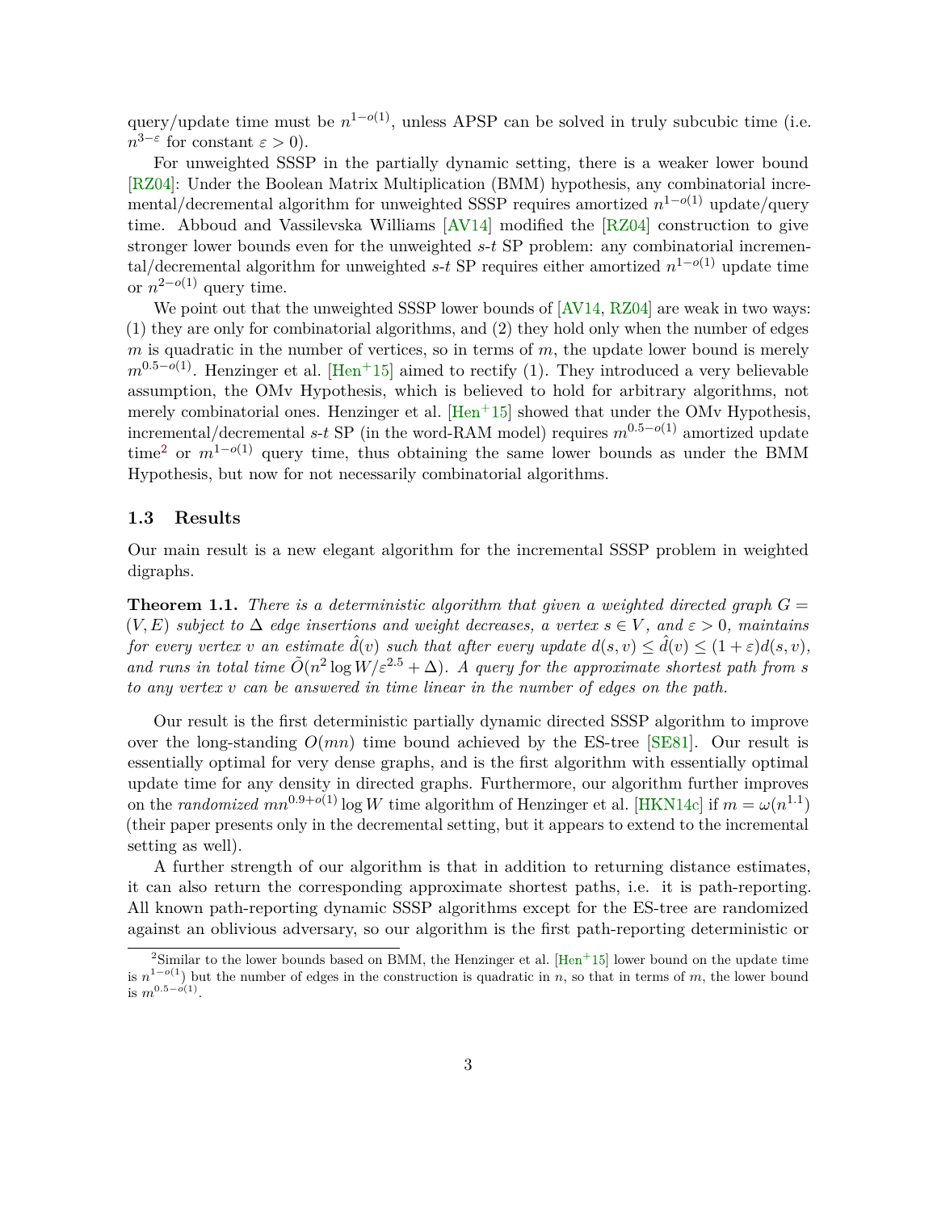query/update time must be $n^{1-o(1)}$, unless APSP can be solved in truly subcubic time (i.e. $n^{3-\varepsilon}$ for constant $\varepsilon > 0$).

For unweighted SSSP in the partially dynamic setting, there is a weaker lower bound [RZ04]: Under the Boolean Matrix Multiplication (BMM) hypothesis, any combinatorial incremental/decremental algorithm for unweighted SSSP requires amortized $n^{1-o(1)}$ update/query time. Abboud and Vassilevska Williams [AV14] modified the [RZ04] construction to give stronger lower bounds even for the unweighted *s*-*t* SP problem: any combinatorial incremental/decremental algorithm for unweighted *s*-*t* SP requires either amortized $n^{1-o(1)}$ update time or $n^{2-o(1)}$ query time.

We point out that the unweighted SSSP lower bounds of [AV14, RZ04] are weak in two ways: (1) they are only for combinatorial algorithms, and (2) they hold only when the number of edges $m$ is quadratic in the number of vertices, so in terms of $m$, the update lower bound is merely $m^{0.5-o(1)}$. Henzinger et al. [Hen+15] aimed to rectify (1). They introduced a very believable assumption, the OMv Hypothesis, which is believed to hold for arbitrary algorithms, not merely combinatorial ones. Henzinger et al. [Hen+15] showed that under the OMv Hypothesis, incremental/decremental *s*-*t* SP (in the word-RAM model) requires $m^{0.5-o(1)}$ amortized update time[2] or $m^{1-o(1)}$ query time, thus obtaining the same lower bounds as under the BMM Hypothesis, but now for not necessarily combinatorial algorithms.

### 1.3 Results

Our main result is a new elegant algorithm for the incremental SSSP problem in weighted digraphs.

**Theorem 1.1.** *There is a deterministic algorithm that given a weighted directed graph $G = (V, E)$ subject to $\Delta$ edge insertions and weight decreases, a vertex $s \in V$, and $\varepsilon > 0$, maintains for every vertex $v$ an estimate $\hat{d}(v)$ such that after every update $d(s, v) \leq \hat{d}(v) \leq (1 + \varepsilon)d(s, v)$, and runs in total time $\tilde{O}(n^2 \log W/\varepsilon^{2.5} + \Delta)$. A query for the approximate shortest path from $s$ to any vertex $v$ can be answered in time linear in the number of edges on the path.*

Our result is the first deterministic partially dynamic directed SSSP algorithm to improve over the long-standing $O(mn)$ time bound achieved by the ES-tree [SE81]. Our result is essentially optimal for very dense graphs, and is the first algorithm with essentially optimal update time for any density in directed graphs. Furthermore, our algorithm further improves on the *randomized* $mn^{0.9+o(1)} \log W$ time algorithm of Henzinger et al. [HKN14c] if $m = \omega(n^{1.1})$ (their paper presents only in the decremental setting, but it appears to extend to the incremental setting as well).

A further strength of our algorithm is that in addition to returning distance estimates, it can also return the corresponding approximate shortest paths, i.e. it is path-reporting. All known path-reporting dynamic SSSP algorithms except for the ES-tree are randomized against an oblivious adversary, so our algorithm is the first path-reporting deterministic or

[2]Similar to the lower bounds based on BMM, the Henzinger et al. [Hen+15] lower bound on the update time is $n^{1-o(1)}$ but the number of edges in the construction is quadratic in $n$, so that in terms of $m$, the lower bound is $m^{0.5-o(1)}$.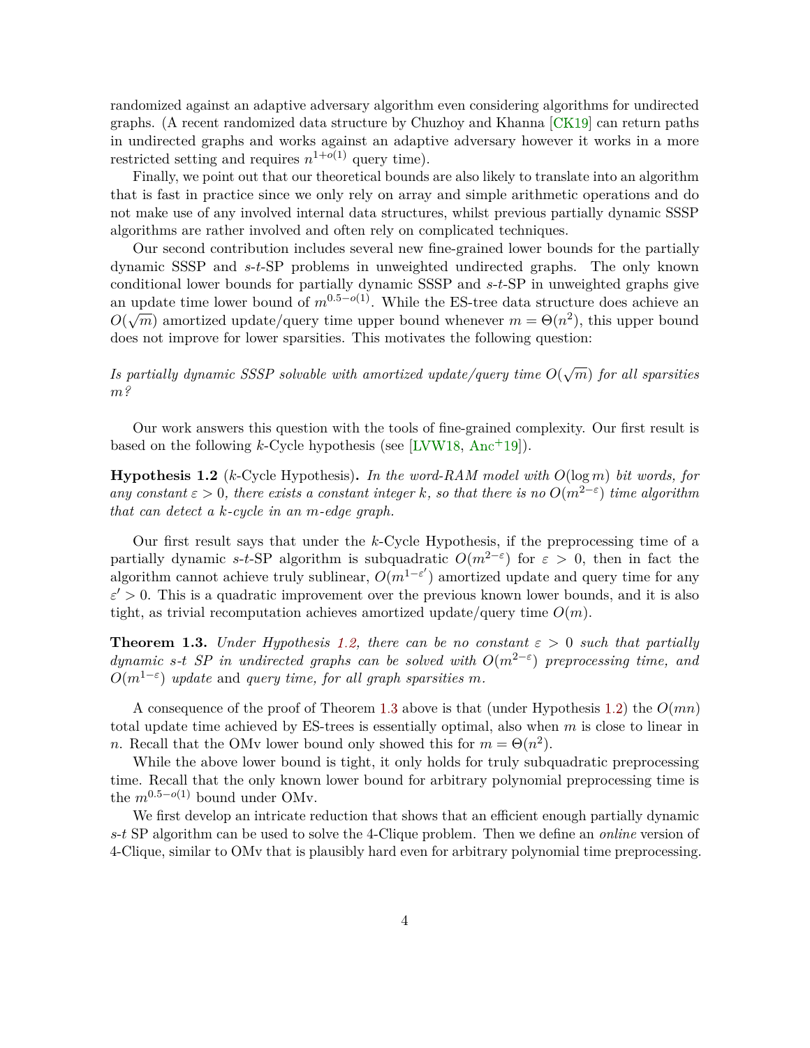randomized against an adaptive adversary algorithm even considering algorithms for undirected graphs. (A recent randomized data structure by Chuzhoy and Khanna [CK19] can return paths in undirected graphs and works against an adaptive adversary however it works in a more restricted setting and requires $n^{1+o(1)}$ query time).

Finally, we point out that our theoretical bounds are also likely to translate into an algorithm that is fast in practice since we only rely on array and simple arithmetic operations and do not make use of any involved internal data structures, whilst previous partially dynamic SSSP algorithms are rather involved and often rely on complicated techniques.

Our second contribution includes several new fine-grained lower bounds for the partially dynamic SSSP and $s$-$t$-SP problems in unweighted undirected graphs. The only known conditional lower bounds for partially dynamic SSSP and $s$-$t$-SP in unweighted graphs give an update time lower bound of $m^{0.5-o(1)}$. While the ES-tree data structure does achieve an $O(\sqrt{m})$ amortized update/query time upper bound whenever $m = \Theta(n^2)$, this upper bound does not improve for lower sparsities. This motivates the following question:

*Is partially dynamic SSSP solvable with amortized update/query time $O(\sqrt{m})$ for all sparsities $m$?*

Our work answers this question with the tools of fine-grained complexity. Our first result is based on the following $k$-Cycle hypothesis (see [LVW18, Anc+19]).

**Hypothesis 1.2** ($k$-Cycle Hypothesis)**.** *In the word-RAM model with $O(\log m)$ bit words, for any constant $\varepsilon > 0$, there exists a constant integer $k$, so that there is no $O(m^{2-\varepsilon})$ time algorithm that can detect a $k$-cycle in an $m$-edge graph.*

Our first result says that under the $k$-Cycle Hypothesis, if the preprocessing time of a partially dynamic $s$-$t$-SP algorithm is subquadratic $O(m^{2-\varepsilon})$ for $\varepsilon > 0$, then in fact the algorithm cannot achieve truly sublinear, $O(m^{1-\varepsilon'})$ amortized update and query time for any $\varepsilon' > 0$. This is a quadratic improvement over the previous known lower bounds, and it is also tight, as trivial recomputation achieves amortized update/query time $O(m)$.

**Theorem 1.3.** *Under Hypothesis 1.2, there can be no constant $\varepsilon > 0$ such that partially dynamic $s$-$t$ SP in undirected graphs can be solved with $O(m^{2-\varepsilon})$ preprocessing time, and $O(m^{1-\varepsilon})$ update* and *query time, for all graph sparsities $m$.*

A consequence of the proof of Theorem 1.3 above is that (under Hypothesis 1.2) the $O(mn)$ total update time achieved by ES-trees is essentially optimal, also when $m$ is close to linear in $n$. Recall that the OMv lower bound only showed this for $m = \Theta(n^2)$.

While the above lower bound is tight, it only holds for truly subquadratic preprocessing time. Recall that the only known lower bound for arbitrary polynomial preprocessing time is the $m^{0.5-o(1)}$ bound under OMv.

We first develop an intricate reduction that shows that an efficient enough partially dynamic $s$-$t$ SP algorithm can be used to solve the 4-Clique problem. Then we define an *online* version of 4-Clique, similar to OMv that is plausibly hard even for arbitrary polynomial time preprocessing.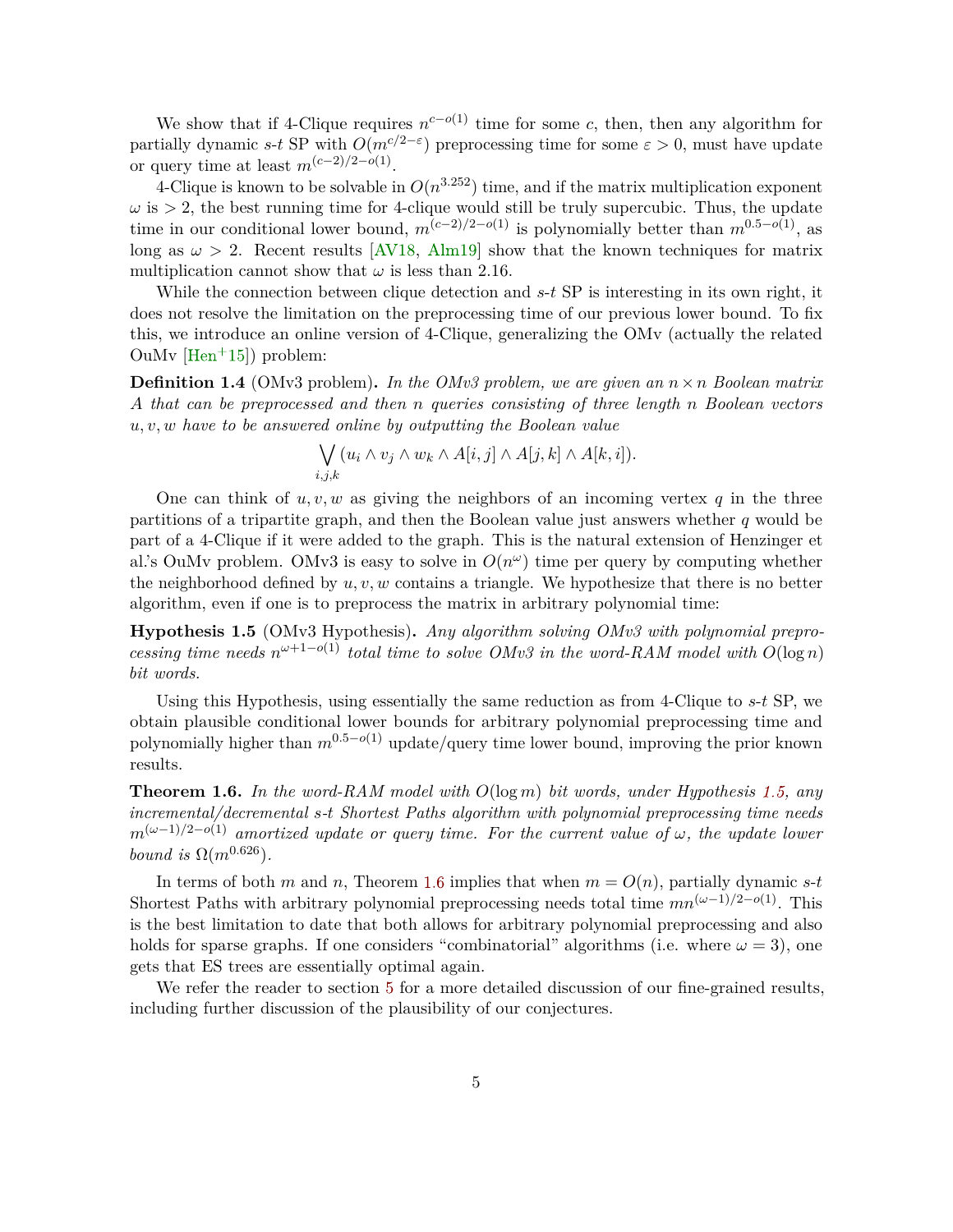We show that if 4-Clique requires $n^{c-o(1)}$ time for some $c$, then, then any algorithm for partially dynamic $s$-$t$ SP with $O(m^{c/2-\varepsilon})$ preprocessing time for some $\varepsilon > 0$, must have update or query time at least $m^{(c-2)/2-o(1)}$.

4-Clique is known to be solvable in $O(n^{3.252})$ time, and if the matrix multiplication exponent $\omega$ is $> 2$, the best running time for 4-clique would still be truly supercubic. Thus, the update time in our conditional lower bound, $m^{(c-2)/2-o(1)}$ is polynomially better than $m^{0.5-o(1)}$, as long as $\omega > 2$. Recent results [AV18, Alm19] show that the known techniques for matrix multiplication cannot show that $\omega$ is less than 2.16.

While the connection between clique detection and $s$-$t$ SP is interesting in its own right, it does not resolve the limitation on the preprocessing time of our previous lower bound. To fix this, we introduce an online version of 4-Clique, generalizing the OMv (actually the related OuMv [Hen+15]) problem:

**Definition 1.4** (OMv3 problem)**.** *In the OMv3 problem, we are given an $n \times n$ Boolean matrix $A$ that can be preprocessed and then $n$ queries consisting of three length $n$ Boolean vectors $u, v, w$ have to be answered online by outputting the Boolean value*

$$\bigvee_{i,j,k} (u_i \wedge v_j \wedge w_k \wedge A[i,j] \wedge A[j,k] \wedge A[k,i]).$$

One can think of $u, v, w$ as giving the neighbors of an incoming vertex $q$ in the three partitions of a tripartite graph, and then the Boolean value just answers whether $q$ would be part of a 4-Clique if it were added to the graph. This is the natural extension of Henzinger et al.'s OuMv problem. OMv3 is easy to solve in $O(n^\omega)$ time per query by computing whether the neighborhood defined by $u, v, w$ contains a triangle. We hypothesize that there is no better algorithm, even if one is to preprocess the matrix in arbitrary polynomial time:

**Hypothesis 1.5** (OMv3 Hypothesis)**.** *Any algorithm solving OMv3 with polynomial preprocessing time needs $n^{\omega+1-o(1)}$ total time to solve OMv3 in the word-RAM model with $O(\log n)$ bit words.*

Using this Hypothesis, using essentially the same reduction as from 4-Clique to $s$-$t$ SP, we obtain plausible conditional lower bounds for arbitrary polynomial preprocessing time and polynomially higher than $m^{0.5-o(1)}$ update/query time lower bound, improving the prior known results.

**Theorem 1.6.** *In the word-RAM model with $O(\log m)$ bit words, under Hypothesis 1.5, any incremental/decremental $s$-$t$ Shortest Paths algorithm with polynomial preprocessing time needs $m^{(\omega-1)/2-o(1)}$ amortized update or query time. For the current value of $\omega$, the update lower bound is $\Omega(m^{0.626})$.*

In terms of both $m$ and $n$, Theorem 1.6 implies that when $m = O(n)$, partially dynamic $s$-$t$ Shortest Paths with arbitrary polynomial preprocessing needs total time $mn^{(\omega-1)/2-o(1)}$. This is the best limitation to date that both allows for arbitrary polynomial preprocessing and also holds for sparse graphs. If one considers "combinatorial" algorithms (i.e. where $\omega = 3$), one gets that ES trees are essentially optimal again.

We refer the reader to section 5 for a more detailed discussion of our fine-grained results, including further discussion of the plausibility of our conjectures.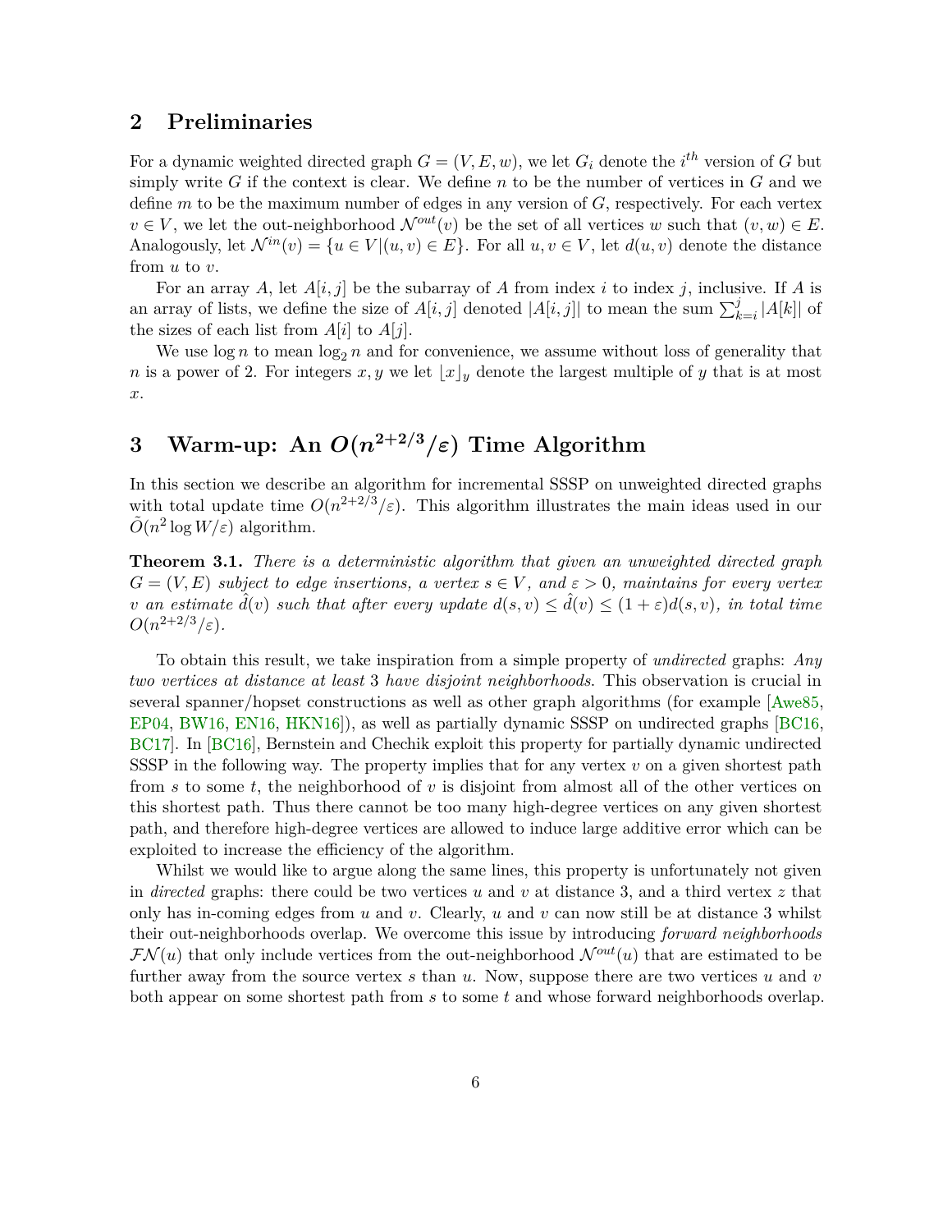## 2 Preliminaries

For a dynamic weighted directed graph $G = (V, E, w)$, we let $G_i$ denote the $i^{th}$ version of $G$ but simply write $G$ if the context is clear. We define $n$ to be the number of vertices in $G$ and we define $m$ to be the maximum number of edges in any version of $G$, respectively. For each vertex $v \in V$, we let the out-neighborhood $\mathcal{N}^{out}(v)$ be the set of all vertices $w$ such that $(v, w) \in E$. Analogously, let $\mathcal{N}^{in}(v) = \{u \in V | (u, v) \in E\}$. For all $u, v \in V$, let $d(u, v)$ denote the distance from $u$ to $v$.

For an array $A$, let $A[i, j]$ be the subarray of $A$ from index $i$ to index $j$, inclusive. If $A$ is an array of lists, we define the size of $A[i, j]$ denoted $|A[i, j]|$ to mean the sum $\sum_{k=i}^{j} |A[k]|$ of the sizes of each list from $A[i]$ to $A[j]$.

We use $\log n$ to mean $\log_2 n$ and for convenience, we assume without loss of generality that $n$ is a power of 2. For integers $x, y$ we let $\lfloor x \rfloor_y$ denote the largest multiple of $y$ that is at most $x$.

## 3 Warm-up: An $O(n^{2+2/3}/\varepsilon)$ Time Algorithm

In this section we describe an algorithm for incremental SSSP on unweighted directed graphs with total update time $O(n^{2+2/3}/\varepsilon)$. This algorithm illustrates the main ideas used in our $\tilde{O}(n^2 \log W/\varepsilon)$ algorithm.

**Theorem 3.1.** *There is a deterministic algorithm that given an unweighted directed graph $G = (V, E)$ subject to edge insertions, a vertex $s \in V$, and $\varepsilon > 0$, maintains for every vertex $v$ an estimate $\hat{d}(v)$ such that after every update $d(s, v) \leq \hat{d}(v) \leq (1 + \varepsilon)d(s, v)$, in total time $O(n^{2+2/3}/\varepsilon)$.*

To obtain this result, we take inspiration from a simple property of *undirected* graphs: *Any two vertices at distance at least* 3 *have disjoint neighborhoods.* This observation is crucial in several spanner/hopset constructions as well as other graph algorithms (for example [Awe85, EP04, BW16, EN16, HKN16]), as well as partially dynamic SSSP on undirected graphs [BC16, BC17]. In [BC16], Bernstein and Chechik exploit this property for partially dynamic undirected SSSP in the following way. The property implies that for any vertex $v$ on a given shortest path from $s$ to some $t$, the neighborhood of $v$ is disjoint from almost all of the other vertices on this shortest path. Thus there cannot be too many high-degree vertices on any given shortest path, and therefore high-degree vertices are allowed to induce large additive error which can be exploited to increase the efficiency of the algorithm.

Whilst we would like to argue along the same lines, this property is unfortunately not given in *directed* graphs: there could be two vertices $u$ and $v$ at distance 3, and a third vertex $z$ that only has in-coming edges from $u$ and $v$. Clearly, $u$ and $v$ can now still be at distance 3 whilst their out-neighborhoods overlap. We overcome this issue by introducing *forward neighborhoods* $\mathcal{FN}(u)$ that only include vertices from the out-neighborhood $\mathcal{N}^{out}(u)$ that are estimated to be further away from the source vertex $s$ than $u$. Now, suppose there are two vertices $u$ and $v$ both appear on some shortest path from $s$ to some $t$ and whose forward neighborhoods overlap.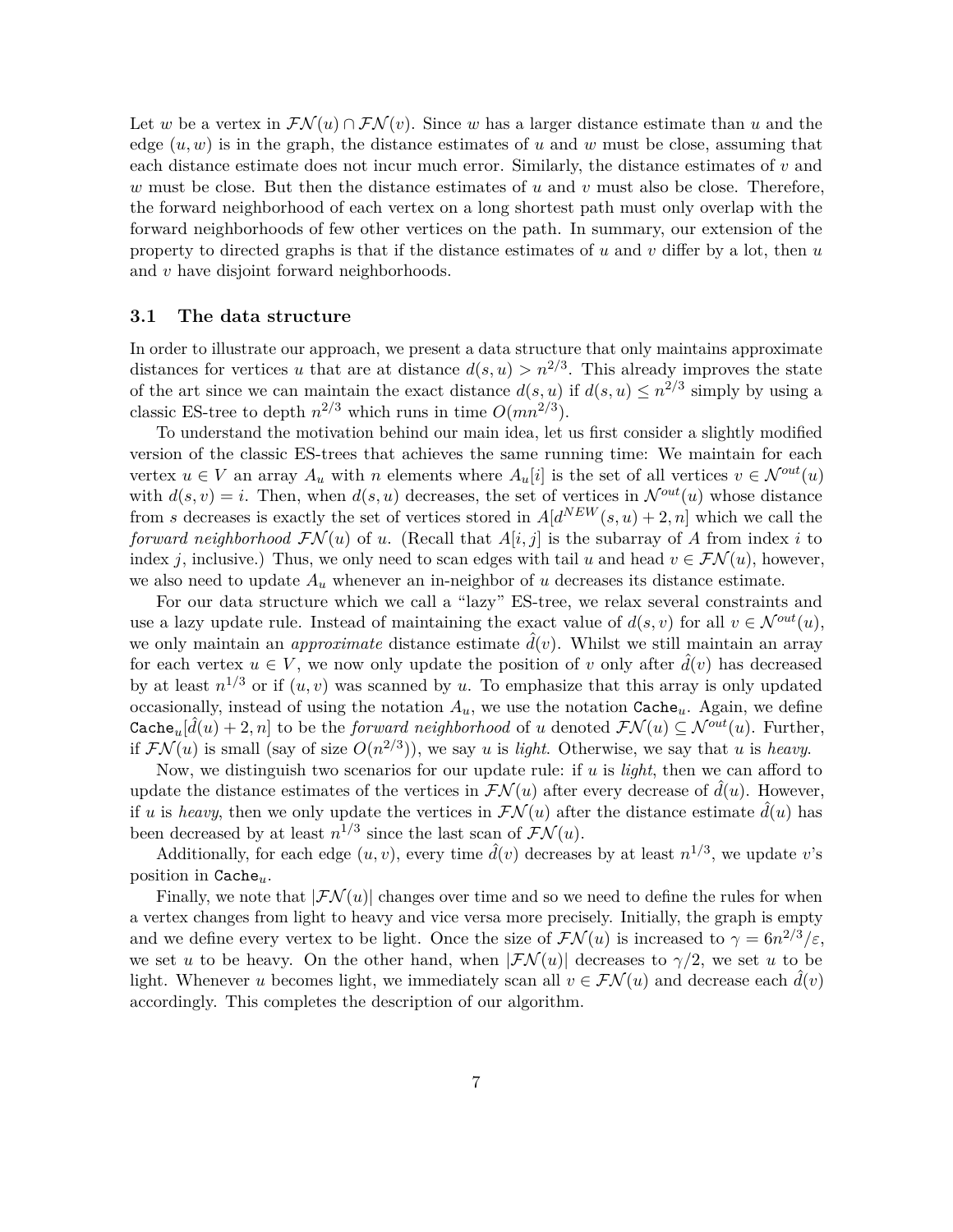Let $w$ be a vertex in $\mathcal{FN}(u) \cap \mathcal{FN}(v)$. Since $w$ has a larger distance estimate than $u$ and the edge $(u, w)$ is in the graph, the distance estimates of $u$ and $w$ must be close, assuming that each distance estimate does not incur much error. Similarly, the distance estimates of $v$ and $w$ must be close. But then the distance estimates of $u$ and $v$ must also be close. Therefore, the forward neighborhood of each vertex on a long shortest path must only overlap with the forward neighborhoods of few other vertices on the path. In summary, our extension of the property to directed graphs is that if the distance estimates of $u$ and $v$ differ by a lot, then $u$ and $v$ have disjoint forward neighborhoods.

### 3.1 The data structure

In order to illustrate our approach, we present a data structure that only maintains approximate distances for vertices $u$ that are at distance $d(s, u) > n^{2/3}$. This already improves the state of the art since we can maintain the exact distance $d(s, u)$ if $d(s, u) \leq n^{2/3}$ simply by using a classic ES-tree to depth $n^{2/3}$ which runs in time $O(mn^{2/3})$.

To understand the motivation behind our main idea, let us first consider a slightly modified version of the classic ES-trees that achieves the same running time: We maintain for each vertex $u \in V$ an array $A_u$ with $n$ elements where $A_u[i]$ is the set of all vertices $v \in \mathcal{N}^{out}(u)$ with $d(s, v) = i$. Then, when $d(s, u)$ decreases, the set of vertices in $\mathcal{N}^{out}(u)$ whose distance from $s$ decreases is exactly the set of vertices stored in $A[d^{NEW}(s, u) + 2, n]$ which we call the *forward neighborhood* $\mathcal{FN}(u)$ of $u$. (Recall that $A[i, j]$ is the subarray of $A$ from index $i$ to index $j$, inclusive.) Thus, we only need to scan edges with tail $u$ and head $v \in \mathcal{FN}(u)$, however, we also need to update $A_u$ whenever an in-neighbor of $u$ decreases its distance estimate.

For our data structure which we call a "lazy" ES-tree, we relax several constraints and use a lazy update rule. Instead of maintaining the exact value of $d(s, v)$ for all $v \in \mathcal{N}^{out}(u)$, we only maintain an *approximate* distance estimate $\hat{d}(v)$. Whilst we still maintain an array for each vertex $u \in V$, we now only update the position of $v$ only after $\hat{d}(v)$ has decreased by at least $n^{1/3}$ or if $(u, v)$ was scanned by $u$. To emphasize that this array is only updated occasionally, instead of using the notation $A_u$, we use the notation $\texttt{Cache}_u$. Again, we define $\texttt{Cache}_u[\hat{d}(u) + 2, n]$ to be the *forward neighborhood* of $u$ denoted $\mathcal{FN}(u) \subseteq \mathcal{N}^{out}(u)$. Further, if $\mathcal{FN}(u)$ is small (say of size $O(n^{2/3})$), we say $u$ is *light*. Otherwise, we say that $u$ is *heavy*.

Now, we distinguish two scenarios for our update rule: if $u$ is *light*, then we can afford to update the distance estimates of the vertices in $\mathcal{FN}(u)$ after every decrease of $\hat{d}(u)$. However, if $u$ is *heavy*, then we only update the vertices in $\mathcal{FN}(u)$ after the distance estimate $\hat{d}(u)$ has been decreased by at least $n^{1/3}$ since the last scan of $\mathcal{FN}(u)$.

Additionally, for each edge $(u, v)$, every time $\hat{d}(v)$ decreases by at least $n^{1/3}$, we update $v$'s position in $\texttt{Cache}_u$.

Finally, we note that $|\mathcal{FN}(u)|$ changes over time and so we need to define the rules for when a vertex changes from light to heavy and vice versa more precisely. Initially, the graph is empty and we define every vertex to be light. Once the size of $\mathcal{FN}(u)$ is increased to $\gamma = 6n^{2/3}/\varepsilon$, we set $u$ to be heavy. On the other hand, when $|\mathcal{FN}(u)|$ decreases to $\gamma/2$, we set $u$ to be light. Whenever $u$ becomes light, we immediately scan all $v \in \mathcal{FN}(u)$ and decrease each $\hat{d}(v)$ accordingly. This completes the description of our algorithm.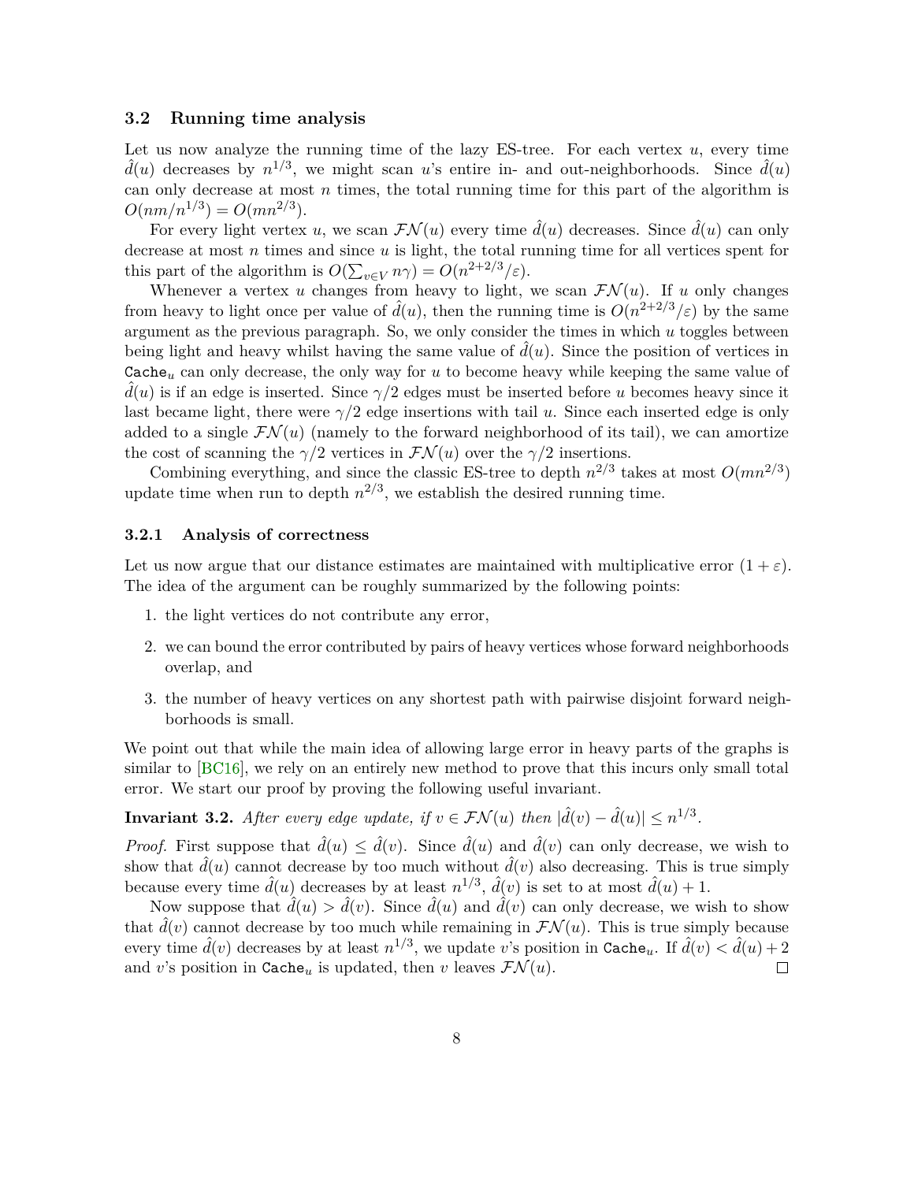### 3.2 Running time analysis

Let us now analyze the running time of the lazy ES-tree. For each vertex $u$, every time $\hat{d}(u)$ decreases by $n^{1/3}$, we might scan $u$'s entire in- and out-neighborhoods. Since $\hat{d}(u)$ can only decrease at most $n$ times, the total running time for this part of the algorithm is $O(nm/n^{1/3}) = O(mn^{2/3})$.

For every light vertex $u$, we scan $\mathcal{FN}(u)$ every time $\hat{d}(u)$ decreases. Since $\hat{d}(u)$ can only decrease at most $n$ times and since $u$ is light, the total running time for all vertices spent for this part of the algorithm is $O(\sum_{v \in V} n\gamma) = O(n^{2+2/3}/\varepsilon)$.

Whenever a vertex $u$ changes from heavy to light, we scan $\mathcal{FN}(u)$. If $u$ only changes from heavy to light once per value of $\hat{d}(u)$, then the running time is $O(n^{2+2/3}/\varepsilon)$ by the same argument as the previous paragraph. So, we only consider the times in which $u$ toggles between being light and heavy whilst having the same value of $\hat{d}(u)$. Since the position of vertices in $\texttt{Cache}_u$ can only decrease, the only way for $u$ to become heavy while keeping the same value of $\hat{d}(u)$ is if an edge is inserted. Since $\gamma/2$ edges must be inserted before $u$ becomes heavy since it last became light, there were $\gamma/2$ edge insertions with tail $u$. Since each inserted edge is only added to a single $\mathcal{FN}(u)$ (namely to the forward neighborhood of its tail), we can amortize the cost of scanning the $\gamma/2$ vertices in $\mathcal{FN}(u)$ over the $\gamma/2$ insertions.

Combining everything, and since the classic ES-tree to depth $n^{2/3}$ takes at most $O(mn^{2/3})$ update time when run to depth $n^{2/3}$, we establish the desired running time.

#### 3.2.1 Analysis of correctness

Let us now argue that our distance estimates are maintained with multiplicative error $(1+\varepsilon)$. The idea of the argument can be roughly summarized by the following points:

1. the light vertices do not contribute any error,
2. we can bound the error contributed by pairs of heavy vertices whose forward neighborhoods overlap, and
3. the number of heavy vertices on any shortest path with pairwise disjoint forward neighborhoods is small.

We point out that while the main idea of allowing large error in heavy parts of the graphs is similar to [BC16], we rely on an entirely new method to prove that this incurs only small total error. We start our proof by proving the following useful invariant.

**Invariant 3.2.** *After every edge update, if $v \in \mathcal{FN}(u)$ then $|\hat{d}(v) - \hat{d}(u)| \leq n^{1/3}$.*

*Proof.* First suppose that $\hat{d}(u) \leq \hat{d}(v)$. Since $\hat{d}(u)$ and $\hat{d}(v)$ can only decrease, we wish to show that $\hat{d}(u)$ cannot decrease by too much without $\hat{d}(v)$ also decreasing. This is true simply because every time $\hat{d}(u)$ decreases by at least $n^{1/3}$, $\hat{d}(v)$ is set to at most $\hat{d}(u)+1$.

Now suppose that $\hat{d}(u) > \hat{d}(v)$. Since $\hat{d}(u)$ and $\hat{d}(v)$ can only decrease, we wish to show that $\hat{d}(v)$ cannot decrease by too much while remaining in $\mathcal{FN}(u)$. This is true simply because every time $\hat{d}(v)$ decreases by at least $n^{1/3}$, we update $v$'s position in $\texttt{Cache}_u$. If $\hat{d}(v) < \hat{d}(u)+2$ and $v$'s position in $\texttt{Cache}_u$ is updated, then $v$ leaves $\mathcal{FN}(u)$. ◻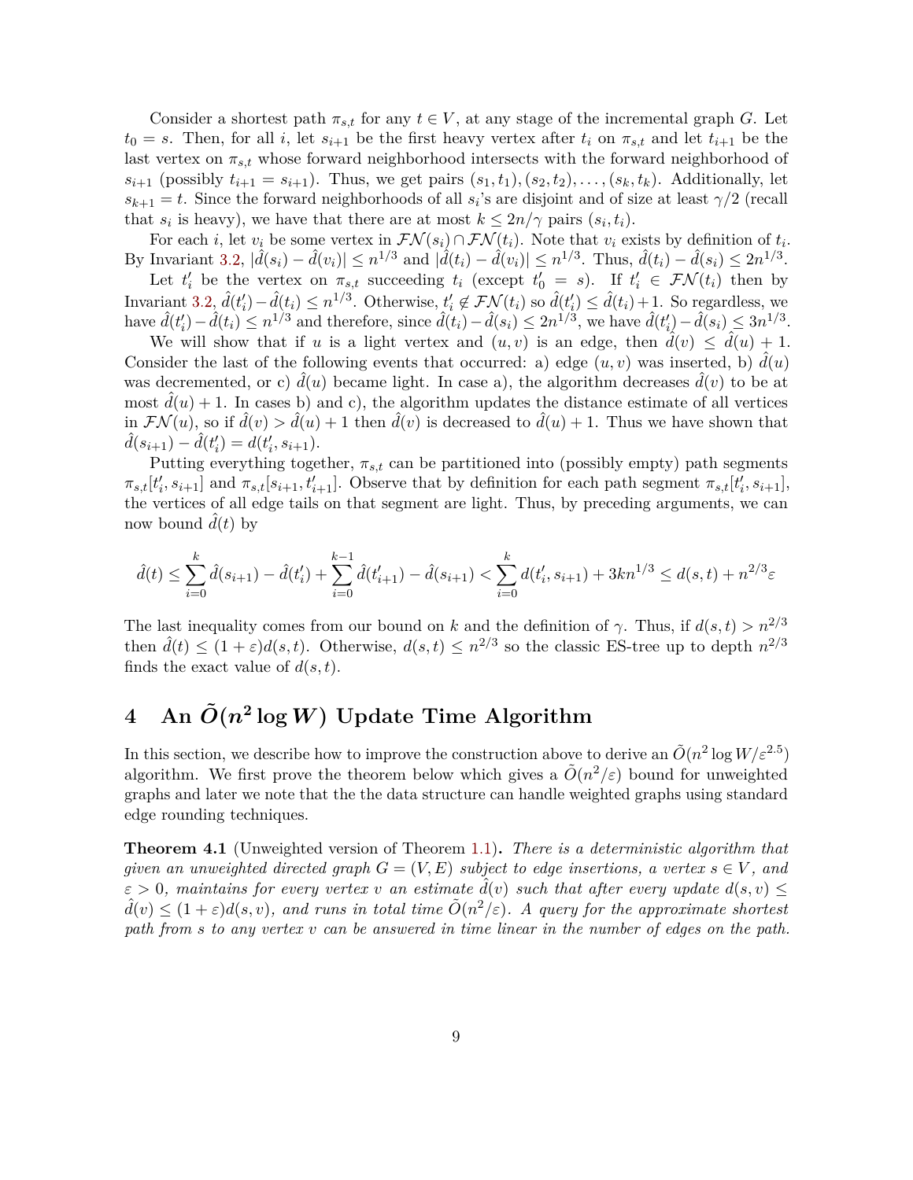Consider a shortest path $\pi_{s,t}$ for any $t \in V$, at any stage of the incremental graph $G$. Let $t_0 = s$. Then, for all $i$, let $s_{i+1}$ be the first heavy vertex after $t_i$ on $\pi_{s,t}$ and let $t_{i+1}$ be the last vertex on $\pi_{s,t}$ whose forward neighborhood intersects with the forward neighborhood of $s_{i+1}$ (possibly $t_{i+1} = s_{i+1}$). Thus, we get pairs $(s_1, t_1), (s_2, t_2), \ldots, (s_k, t_k)$. Additionally, let $s_{k+1} = t$. Since the forward neighborhoods of all $s_i$'s are disjoint and of size at least $\gamma/2$ (recall that $s_i$ is heavy), we have that there are at most $k \leq 2n/\gamma$ pairs $(s_i, t_i)$.

For each $i$, let $v_i$ be some vertex in $\mathcal{FN}(s_i) \cap \mathcal{FN}(t_i)$. Note that $v_i$ exists by definition of $t_i$. By Invariant 3.2, $|\hat{d}(s_i) - \hat{d}(v_i)| \leq n^{1/3}$ and $|\hat{d}(t_i) - \hat{d}(v_i)| \leq n^{1/3}$. Thus, $\hat{d}(t_i) - \hat{d}(s_i) \leq 2n^{1/3}$.

Let $t'_i$ be the vertex on $\pi_{s,t}$ succeeding $t_i$ (except $t'_0 = s$). If $t'_i \in \mathcal{FN}(t_i)$ then by Invariant 3.2, $\hat{d}(t'_i) - \hat{d}(t_i) \leq n^{1/3}$. Otherwise, $t'_i \notin \mathcal{FN}(t_i)$ so $\hat{d}(t'_i) \leq \hat{d}(t_i) + 1$. So regardless, we have $\hat{d}(t'_i) - \hat{d}(t_i) \leq n^{1/3}$ and therefore, since $\hat{d}(t_i) - \hat{d}(s_i) \leq 2n^{1/3}$, we have $\hat{d}(t'_i) - \hat{d}(s_i) \leq 3n^{1/3}$.

We will show that if $u$ is a light vertex and $(u, v)$ is an edge, then $\hat{d}(v) \leq \hat{d}(u) + 1$. Consider the last of the following events that occurred: a) edge $(u, v)$ was inserted, b) $\hat{d}(u)$ was decremented, or c) $\hat{d}(u)$ became light. In case a), the algorithm decreases $\hat{d}(v)$ to be at most $\hat{d}(u) + 1$. In cases b) and c), the algorithm updates the distance estimate of all vertices in $\mathcal{FN}(u)$, so if $\hat{d}(v) > \hat{d}(u) + 1$ then $\hat{d}(v)$ is decreased to $\hat{d}(u) + 1$. Thus we have shown that $\hat{d}(s_{i+1}) - \hat{d}(t'_i) = d(t'_i, s_{i+1})$.

Putting everything together, $\pi_{s,t}$ can be partitioned into (possibly empty) path segments $\pi_{s,t}[t'_i, s_{i+1}]$ and $\pi_{s,t}[s_{i+1}, t'_{i+1}]$. Observe that by definition for each path segment $\pi_{s,t}[t'_i, s_{i+1}]$, the vertices of all edge tails on that segment are light. Thus, by preceding arguments, we can now bound $\hat{d}(t)$ by

$$\hat{d}(t) \leq \sum_{i=0}^{k} \hat{d}(s_{i+1}) - \hat{d}(t'_i) + \sum_{i=0}^{k-1} \hat{d}(t'_{i+1}) - \hat{d}(s_{i+1}) < \sum_{i=0}^{k} d(t'_i, s_{i+1}) + 3kn^{1/3} \leq d(s,t) + n^{2/3}\varepsilon$$

The last inequality comes from our bound on $k$ and the definition of $\gamma$. Thus, if $d(s,t) > n^{2/3}$ then $\hat{d}(t) \leq (1+\varepsilon)d(s,t)$. Otherwise, $d(s,t) \leq n^{2/3}$ so the classic ES-tree up to depth $n^{2/3}$ finds the exact value of $d(s,t)$.

# 4 An $\tilde{O}(n^2 \log W)$ Update Time Algorithm

In this section, we describe how to improve the construction above to derive an $\tilde{O}(n^2 \log W/\varepsilon^{2.5})$ algorithm. We first prove the theorem below which gives a $\tilde{O}(n^2/\varepsilon)$ bound for unweighted graphs and later we note that the the data structure can handle weighted graphs using standard edge rounding techniques.

**Theorem 4.1** (Unweighted version of Theorem 1.1)**.** *There is a deterministic algorithm that given an unweighted directed graph $G = (V, E)$ subject to edge insertions, a vertex $s \in V$, and $\varepsilon > 0$, maintains for every vertex $v$ an estimate $\hat{d}(v)$ such that after every update $d(s,v) \leq \hat{d}(v) \leq (1+\varepsilon)d(s,v)$, and runs in total time $\tilde{O}(n^2/\varepsilon)$. A query for the approximate shortest path from $s$ to any vertex $v$ can be answered in time linear in the number of edges on the path.*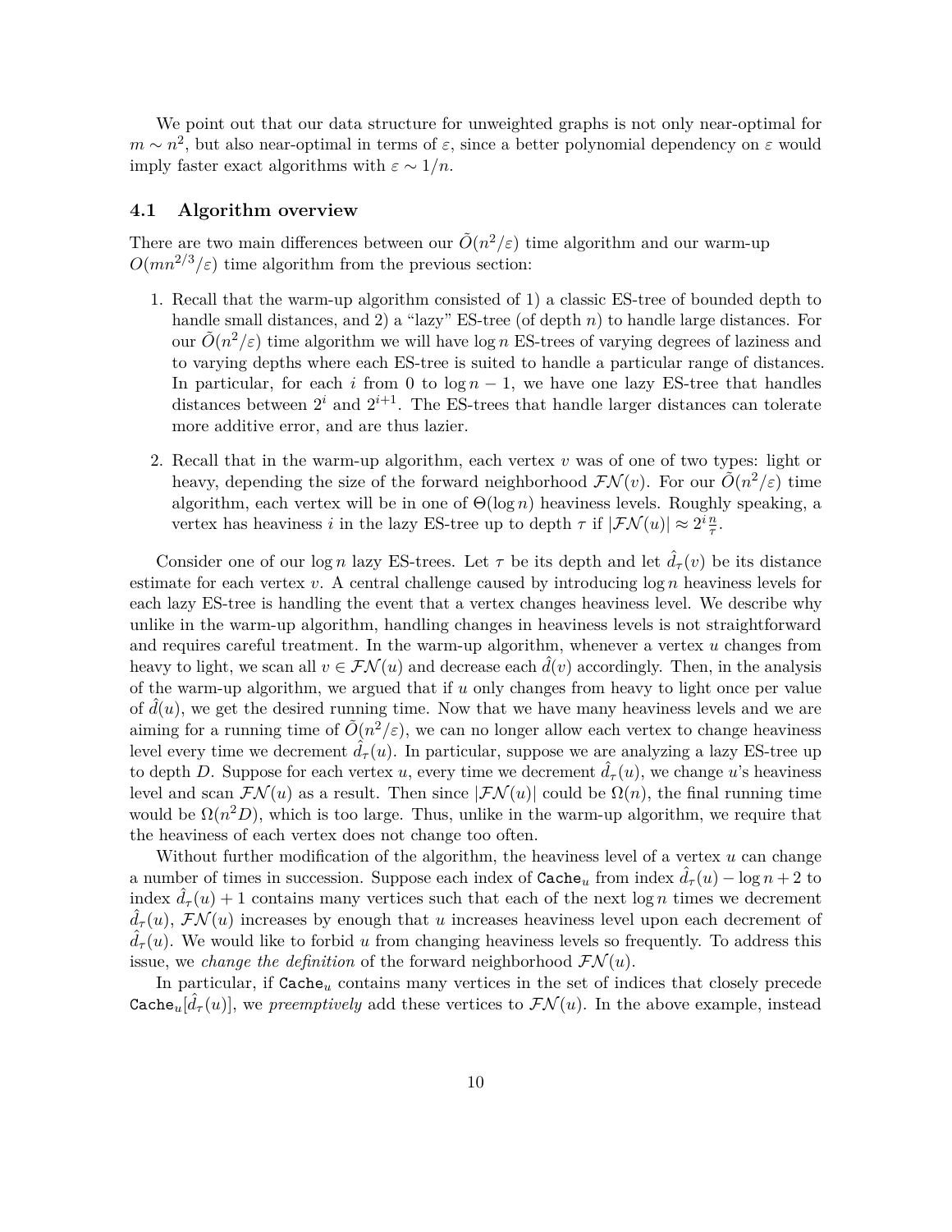We point out that our data structure for unweighted graphs is not only near-optimal for $m \sim n^2$, but also near-optimal in terms of $\varepsilon$, since a better polynomial dependency on $\varepsilon$ would imply faster exact algorithms with $\varepsilon \sim 1/n$.

### 4.1 Algorithm overview

There are two main differences between our $\tilde{O}(n^2/\varepsilon)$ time algorithm and our warm-up $O(mn^{2/3}/\varepsilon)$ time algorithm from the previous section:

1. Recall that the warm-up algorithm consisted of 1) a classic ES-tree of bounded depth to handle small distances, and 2) a "lazy" ES-tree (of depth $n$) to handle large distances. For our $\tilde{O}(n^2/\varepsilon)$ time algorithm we will have $\log n$ ES-trees of varying degrees of laziness and to varying depths where each ES-tree is suited to handle a particular range of distances. In particular, for each $i$ from 0 to $\log n - 1$, we have one lazy ES-tree that handles distances between $2^i$ and $2^{i+1}$. The ES-trees that handle larger distances can tolerate more additive error, and are thus lazier.
2. Recall that in the warm-up algorithm, each vertex $v$ was of one of two types: light or heavy, depending the size of the forward neighborhood $\mathcal{FN}(v)$. For our $\tilde{O}(n^2/\varepsilon)$ time algorithm, each vertex will be in one of $\Theta(\log n)$ heaviness levels. Roughly speaking, a vertex has heaviness $i$ in the lazy ES-tree up to depth $\tau$ if $|\mathcal{FN}(u)| \approx 2^i \frac{n}{\tau}$.

Consider one of our $\log n$ lazy ES-trees. Let $\tau$ be its depth and let $\hat{d}_\tau(v)$ be its distance estimate for each vertex $v$. A central challenge caused by introducing $\log n$ heaviness levels for each lazy ES-tree is handling the event that a vertex changes heaviness level. We describe why unlike in the warm-up algorithm, handling changes in heaviness levels is not straightforward and requires careful treatment. In the warm-up algorithm, whenever a vertex $u$ changes from heavy to light, we scan all $v \in \mathcal{FN}(u)$ and decrease each $\hat{d}(v)$ accordingly. Then, in the analysis of the warm-up algorithm, we argued that if $u$ only changes from heavy to light once per value of $\hat{d}(u)$, we get the desired running time. Now that we have many heaviness levels and we are aiming for a running time of $\tilde{O}(n^2/\varepsilon)$, we can no longer allow each vertex to change heaviness level every time we decrement $\hat{d}_\tau(u)$. In particular, suppose we are analyzing a lazy ES-tree up to depth $D$. Suppose for each vertex $u$, every time we decrement $\hat{d}_\tau(u)$, we change $u$'s heaviness level and scan $\mathcal{FN}(u)$ as a result. Then since $|\mathcal{FN}(u)|$ could be $\Omega(n)$, the final running time would be $\Omega(n^2 D)$, which is too large. Thus, unlike in the warm-up algorithm, we require that the heaviness of each vertex does not change too often.

Without further modification of the algorithm, the heaviness level of a vertex $u$ can change a number of times in succession. Suppose each index of $\texttt{Cache}_u$ from index $\hat{d}_\tau(u) - \log n + 2$ to index $\hat{d}_\tau(u) + 1$ contains many vertices such that each of the next $\log n$ times we decrement $\hat{d}_\tau(u)$, $\mathcal{FN}(u)$ increases by enough that $u$ increases heaviness level upon each decrement of $\hat{d}_\tau(u)$. We would like to forbid $u$ from changing heaviness levels so frequently. To address this issue, we *change the definition* of the forward neighborhood $\mathcal{FN}(u)$.

In particular, if $\texttt{Cache}_u$ contains many vertices in the set of indices that closely precede $\texttt{Cache}_u[\hat{d}_\tau(u)]$, we *preemptively* add these vertices to $\mathcal{FN}(u)$. In the above example, instead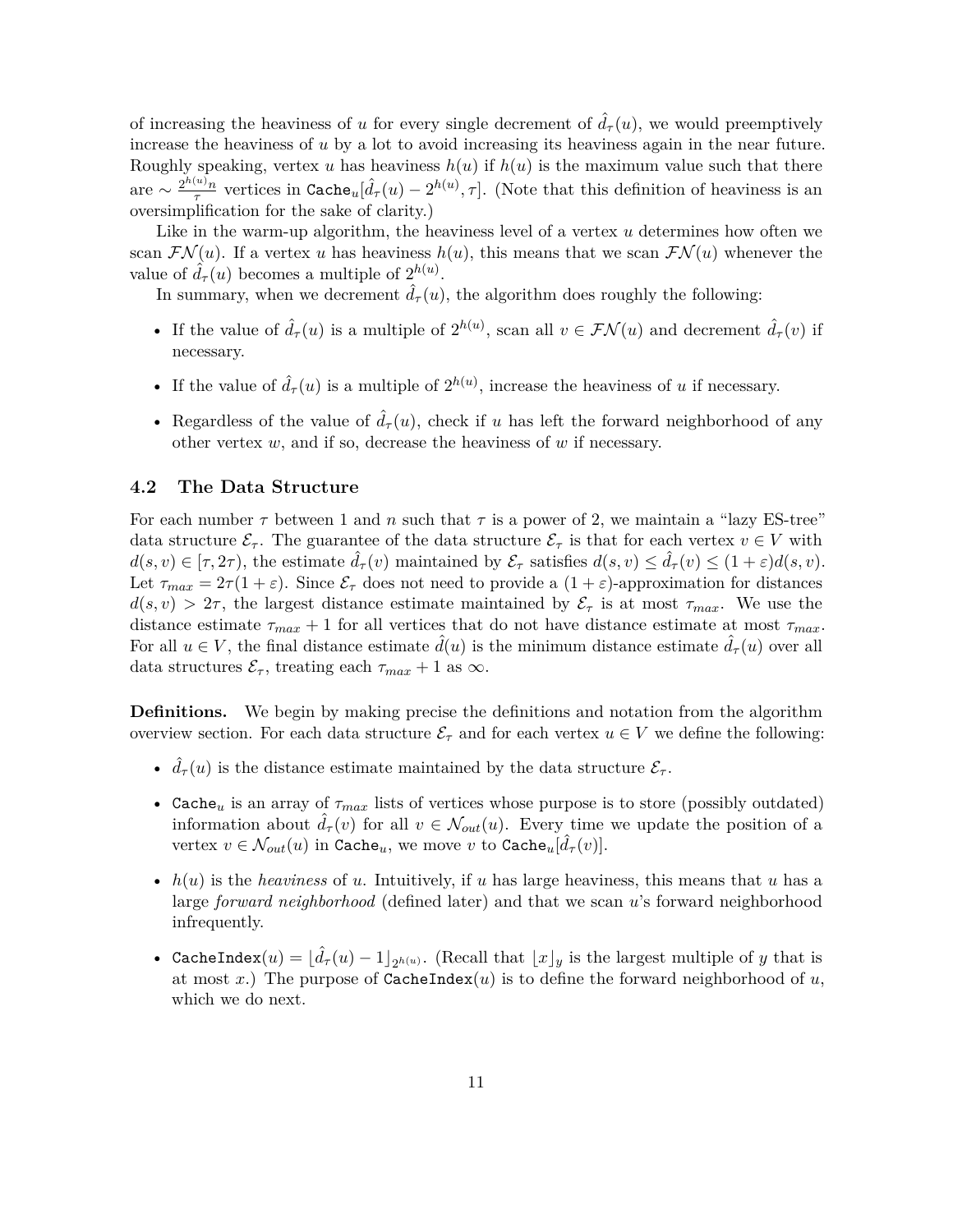of increasing the heaviness of $u$ for every single decrement of $\hat{d}_\tau(u)$, we would preemptively increase the heaviness of $u$ by a lot to avoid increasing its heaviness again in the near future. Roughly speaking, vertex $u$ has heaviness $h(u)$ if $h(u)$ is the maximum value such that there are $\sim \frac{2^{h(u)}n}{\tau}$ vertices in $\texttt{Cache}_u[\hat{d}_\tau(u) - 2^{h(u)}, \tau]$. (Note that this definition of heaviness is an oversimplification for the sake of clarity.)

Like in the warm-up algorithm, the heaviness level of a vertex $u$ determines how often we scan $\mathcal{FN}(u)$. If a vertex $u$ has heaviness $h(u)$, this means that we scan $\mathcal{FN}(u)$ whenever the value of $\hat{d}_\tau(u)$ becomes a multiple of $2^{h(u)}$.

In summary, when we decrement $\hat{d}_\tau(u)$, the algorithm does roughly the following:

- If the value of $\hat{d}_\tau(u)$ is a multiple of $2^{h(u)}$, scan all $v \in \mathcal{FN}(u)$ and decrement $\hat{d}_\tau(v)$ if necessary.
- If the value of $\hat{d}_\tau(u)$ is a multiple of $2^{h(u)}$, increase the heaviness of $u$ if necessary.
- Regardless of the value of $\hat{d}_\tau(u)$, check if $u$ has left the forward neighborhood of any other vertex $w$, and if so, decrease the heaviness of $w$ if necessary.

### 4.2 The Data Structure

For each number $\tau$ between 1 and $n$ such that $\tau$ is a power of 2, we maintain a "lazy ES-tree" data structure $\mathcal{E}_\tau$. The guarantee of the data structure $\mathcal{E}_\tau$ is that for each vertex $v \in V$ with $d(s,v) \in [\tau, 2\tau)$, the estimate $\hat{d}_\tau(v)$ maintained by $\mathcal{E}_\tau$ satisfies $d(s,v) \leq \hat{d}_\tau(v) \leq (1+\varepsilon)d(s,v)$. Let $\tau_{max} = 2\tau(1+\varepsilon)$. Since $\mathcal{E}_\tau$ does not need to provide a $(1+\varepsilon)$-approximation for distances $d(s,v) > 2\tau$, the largest distance estimate maintained by $\mathcal{E}_\tau$ is at most $\tau_{max}$. We use the distance estimate $\tau_{max}+1$ for all vertices that do not have distance estimate at most $\tau_{max}$. For all $u \in V$, the final distance estimate $\hat{d}(u)$ is the minimum distance estimate $\hat{d}_\tau(u)$ over all data structures $\mathcal{E}_\tau$, treating each $\tau_{max}+1$ as $\infty$.

**Definitions.** We begin by making precise the definitions and notation from the algorithm overview section. For each data structure $\mathcal{E}_\tau$ and for each vertex $u \in V$ we define the following:

- $\hat{d}_\tau(u)$ is the distance estimate maintained by the data structure $\mathcal{E}_\tau$.
- $\texttt{Cache}_u$ is an array of $\tau_{max}$ lists of vertices whose purpose is to store (possibly outdated) information about $\hat{d}_\tau(v)$ for all $v \in \mathcal{N}_{out}(u)$. Every time we update the position of a vertex $v \in \mathcal{N}_{out}(u)$ in $\texttt{Cache}_u$, we move $v$ to $\texttt{Cache}_u[\hat{d}_\tau(v)]$.
- $h(u)$ is the *heaviness* of $u$. Intuitively, if $u$ has large heaviness, this means that $u$ has a large *forward neighborhood* (defined later) and that we scan $u$'s forward neighborhood infrequently.
- $\texttt{CacheIndex}(u) = \lfloor \hat{d}_\tau(u) - 1 \rfloor_{2^{h(u)}}$. (Recall that $\lfloor x \rfloor_y$ is the largest multiple of $y$ that is at most $x$.) The purpose of $\texttt{CacheIndex}(u)$ is to define the forward neighborhood of $u$, which we do next.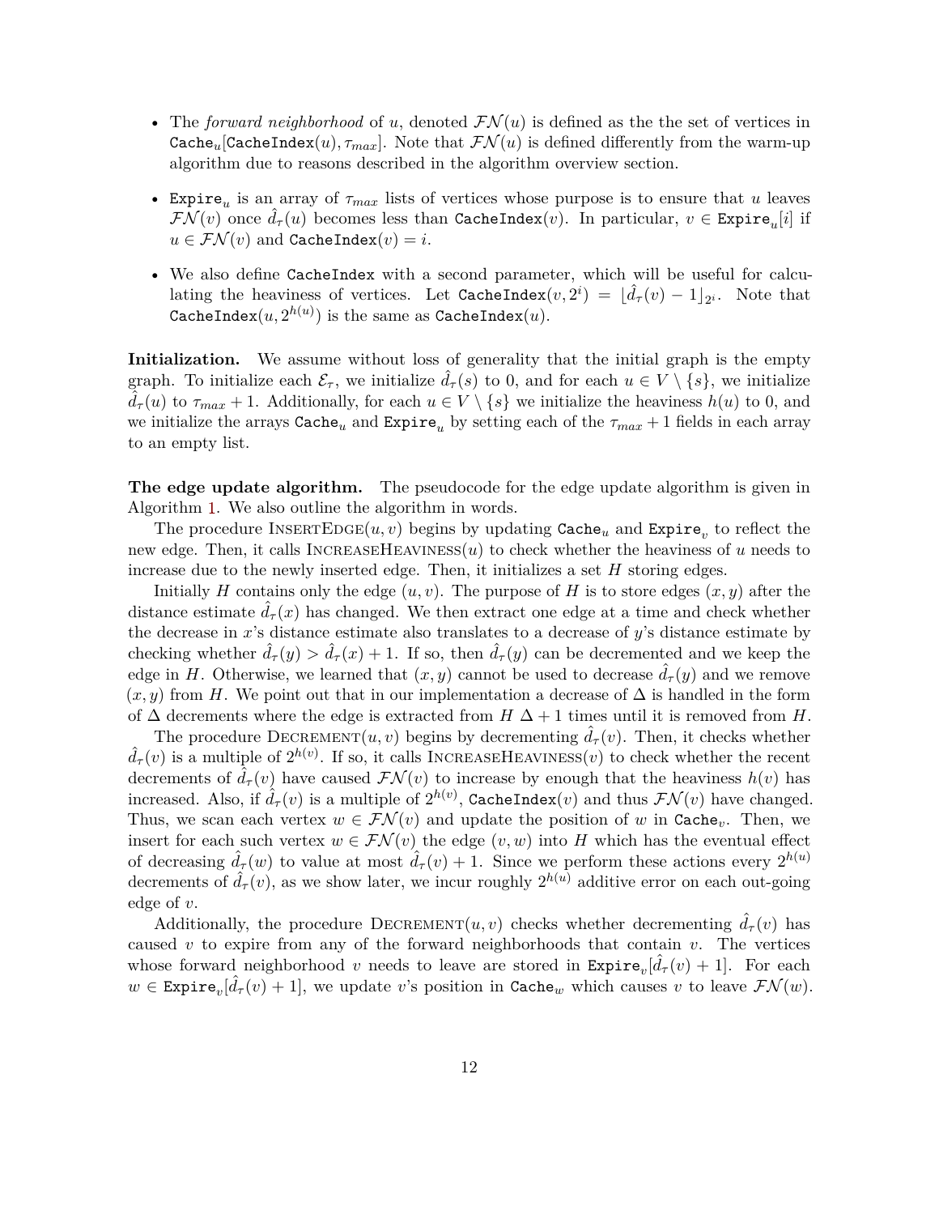- The *forward neighborhood* of $u$, denoted $\mathcal{FN}(u)$ is defined as the the set of vertices in $\texttt{Cache}_u[\texttt{CacheIndex}(u), \tau_{max}]$. Note that $\mathcal{FN}(u)$ is defined differently from the warm-up algorithm due to reasons described in the algorithm overview section.

- $\texttt{Expire}_u$ is an array of $\tau_{max}$ lists of vertices whose purpose is to ensure that $u$ leaves $\mathcal{FN}(v)$ once $\hat{d}_\tau(u)$ becomes less than $\texttt{CacheIndex}(v)$. In particular, $v \in \texttt{Expire}_u[i]$ if $u \in \mathcal{FN}(v)$ and $\texttt{CacheIndex}(v) = i$.

- We also define $\texttt{CacheIndex}$ with a second parameter, which will be useful for calculating the heaviness of vertices. Let $\texttt{CacheIndex}(v, 2^i) = \lfloor \hat{d}_\tau(v) - 1 \rfloor_{2^i}$. Note that $\texttt{CacheIndex}(u, 2^{h(u)})$ is the same as $\texttt{CacheIndex}(u)$.

**Initialization.** We assume without loss of generality that the initial graph is the empty graph. To initialize each $\mathcal{E}_\tau$, we initialize $\hat{d}_\tau(s)$ to 0, and for each $u \in V \setminus \{s\}$, we initialize $\hat{d}_\tau(u)$ to $\tau_{max} + 1$. Additionally, for each $u \in V \setminus \{s\}$ we initialize the heaviness $h(u)$ to 0, and we initialize the arrays $\texttt{Cache}_u$ and $\texttt{Expire}_u$ by setting each of the $\tau_{max} + 1$ fields in each array to an empty list.

**The edge update algorithm.** The pseudocode for the edge update algorithm is given in Algorithm 1. We also outline the algorithm in words.

The procedure InsertEdge$(u, v)$ begins by updating $\texttt{Cache}_u$ and $\texttt{Expire}_v$ to reflect the new edge. Then, it calls IncreaseHeaviness$(u)$ to check whether the heaviness of $u$ needs to increase due to the newly inserted edge. Then, it initializes a set $H$ storing edges.

Initially $H$ contains only the edge $(u, v)$. The purpose of $H$ is to store edges $(x, y)$ after the distance estimate $\hat{d}_\tau(x)$ has changed. We then extract one edge at a time and check whether the decrease in $x$'s distance estimate also translates to a decrease of $y$'s distance estimate by checking whether $\hat{d}_\tau(y) > \hat{d}_\tau(x) + 1$. If so, then $\hat{d}_\tau(y)$ can be decremented and we keep the edge in $H$. Otherwise, we learned that $(x, y)$ cannot be used to decrease $\hat{d}_\tau(y)$ and we remove $(x, y)$ from $H$. We point out that in our implementation a decrease of $\Delta$ is handled in the form of $\Delta$ decrements where the edge is extracted from $H$ $\Delta + 1$ times until it is removed from $H$.

The procedure Decrement$(u, v)$ begins by decrementing $\hat{d}_\tau(v)$. Then, it checks whether $\hat{d}_\tau(v)$ is a multiple of $2^{h(v)}$. If so, it calls IncreaseHeaviness$(v)$ to check whether the recent decrements of $\hat{d}_\tau(v)$ have caused $\mathcal{FN}(v)$ to increase by enough that the heaviness $h(v)$ has increased. Also, if $\hat{d}_\tau(v)$ is a multiple of $2^{h(v)}$, $\texttt{CacheIndex}(v)$ and thus $\mathcal{FN}(v)$ have changed. Thus, we scan each vertex $w \in \mathcal{FN}(v)$ and update the position of $w$ in $\texttt{Cache}_v$. Then, we insert for each such vertex $w \in \mathcal{FN}(v)$ the edge $(v, w)$ into $H$ which has the eventual effect of decreasing $\hat{d}_\tau(w)$ to value at most $\hat{d}_\tau(v) + 1$. Since we perform these actions every $2^{h(u)}$ decrements of $\hat{d}_\tau(v)$, as we show later, we incur roughly $2^{h(u)}$ additive error on each out-going edge of $v$.

Additionally, the procedure Decrement$(u, v)$ checks whether decrementing $\hat{d}_\tau(v)$ has caused $v$ to expire from any of the forward neighborhoods that contain $v$. The vertices whose forward neighborhood $v$ needs to leave are stored in $\texttt{Expire}_v[\hat{d}_\tau(v) + 1]$. For each $w \in \texttt{Expire}_v[\hat{d}_\tau(v) + 1]$, we update $v$'s position in $\texttt{Cache}_w$ which causes $v$ to leave $\mathcal{FN}(w)$.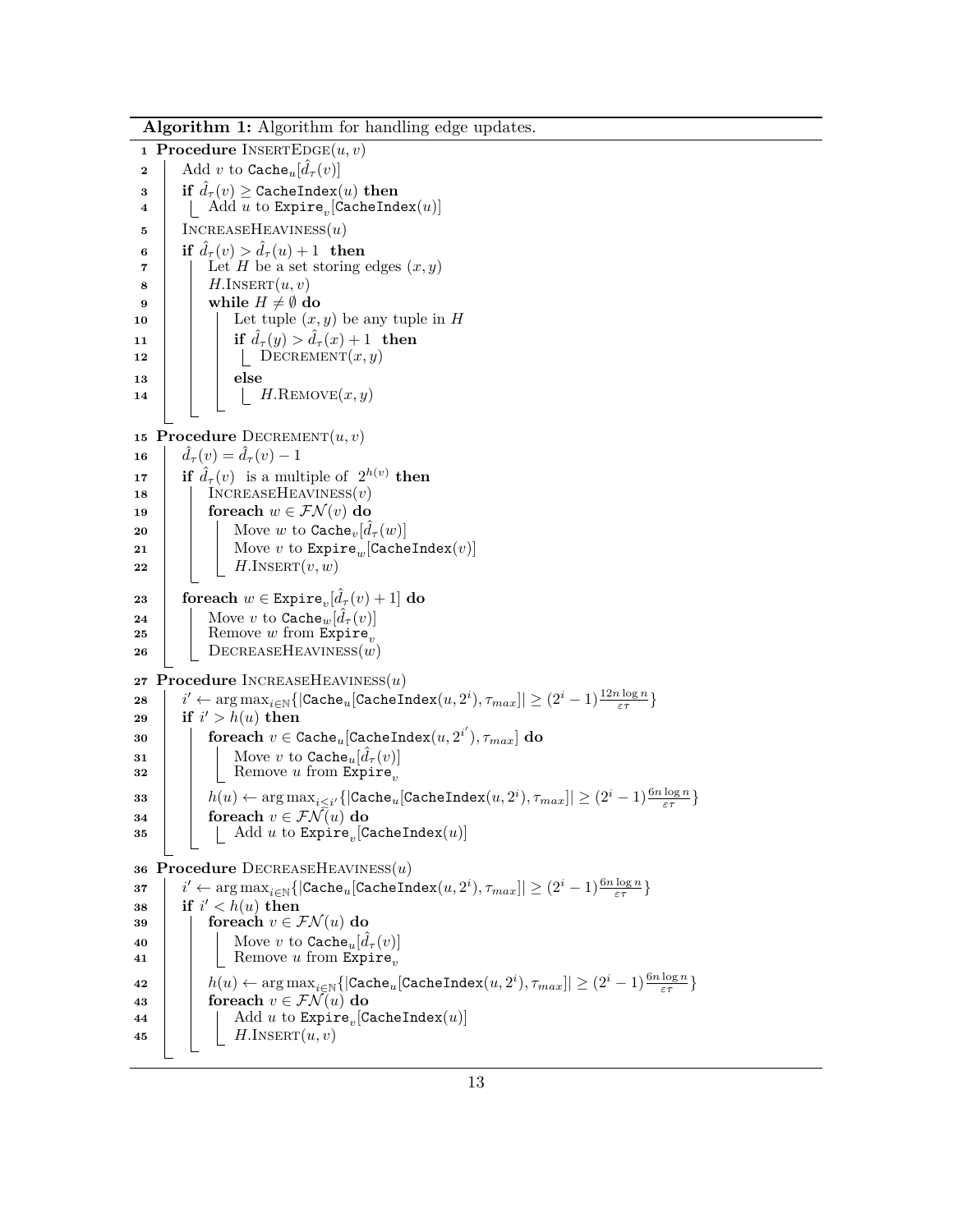**Algorithm 1:** Algorithm for handling edge updates.

```
1  Procedure InsertEdge(u, v)
2      Add v to Cache_u[d̂_τ(v)]
3      if d̂_τ(v) ≥ CacheIndex(u) then
4          Add u to Expire_v[CacheIndex(u)]
5      IncreaseHeaviness(u)
6      if d̂_τ(v) > d̂_τ(u) + 1 then
7          Let H be a set storing edges (x, y)
8          H.Insert(u, v)
9          while H ≠ ∅ do
10             Let tuple (x, y) be any tuple in H
11             if d̂_τ(y) > d̂_τ(x) + 1 then
12                 Decrement(x, y)
13             else
14                 H.Remove(x, y)

15 Procedure Decrement(u, v)
16     d̂_τ(v) = d̂_τ(v) − 1
17     if d̂_τ(v) is a multiple of 2^{h(v)} then
18         IncreaseHeaviness(v)
19         foreach w ∈ FN(v) do
20             Move w to Cache_v[d̂_τ(w)]
21             Move v to Expire_w[CacheIndex(v)]
22             H.Insert(v, w)
23     foreach w ∈ Expire_v[d̂_τ(v) + 1] do
24         Move v to Cache_w[d̂_τ(v)]
25         Remove w from Expire_v
26         DecreaseHeaviness(w)

27 Procedure IncreaseHeaviness(u)
28     i' ← argmax_{i∈ℕ}{|Cache_u[CacheIndex(u, 2^i), τ_max]| ≥ (2^i − 1)(12n log n)/(ετ)}
29     if i' > h(u) then
30         foreach v ∈ Cache_u[CacheIndex(u, 2^{i'}), τ_max] do
31             Move v to Cache_u[d̂_τ(v)]
32             Remove u from Expire_v
33         h(u) ← argmax_{i≤i'}{|Cache_u[CacheIndex(u, 2^i), τ_max]| ≥ (2^i − 1)(6n log n)/(ετ)}
34         foreach v ∈ FN(u) do
35             Add u to Expire_v[CacheIndex(u)]

36 Procedure DecreaseHeaviness(u)
37     i' ← argmax_{i∈ℕ}{|Cache_u[CacheIndex(u, 2^i), τ_max]| ≥ (2^i − 1)(6n log n)/(ετ)}
38     if i' < h(u) then
39         foreach v ∈ FN(u) do
40             Move v to Cache_u[d̂_τ(v)]
41             Remove u from Expire_v
42         h(u) ← argmax_{i∈ℕ}{|Cache_u[CacheIndex(u, 2^i), τ_max]| ≥ (2^i − 1)(6n log n)/(ετ)}
43         foreach v ∈ FN(u) do
44             Add u to Expire_v[CacheIndex(u)]
45             H.Insert(u, v)
```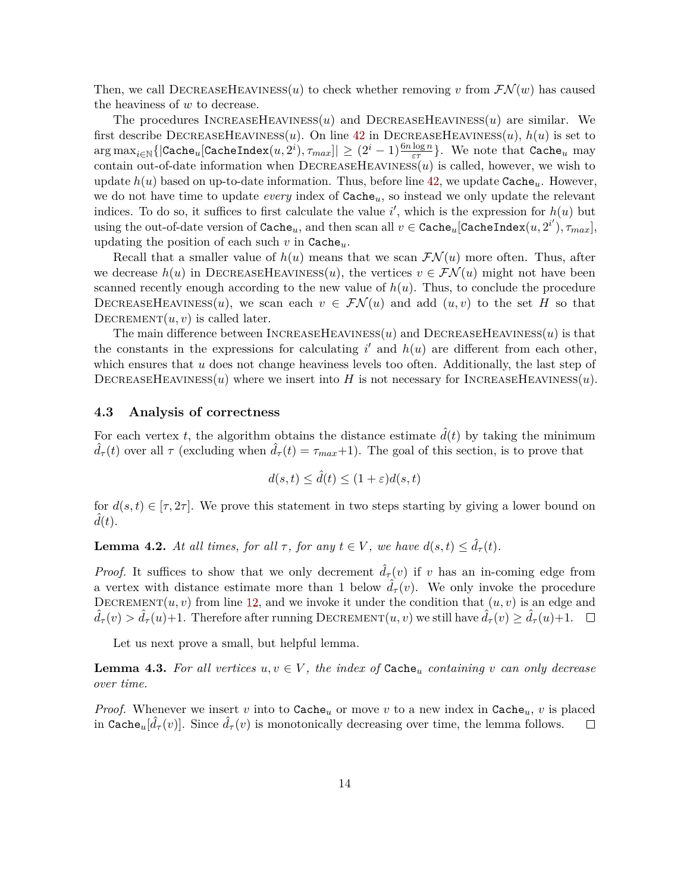Then, we call DecreaseHeaviness($u$) to check whether removing $v$ from $\mathcal{FN}(w)$ has caused the heaviness of $w$ to decrease.

The procedures IncreaseHeaviness($u$) and DecreaseHeaviness($u$) are similar. We first describe DecreaseHeaviness($u$). On line 42 in DecreaseHeaviness($u$), $h(u)$ is set to $\arg\max_{i \in \mathbb{N}}\{|\texttt{Cache}_u[\texttt{CacheIndex}(u, 2^i), \tau_{max}]| \geq (2^i - 1)\frac{6n \log n}{\varepsilon\tau}\}$. We note that $\texttt{Cache}_u$ may contain out-of-date information when DecreaseHeaviness($u$) is called, however, we wish to update $h(u)$ based on up-to-date information. Thus, before line 42, we update $\texttt{Cache}_u$. However, we do not have time to update *every* index of $\texttt{Cache}_u$, so instead we only update the relevant indices. To do so, it suffices to first calculate the value $i'$, which is the expression for $h(u)$ but using the out-of-date version of $\texttt{Cache}_u$, and then scan all $v \in \texttt{Cache}_u[\texttt{CacheIndex}(u, 2^{i'}), \tau_{max}]$, updating the position of each such $v$ in $\texttt{Cache}_u$.

Recall that a smaller value of $h(u)$ means that we scan $\mathcal{FN}(u)$ more often. Thus, after we decrease $h(u)$ in DecreaseHeaviness($u$), the vertices $v \in \mathcal{FN}(u)$ might not have been scanned recently enough according to the new value of $h(u)$. Thus, to conclude the procedure DecreaseHeaviness($u$), we scan each $v \in \mathcal{FN}(u)$ and add $(u, v)$ to the set $H$ so that Decrement($u, v$) is called later.

The main difference between IncreaseHeaviness($u$) and DecreaseHeaviness($u$) is that the constants in the expressions for calculating $i'$ and $h(u)$ are different from each other, which ensures that $u$ does not change heaviness levels too often. Additionally, the last step of DecreaseHeaviness($u$) where we insert into $H$ is not necessary for IncreaseHeaviness($u$).

### 4.3 Analysis of correctness

For each vertex $t$, the algorithm obtains the distance estimate $\hat{d}(t)$ by taking the minimum $\hat{d}_\tau(t)$ over all $\tau$ (excluding when $\hat{d}_\tau(t) = \tau_{max}+1$). The goal of this section, is to prove that

$$d(s,t) \leq \hat{d}(t) \leq (1+\varepsilon)d(s,t)$$

for $d(s,t) \in [\tau, 2\tau]$. We prove this statement in two steps starting by giving a lower bound on $\hat{d}(t)$.

**Lemma 4.2.** *At all times, for all $\tau$, for any $t \in V$, we have $d(s,t) \leq \hat{d}_\tau(t)$.*

*Proof.* It suffices to show that we only decrement $\hat{d}_\tau(v)$ if $v$ has an in-coming edge from a vertex with distance estimate more than 1 below $\hat{d}_\tau(v)$. We only invoke the procedure Decrement($u, v$) from line 12, and we invoke it under the condition that $(u, v)$ is an edge and $\hat{d}_\tau(v) > \hat{d}_\tau(u)+1$. Therefore after running Decrement($u, v$) we still have $\hat{d}_\tau(v) \geq \hat{d}_\tau(u)+1$. ☐

Let us next prove a small, but helpful lemma.

**Lemma 4.3.** *For all vertices $u, v \in V$, the index of $\texttt{Cache}_u$ containing $v$ can only decrease over time.*

*Proof.* Whenever we insert $v$ into to $\texttt{Cache}_u$ or move $v$ to a new index in $\texttt{Cache}_u$, $v$ is placed in $\texttt{Cache}_u[\hat{d}_\tau(v)]$. Since $\hat{d}_\tau(v)$ is monotonically decreasing over time, the lemma follows. ☐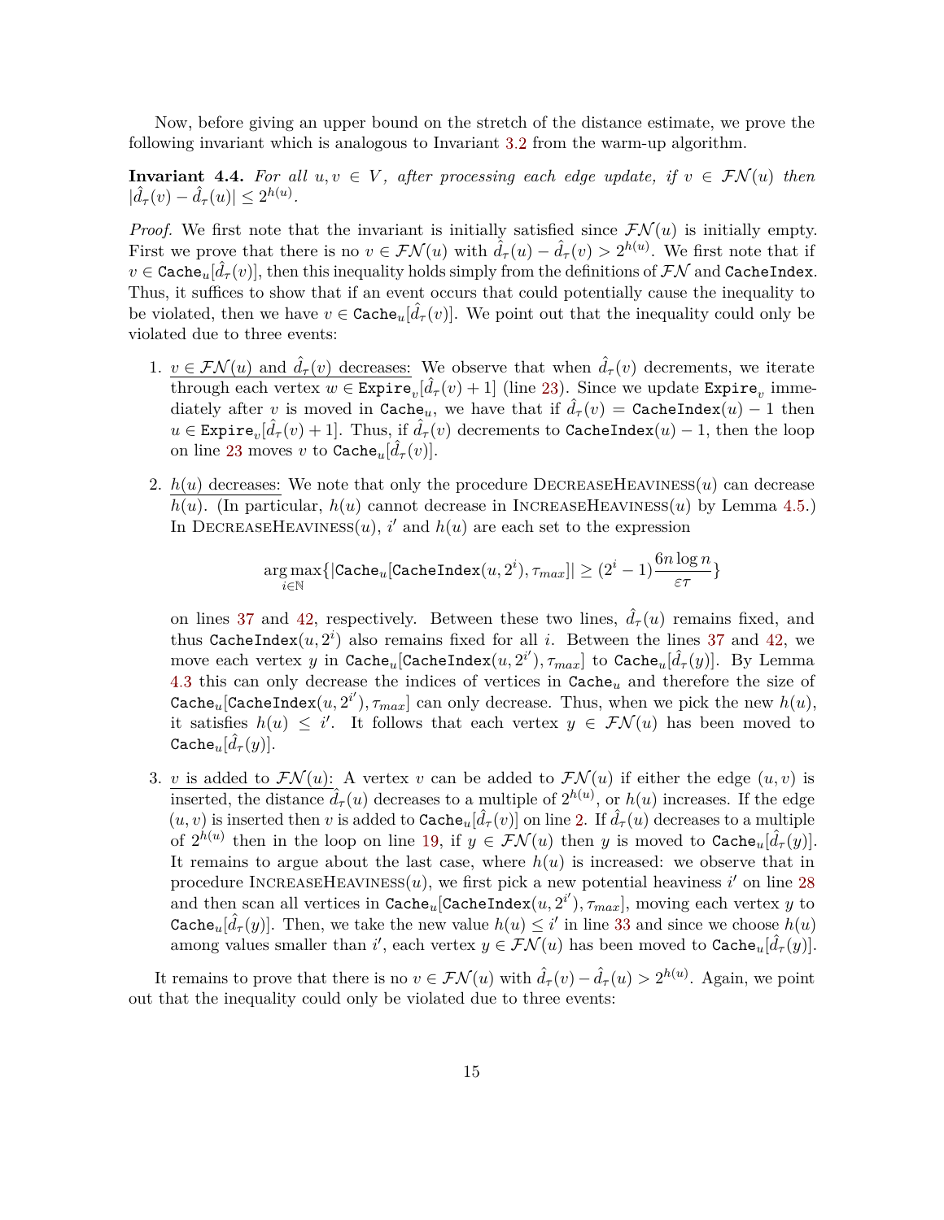Now, before giving an upper bound on the stretch of the distance estimate, we prove the following invariant which is analogous to Invariant 3.2 from the warm-up algorithm.

**Invariant 4.4.** *For all $u, v \in V$, after processing each edge update, if $v \in \mathcal{FN}(u)$ then $|\hat{d}_\tau(v) - \hat{d}_\tau(u)| \leq 2^{h(u)}$.*

*Proof.* We first note that the invariant is initially satisfied since $\mathcal{FN}(u)$ is initially empty. First we prove that there is no $v \in \mathcal{FN}(u)$ with $\hat{d}_\tau(u) - \hat{d}_\tau(v) > 2^{h(u)}$. We first note that if $v \in \texttt{Cache}_u[\hat{d}_\tau(v)]$, then this inequality holds simply from the definitions of $\mathcal{FN}$ and $\texttt{CacheIndex}$. Thus, it suffices to show that if an event occurs that could potentially cause the inequality to be violated, then we have $v \in \texttt{Cache}_u[\hat{d}_\tau(v)]$. We point out that the inequality could only be violated due to three events:

1. <u>$v \in \mathcal{FN}(u)$ and $\hat{d}_\tau(v)$ decreases:</u> We observe that when $\hat{d}_\tau(v)$ decrements, we iterate through each vertex $w \in \texttt{Expire}_v[\hat{d}_\tau(v) + 1]$ (line 23). Since we update $\texttt{Expire}_v$ immediately after $v$ is moved in $\texttt{Cache}_u$, we have that if $\hat{d}_\tau(v) = \texttt{CacheIndex}(u) - 1$ then $u \in \texttt{Expire}_v[\hat{d}_\tau(v) + 1]$. Thus, if $\hat{d}_\tau(v)$ decrements to $\texttt{CacheIndex}(u) - 1$, then the loop on line 23 moves $v$ to $\texttt{Cache}_u[\hat{d}_\tau(v)]$.

2. <u>$h(u)$ decreases:</u> We note that only the procedure DecreaseHeaviness$(u)$ can decrease $h(u)$. (In particular, $h(u)$ cannot decrease in IncreaseHeaviness$(u)$ by Lemma 4.5.) In DecreaseHeaviness$(u)$, $i'$ and $h(u)$ are each set to the expression

$$\arg\max_{i \in \mathbb{N}} \{|\texttt{Cache}_u[\texttt{CacheIndex}(u, 2^i), \tau_{max}]| \geq (2^i - 1)\frac{6n \log n}{\varepsilon \tau}\}$$

on lines 37 and 42, respectively. Between these two lines, $\hat{d}_\tau(u)$ remains fixed, and thus $\texttt{CacheIndex}(u, 2^i)$ also remains fixed for all $i$. Between the lines 37 and 42, we move each vertex $y$ in $\texttt{Cache}_u[\texttt{CacheIndex}(u, 2^{i'}), \tau_{max}]$ to $\texttt{Cache}_u[\hat{d}_\tau(y)]$. By Lemma 4.3 this can only decrease the indices of vertices in $\texttt{Cache}_u$ and therefore the size of $\texttt{Cache}_u[\texttt{CacheIndex}(u, 2^{i'}), \tau_{max}]$ can only decrease. Thus, when we pick the new $h(u)$, it satisfies $h(u) \leq i'$. It follows that each vertex $y \in \mathcal{FN}(u)$ has been moved to $\texttt{Cache}_u[\hat{d}_\tau(y)]$.

3. <u>$v$ is added to $\mathcal{FN}(u)$:</u> A vertex $v$ can be added to $\mathcal{FN}(u)$ if either the edge $(u, v)$ is inserted, the distance $\hat{d}_\tau(u)$ decreases to a multiple of $2^{h(u)}$, or $h(u)$ increases. If the edge $(u, v)$ is inserted then $v$ is added to $\texttt{Cache}_u[\hat{d}_\tau(v)]$ on line 2. If $\hat{d}_\tau(u)$ decreases to a multiple of $2^{h(u)}$ then in the loop on line 19, if $y \in \mathcal{FN}(u)$ then $y$ is moved to $\texttt{Cache}_u[\hat{d}_\tau(y)]$. It remains to argue about the last case, where $h(u)$ is increased: we observe that in procedure IncreaseHeaviness$(u)$, we first pick a new potential heaviness $i'$ on line 28 and then scan all vertices in $\texttt{Cache}_u[\texttt{CacheIndex}(u, 2^{i'}), \tau_{max}]$, moving each vertex $y$ to $\texttt{Cache}_u[\hat{d}_\tau(y)]$. Then, we take the new value $h(u) \leq i'$ in line 33 and since we choose $h(u)$ among values smaller than $i'$, each vertex $y \in \mathcal{FN}(u)$ has been moved to $\texttt{Cache}_u[\hat{d}_\tau(y)]$.

It remains to prove that there is no $v \in \mathcal{FN}(u)$ with $\hat{d}_\tau(v) - \hat{d}_\tau(u) > 2^{h(u)}$. Again, we point out that the inequality could only be violated due to three events: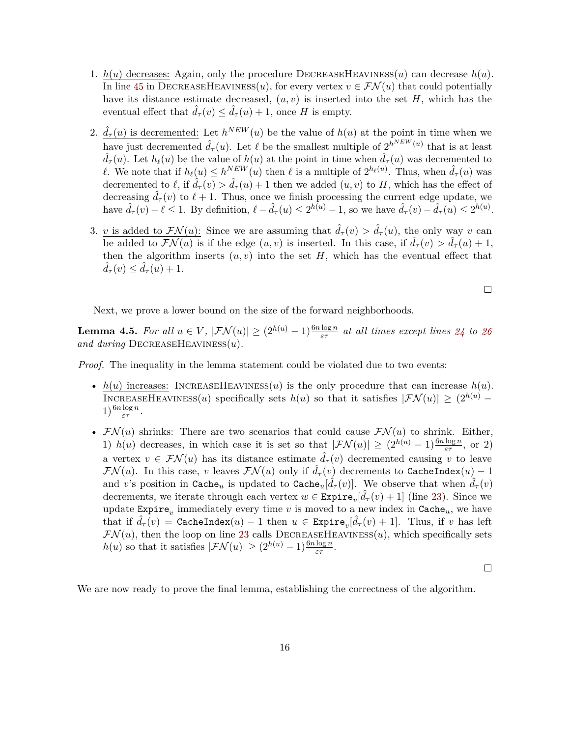1. <u>$h(u)$ decreases:</u> Again, only the procedure DecreaseHeaviness($u$) can decrease $h(u)$. In line 45 in DecreaseHeaviness($u$), for every vertex $v \in \mathcal{FN}(u)$ that could potentially have its distance estimate decreased, $(u, v)$ is inserted into the set $H$, which has the eventual effect that $\hat{d}_\tau(v) \leq \hat{d}_\tau(u) + 1$, once $H$ is empty.

2. <u>$\hat{d}_\tau(u)$ is decremented:</u> Let $h^{NEW}(u)$ be the value of $h(u)$ at the point in time when we have just decremented $\hat{d}_\tau(u)$. Let $\ell$ be the smallest multiple of $2^{h^{NEW}(u)}$ that is at least $\hat{d}_\tau(u)$. Let $h_\ell(u)$ be the value of $h(u)$ at the point in time when $\hat{d}_\tau(u)$ was decremented to $\ell$. We note that if $h_\ell(u) \leq h^{NEW}(u)$ then $\ell$ is a multiple of $2^{h_\ell(u)}$. Thus, when $\hat{d}_\tau(u)$ was decremented to $\ell$, if $\hat{d}_\tau(v) > \hat{d}_\tau(u) + 1$ then we added $(u, v)$ to $H$, which has the effect of decreasing $\hat{d}_\tau(v)$ to $\ell + 1$. Thus, once we finish processing the current edge update, we have $\hat{d}_\tau(v) - \ell \leq 1$. By definition, $\ell - \hat{d}_\tau(u) \leq 2^{h(u)} - 1$, so we have $\hat{d}_\tau(v) - \hat{d}_\tau(u) \leq 2^{h(u)}$.

3. <u>$v$ is added to $\mathcal{FN}(u)$:</u> Since we are assuming that $\hat{d}_\tau(v) > \hat{d}_\tau(u)$, the only way $v$ can be added to $\mathcal{FN}(u)$ is if the edge $(u, v)$ is inserted. In this case, if $\hat{d}_\tau(v) > \hat{d}_\tau(u) + 1$, then the algorithm inserts $(u, v)$ into the set $H$, which has the eventual effect that $\hat{d}_\tau(v) \leq \hat{d}_\tau(u) + 1$.

□

Next, we prove a lower bound on the size of the forward neighborhoods.

**Lemma 4.5.** *For all $u \in V$, $|\mathcal{FN}(u)| \geq (2^{h(u)} - 1)\frac{6n \log n}{\varepsilon\tau}$ at all times except lines 24 to 26 and during* DecreaseHeaviness($u$).

*Proof.* The inequality in the lemma statement could be violated due to two events:

- <u>$h(u)$ increases:</u> IncreaseHeaviness($u$) is the only procedure that can increase $h(u)$. IncreaseHeaviness($u$) specifically sets $h(u)$ so that it satisfies $|\mathcal{FN}(u)| \geq (2^{h(u)} - 1)\frac{6n \log n}{\varepsilon\tau}$.

- <u>$\mathcal{FN}(u)$ shrinks:</u> There are two scenarios that could cause $\mathcal{FN}(u)$ to shrink. Either, 1) $h(u)$ decreases, in which case it is set so that $|\mathcal{FN}(u)| \geq (2^{h(u)} - 1)\frac{6n \log n}{\varepsilon\tau}$, or 2) a vertex $v \in \mathcal{FN}(u)$ has its distance estimate $\hat{d}_\tau(v)$ decremented causing $v$ to leave $\mathcal{FN}(u)$. In this case, $v$ leaves $\mathcal{FN}(u)$ only if $\hat{d}_\tau(v)$ decrements to `CacheIndex`$(u) - 1$ and $v$'s position in $\texttt{Cache}_u$ is updated to $\texttt{Cache}_u[\hat{d}_\tau(v)]$. We observe that when $\hat{d}_\tau(v)$ decrements, we iterate through each vertex $w \in \texttt{Expire}_v[\hat{d}_\tau(v) + 1]$ (line 23). Since we update $\texttt{Expire}_v$ immediately every time $v$ is moved to a new index in $\texttt{Cache}_u$, we have that if $\hat{d}_\tau(v) = \texttt{CacheIndex}(u) - 1$ then $u \in \texttt{Expire}_v[\hat{d}_\tau(v) + 1]$. Thus, if $v$ has left $\mathcal{FN}(u)$, then the loop on line 23 calls DecreaseHeaviness($u$), which specifically sets $h(u)$ so that it satisfies $|\mathcal{FN}(u)| \geq (2^{h(u)} - 1)\frac{6n \log n}{\varepsilon\tau}$.

□

We are now ready to prove the final lemma, establishing the correctness of the algorithm.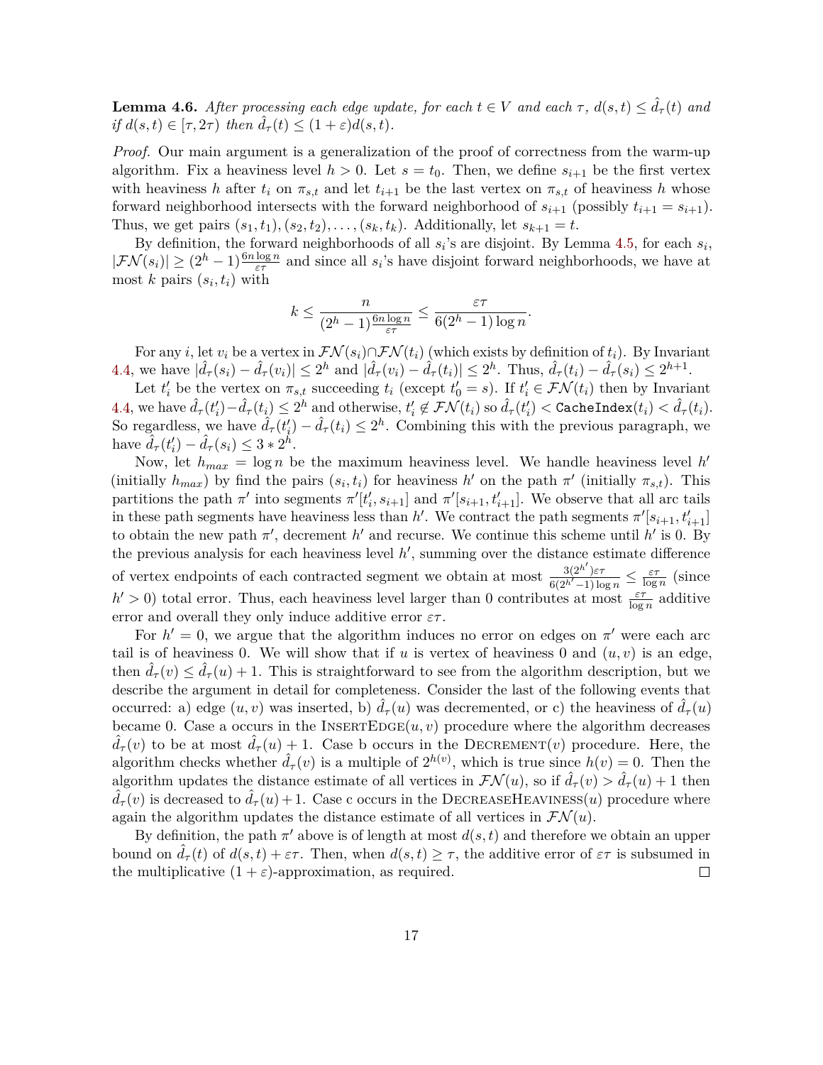**Lemma 4.6.** *After processing each edge update, for each $t \in V$ and each $\tau$, $d(s,t) \leq \hat{d}_\tau(t)$ and if $d(s,t) \in [\tau, 2\tau)$ then $\hat{d}_\tau(t) \leq (1+\varepsilon)d(s,t)$.*

*Proof.* Our main argument is a generalization of the proof of correctness from the warm-up algorithm. Fix a heaviness level $h > 0$. Let $s = t_0$. Then, we define $s_{i+1}$ be the first vertex with heaviness $h$ after $t_i$ on $\pi_{s,t}$ and let $t_{i+1}$ be the last vertex on $\pi_{s,t}$ of heaviness $h$ whose forward neighborhood intersects with the forward neighborhood of $s_{i+1}$ (possibly $t_{i+1} = s_{i+1}$). Thus, we get pairs $(s_1, t_1), (s_2, t_2), \ldots, (s_k, t_k)$. Additionally, let $s_{k+1} = t$.

By definition, the forward neighborhoods of all $s_i$'s are disjoint. By Lemma 4.5, for each $s_i$, $|\mathcal{FN}(s_i)| \geq (2^h - 1)\frac{6n \log n}{\varepsilon\tau}$ and since all $s_i$'s have disjoint forward neighborhoods, we have at most $k$ pairs $(s_i, t_i)$ with

$$k \leq \frac{n}{(2^h - 1)\frac{6n \log n}{\varepsilon\tau}} \leq \frac{\varepsilon\tau}{6(2^h - 1)\log n}.$$

For any $i$, let $v_i$ be a vertex in $\mathcal{FN}(s_i) \cap \mathcal{FN}(t_i)$ (which exists by definition of $t_i$). By Invariant 4.4, we have $|\hat{d}_\tau(s_i) - \hat{d}_\tau(v_i)| \leq 2^h$ and $|\hat{d}_\tau(v_i) - \hat{d}_\tau(t_i)| \leq 2^h$. Thus, $\hat{d}_\tau(t_i) - \hat{d}_\tau(s_i) \leq 2^{h+1}$.

Let $t'_i$ be the vertex on $\pi_{s,t}$ succeeding $t_i$ (except $t'_0 = s$). If $t'_i \in \mathcal{FN}(t_i)$ then by Invariant 4.4, we have $\hat{d}_\tau(t'_i) - \hat{d}_\tau(t_i) \leq 2^h$ and otherwise, $t'_i \notin \mathcal{FN}(t_i)$ so $\hat{d}_\tau(t'_i) < \texttt{CacheIndex}(t_i) < \hat{d}_\tau(t_i)$. So regardless, we have $\hat{d}_\tau(t'_i) - \hat{d}_\tau(t_i) \leq 2^h$. Combining this with the previous paragraph, we have $\hat{d}_\tau(t'_i) - \hat{d}_\tau(s_i) \leq 3 * 2^h$.

Now, let $h_{max} = \log n$ be the maximum heaviness level. We handle heaviness level $h'$ (initially $h_{max}$) by find the pairs $(s_i, t_i)$ for heaviness $h'$ on the path $\pi'$ (initially $\pi_{s,t}$). This partitions the path $\pi'$ into segments $\pi'[t'_i, s_{i+1}]$ and $\pi'[s_{i+1}, t'_{i+1}]$. We observe that all arc tails in these path segments have heaviness less than $h'$. We contract the path segments $\pi'[s_{i+1}, t'_{i+1}]$ to obtain the new path $\pi'$, decrement $h'$ and recurse. We continue this scheme until $h'$ is 0. By the previous analysis for each heaviness level $h'$, summing over the distance estimate difference of vertex endpoints of each contracted segment we obtain at most $\frac{3(2^{h'})\varepsilon\tau}{6(2^{h'}-1)\log n} \leq \frac{\varepsilon\tau}{\log n}$ (since $h' > 0$) total error. Thus, each heaviness level larger than 0 contributes at most $\frac{\varepsilon\tau}{\log n}$ additive error and overall they only induce additive error $\varepsilon\tau$.

For $h' = 0$, we argue that the algorithm induces no error on edges on $\pi'$ were each arc tail is of heaviness 0. We will show that if $u$ is vertex of heaviness 0 and $(u, v)$ is an edge, then $\hat{d}_\tau(v) \leq \hat{d}_\tau(u) + 1$. This is straightforward to see from the algorithm description, but we describe the argument in detail for completeness. Consider the last of the following events that occurred: a) edge $(u, v)$ was inserted, b) $\hat{d}_\tau(u)$ was decremented, or c) the heaviness of $\hat{d}_\tau(u)$ became 0. Case a occurs in the InsertEdge$(u, v)$ procedure where the algorithm decreases $\hat{d}_\tau(v)$ to be at most $\hat{d}_\tau(u) + 1$. Case b occurs in the Decrement$(v)$ procedure. Here, the algorithm checks whether $\hat{d}_\tau(v)$ is a multiple of $2^{h(v)}$, which is true since $h(v) = 0$. Then the algorithm updates the distance estimate of all vertices in $\mathcal{FN}(u)$, so if $\hat{d}_\tau(v) > \hat{d}_\tau(u) + 1$ then $\hat{d}_\tau(v)$ is decreased to $\hat{d}_\tau(u) + 1$. Case c occurs in the DecreaseHeaviness$(u)$ procedure where again the algorithm updates the distance estimate of all vertices in $\mathcal{FN}(u)$.

By definition, the path $\pi'$ above is of length at most $d(s,t)$ and therefore we obtain an upper bound on $\hat{d}_\tau(t)$ of $d(s,t) + \varepsilon\tau$. Then, when $d(s,t) \geq \tau$, the additive error of $\varepsilon\tau$ is subsumed in the multiplicative $(1+\varepsilon)$-approximation, as required. ∎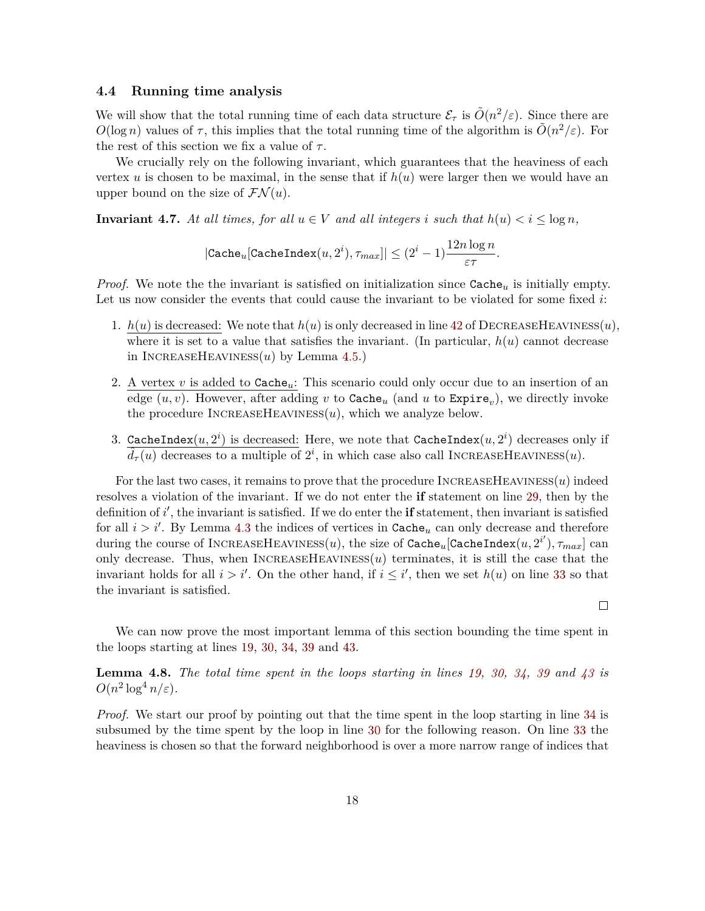### 4.4 Running time analysis

We will show that the total running time of each data structure $\mathcal{E}_\tau$ is $\tilde{O}(n^2/\varepsilon)$. Since there are $O(\log n)$ values of $\tau$, this implies that the total running time of the algorithm is $\tilde{O}(n^2/\varepsilon)$. For the rest of this section we fix a value of $\tau$.

We crucially rely on the following invariant, which guarantees that the heaviness of each vertex $u$ is chosen to be maximal, in the sense that if $h(u)$ were larger then we would have an upper bound on the size of $\mathcal{FN}(u)$.

**Invariant 4.7.** *At all times, for all $u \in V$ and all integers $i$ such that $h(u) < i \leq \log n$,*

$$|\texttt{Cache}_u[\texttt{CacheIndex}(u, 2^i), \tau_{max}]| \leq (2^i - 1)\frac{12n \log n}{\varepsilon\tau}.$$

*Proof.* We note the the invariant is satisfied on initialization since $\texttt{Cache}_u$ is initially empty. Let us now consider the events that could cause the invariant to be violated for some fixed $i$:

1. $h(u)$ is decreased: We note that $h(u)$ is only decreased in line 42 of DecreaseHeaviness($u$), where it is set to a value that satisfies the invariant. (In particular, $h(u)$ cannot decrease in IncreaseHeaviness($u$) by Lemma 4.5.)

2. A vertex $v$ is added to $\texttt{Cache}_u$: This scenario could only occur due to an insertion of an edge $(u, v)$. However, after adding $v$ to $\texttt{Cache}_u$ (and $u$ to $\texttt{Expire}_v$), we directly invoke the procedure IncreaseHeaviness($u$), which we analyze below.

3. $\texttt{CacheIndex}(u, 2^i)$ is decreased: Here, we note that $\texttt{CacheIndex}(u, 2^i)$ decreases only if $\hat{d}_\tau(u)$ decreases to a multiple of $2^i$, in which case also call IncreaseHeaviness($u$).

For the last two cases, it remains to prove that the procedure IncreaseHeaviness($u$) indeed resolves a violation of the invariant. If we do not enter the **if** statement on line 29, then by the definition of $i'$, the invariant is satisfied. If we do enter the **if** statement, then invariant is satisfied for all $i > i'$. By Lemma 4.3 the indices of vertices in $\texttt{Cache}_u$ can only decrease and therefore during the course of IncreaseHeaviness($u$), the size of $\texttt{Cache}_u[\texttt{CacheIndex}(u, 2^{i'}), \tau_{max}]$ can only decrease. Thus, when IncreaseHeaviness($u$) terminates, it is still the case that the invariant holds for all $i > i'$. On the other hand, if $i \leq i'$, then we set $h(u)$ on line 33 so that the invariant is satisfied. ◻

We can now prove the most important lemma of this section bounding the time spent in the loops starting at lines 19, 30, 34, 39 and 43.

**Lemma 4.8.** *The total time spent in the loops starting in lines 19, 30, 34, 39 and 43 is $O(n^2 \log^4 n/\varepsilon)$.*

*Proof.* We start our proof by pointing out that the time spent in the loop starting in line 34 is subsumed by the time spent by the loop in line 30 for the following reason. On line 33 the heaviness is chosen so that the forward neighborhood is over a more narrow range of indices that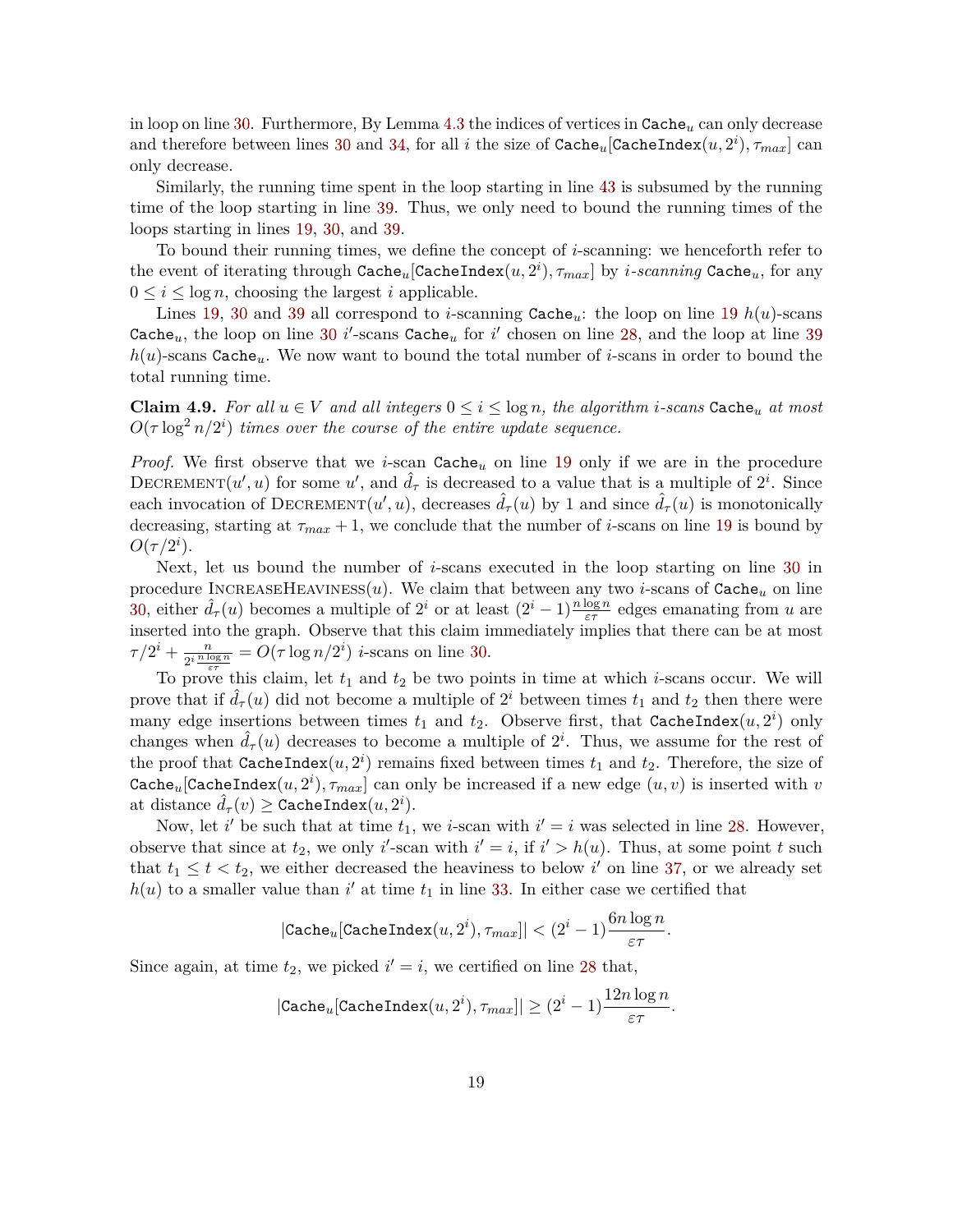in loop on line 30. Furthermore, By Lemma 4.3 the indices of vertices in $\texttt{Cache}_u$ can only decrease and therefore between lines 30 and 34, for all $i$ the size of $\texttt{Cache}_u[\texttt{CacheIndex}(u, 2^i), \tau_{max}]$ can only decrease.

Similarly, the running time spent in the loop starting in line 43 is subsumed by the running time of the loop starting in line 39. Thus, we only need to bound the running times of the loops starting in lines 19, 30, and 39.

To bound their running times, we define the concept of $i$-scanning: we henceforth refer to the event of iterating through $\texttt{Cache}_u[\texttt{CacheIndex}(u, 2^i), \tau_{max}]$ by *$i$-scanning* $\texttt{Cache}_u$, for any $0 \leq i \leq \log n$, choosing the largest $i$ applicable.

Lines 19, 30 and 39 all correspond to $i$-scanning $\texttt{Cache}_u$: the loop on line 19 $h(u)$-scans $\texttt{Cache}_u$, the loop on line 30 $i'$-scans $\texttt{Cache}_u$ for $i'$ chosen on line 28, and the loop at line 39 $h(u)$-scans $\texttt{Cache}_u$. We now want to bound the total number of $i$-scans in order to bound the total running time.

**Claim 4.9.** *For all $u \in V$ and all integers $0 \leq i \leq \log n$, the algorithm $i$-scans $\texttt{Cache}_u$ at most $O(\tau \log^2 n / 2^i)$ times over the course of the entire update sequence.*

*Proof.* We first observe that we $i$-scan $\texttt{Cache}_u$ on line 19 only if we are in the procedure $\textsc{Decrement}(u', u)$ for some $u'$, and $\hat{d}_\tau$ is decreased to a value that is a multiple of $2^i$. Since each invocation of $\textsc{Decrement}(u', u)$, decreases $\hat{d}_\tau(u)$ by 1 and since $\hat{d}_\tau(u)$ is monotonically decreasing, starting at $\tau_{max} + 1$, we conclude that the number of $i$-scans on line 19 is bound by $O(\tau/2^i)$.

Next, let us bound the number of $i$-scans executed in the loop starting on line 30 in procedure $\textsc{IncreaseHeaviness}(u)$. We claim that between any two $i$-scans of $\texttt{Cache}_u$ on line 30, either $\hat{d}_\tau(u)$ becomes a multiple of $2^i$ or at least $(2^i - 1)\frac{n \log n}{\varepsilon \tau}$ edges emanating from $u$ are inserted into the graph. Observe that this claim immediately implies that there can be at most $\tau/2^i + \frac{n}{2^i \frac{n \log n}{\varepsilon \tau}} = O(\tau \log n / 2^i)$ $i$-scans on line 30.

To prove this claim, let $t_1$ and $t_2$ be two points in time at which $i$-scans occur. We will prove that if $\hat{d}_\tau(u)$ did not become a multiple of $2^i$ between times $t_1$ and $t_2$ then there were many edge insertions between times $t_1$ and $t_2$. Observe first, that $\texttt{CacheIndex}(u, 2^i)$ only changes when $\hat{d}_\tau(u)$ decreases to become a multiple of $2^i$. Thus, we assume for the rest of the proof that $\texttt{CacheIndex}(u, 2^i)$ remains fixed between times $t_1$ and $t_2$. Therefore, the size of $\texttt{Cache}_u[\texttt{CacheIndex}(u, 2^i), \tau_{max}]$ can only be increased if a new edge $(u, v)$ is inserted with $v$ at distance $\hat{d}_\tau(v) \geq \texttt{CacheIndex}(u, 2^i)$.

Now, let $i'$ be such that at time $t_1$, we $i$-scan with $i' = i$ was selected in line 28. However, observe that since at $t_2$, we only $i'$-scan with $i' = i$, if $i' > h(u)$. Thus, at some point $t$ such that $t_1 \leq t < t_2$, we either decreased the heaviness to below $i'$ on line 37, or we already set $h(u)$ to a smaller value than $i'$ at time $t_1$ in line 33. In either case we certified that

$$|\texttt{Cache}_u[\texttt{CacheIndex}(u, 2^i), \tau_{max}]| < (2^i - 1)\frac{6n \log n}{\varepsilon \tau}.$$

Since again, at time $t_2$, we picked $i' = i$, we certified on line 28 that,

$$|\texttt{Cache}_u[\texttt{CacheIndex}(u, 2^i), \tau_{max}]| \geq (2^i - 1)\frac{12n \log n}{\varepsilon \tau}.$$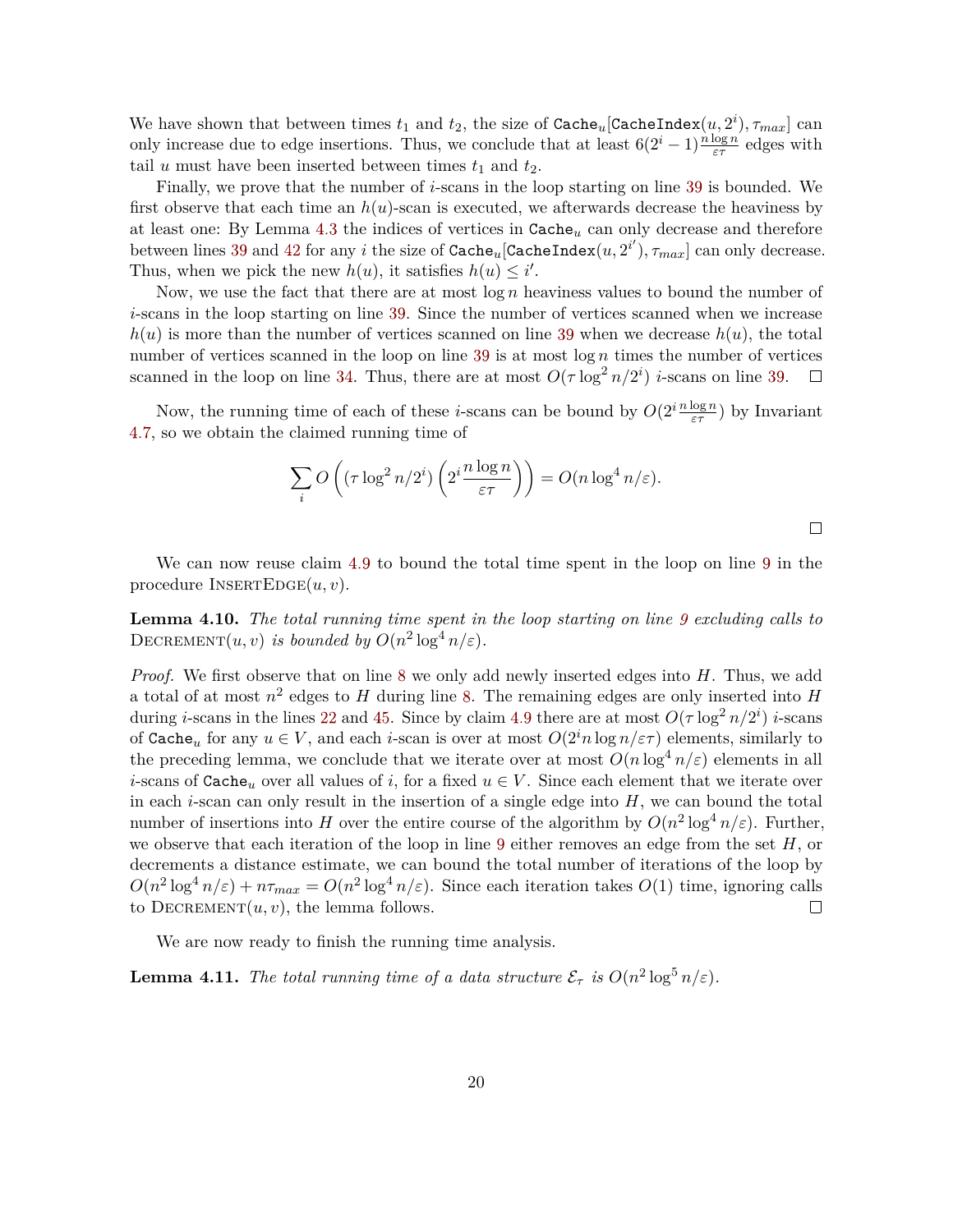We have shown that between times $t_1$ and $t_2$, the size of $\texttt{Cache}_u[\texttt{CacheIndex}(u, 2^i), \tau_{max}]$ can only increase due to edge insertions. Thus, we conclude that at least $6(2^i - 1)\frac{n \log n}{\varepsilon\tau}$ edges with tail $u$ must have been inserted between times $t_1$ and $t_2$.

Finally, we prove that the number of $i$-scans in the loop starting on line 39 is bounded. We first observe that each time an $h(u)$-scan is executed, we afterwards decrease the heaviness by at least one: By Lemma 4.3 the indices of vertices in $\texttt{Cache}_u$ can only decrease and therefore between lines 39 and 42 for any $i$ the size of $\texttt{Cache}_u[\texttt{CacheIndex}(u, 2^{i'}), \tau_{max}]$ can only decrease. Thus, when we pick the new $h(u)$, it satisfies $h(u) \leq i'$.

Now, we use the fact that there are at most $\log n$ heaviness values to bound the number of $i$-scans in the loop starting on line 39. Since the number of vertices scanned when we increase $h(u)$ is more than the number of vertices scanned on line 39 when we decrease $h(u)$, the total number of vertices scanned in the loop on line 39 is at most $\log n$ times the number of vertices scanned in the loop on line 34. Thus, there are at most $O(\tau \log^2 n / 2^i)$ $i$-scans on line 39. ◻

Now, the running time of each of these $i$-scans can be bound by $O(2^i \frac{n \log n}{\varepsilon\tau})$ by Invariant 4.7, so we obtain the claimed running time of

$$\sum_i O\left((\tau \log^2 n / 2^i)\left(2^i \frac{n \log n}{\varepsilon\tau}\right)\right) = O(n \log^4 n / \varepsilon).$$

◻

We can now reuse claim 4.9 to bound the total time spent in the loop on line 9 in the procedure InsertEdge$(u, v)$.

**Lemma 4.10.** *The total running time spent in the loop starting on line 9 excluding calls to* Decrement$(u, v)$ *is bounded by* $O(n^2 \log^4 n / \varepsilon)$.

*Proof.* We first observe that on line 8 we only add newly inserted edges into $H$. Thus, we add a total of at most $n^2$ edges to $H$ during line 8. The remaining edges are only inserted into $H$ during $i$-scans in the lines 22 and 45. Since by claim 4.9 there are at most $O(\tau \log^2 n / 2^i)$ $i$-scans of $\texttt{Cache}_u$ for any $u \in V$, and each $i$-scan is over at most $O(2^i n \log n / \varepsilon\tau)$ elements, similarly to the preceding lemma, we conclude that we iterate over at most $O(n \log^4 n / \varepsilon)$ elements in all $i$-scans of $\texttt{Cache}_u$ over all values of $i$, for a fixed $u \in V$. Since each element that we iterate over in each $i$-scan can only result in the insertion of a single edge into $H$, we can bound the total number of insertions into $H$ over the entire course of the algorithm by $O(n^2 \log^4 n / \varepsilon)$. Further, we observe that each iteration of the loop in line 9 either removes an edge from the set $H$, or decrements a distance estimate, we can bound the total number of iterations of the loop by $O(n^2 \log^4 n / \varepsilon) + n\tau_{max} = O(n^2 \log^4 n / \varepsilon)$. Since each iteration takes $O(1)$ time, ignoring calls to Decrement$(u, v)$, the lemma follows. ◻

We are now ready to finish the running time analysis.

**Lemma 4.11.** *The total running time of a data structure* $\mathcal{E}_\tau$ *is* $O(n^2 \log^5 n / \varepsilon)$.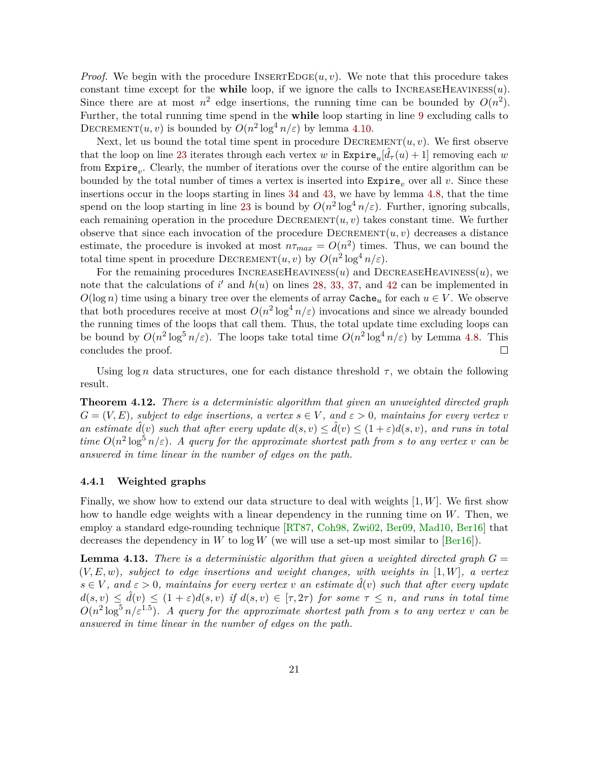*Proof.* We begin with the procedure InsertEdge$(u, v)$. We note that this procedure takes constant time except for the **while** loop, if we ignore the calls to IncreaseHeaviness$(u)$. Since there are at most $n^2$ edge insertions, the running time can be bounded by $O(n^2)$. Further, the total running time spend in the **while** loop starting in line 9 excluding calls to Decrement$(u, v)$ is bounded by $O(n^2 \log^4 n/\varepsilon)$ by lemma 4.10.

Next, let us bound the total time spent in procedure Decrement$(u, v)$. We first observe that the loop on line 23 iterates through each vertex $w$ in $\texttt{Expire}_u[\hat{d}_\tau(u) + 1]$ removing each $w$ from $\texttt{Expire}_v$. Clearly, the number of iterations over the course of the entire algorithm can be bounded by the total number of times a vertex is inserted into $\texttt{Expire}_v$ over all $v$. Since these insertions occur in the loops starting in lines 34 and 43, we have by lemma 4.8, that the time spend on the loop starting in line 23 is bound by $O(n^2 \log^4 n/\varepsilon)$. Further, ignoring subcalls, each remaining operation in the procedure Decrement$(u, v)$ takes constant time. We further observe that since each invocation of the procedure Decrement$(u, v)$ decreases a distance estimate, the procedure is invoked at most $n\tau_{max} = O(n^2)$ times. Thus, we can bound the total time spent in procedure Decrement$(u, v)$ by $O(n^2 \log^4 n/\varepsilon)$.

For the remaining procedures IncreaseHeaviness$(u)$ and DecreaseHeaviness$(u)$, we note that the calculations of $i'$ and $h(u)$ on lines 28, 33, 37, and 42 can be implemented in $O(\log n)$ time using a binary tree over the elements of array $\texttt{Cache}_u$ for each $u \in V$. We observe that both procedures receive at most $O(n^2 \log^4 n/\varepsilon)$ invocations and since we already bounded the running times of the loops that call them. Thus, the total update time excluding loops can be bound by $O(n^2 \log^5 n/\varepsilon)$. The loops take total time $O(n^2 \log^4 n/\varepsilon)$ by Lemma 4.8. This concludes the proof. ∎

Using $\log n$ data structures, one for each distance threshold $\tau$, we obtain the following result.

**Theorem 4.12.** *There is a deterministic algorithm that given an unweighted directed graph $G = (V, E)$, subject to edge insertions, a vertex $s \in V$, and $\varepsilon > 0$, maintains for every vertex $v$ an estimate $\hat{d}(v)$ such that after every update $d(s, v) \leq \hat{d}(v) \leq (1 + \varepsilon)d(s, v)$, and runs in total time $O(n^2 \log^5 n/\varepsilon)$. A query for the approximate shortest path from $s$ to any vertex $v$ can be answered in time linear in the number of edges on the path.*

### 4.4.1 Weighted graphs

Finally, we show how to extend our data structure to deal with weights $[1, W]$. We first show how to handle edge weights with a linear dependency in the running time on $W$. Then, we employ a standard edge-rounding technique [RT87, Coh98, Zwi02, Ber09, Mad10, Ber16] that decreases the dependency in $W$ to $\log W$ (we will use a set-up most similar to [Ber16]).

**Lemma 4.13.** *There is a deterministic algorithm that given a weighted directed graph $G = (V, E, w)$, subject to edge insertions and weight changes, with weights in $[1, W]$, a vertex $s \in V$, and $\varepsilon > 0$, maintains for every vertex $v$ an estimate $\hat{d}(v)$ such that after every update $d(s, v) \leq \hat{d}(v) \leq (1 + \varepsilon)d(s, v)$ if $d(s, v) \in [\tau, 2\tau)$ for some $\tau \leq n$, and runs in total time $O(n^2 \log^5 n/\varepsilon^{1.5})$. A query for the approximate shortest path from $s$ to any vertex $v$ can be answered in time linear in the number of edges on the path.*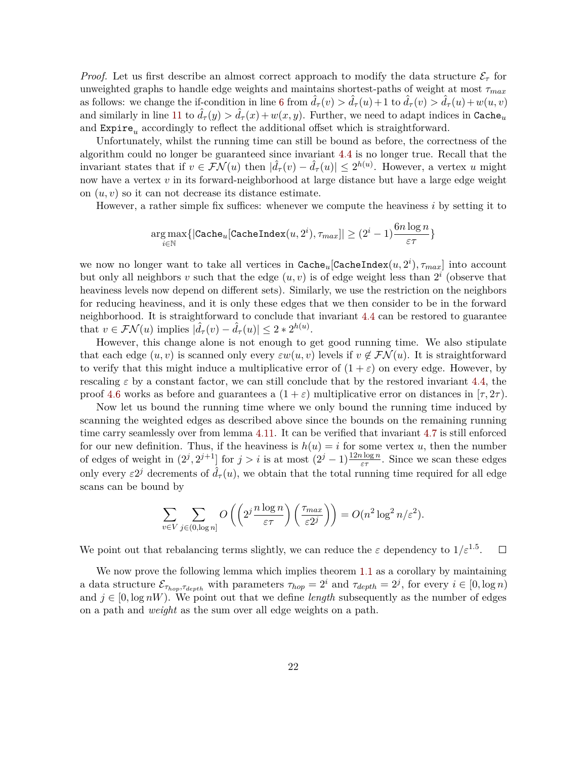*Proof.* Let us first describe an almost correct approach to modify the data structure $\mathcal{E}_\tau$ for unweighted graphs to handle edge weights and maintains shortest-paths of weight at most $\tau_{max}$ as follows: we change the if-condition in line 6 from $\hat{d}_\tau(v) > \hat{d}_\tau(u)+1$ to $\hat{d}_\tau(v) > \hat{d}_\tau(u)+w(u,v)$ and similarly in line 11 to $\hat{d}_\tau(y) > \hat{d}_\tau(x)+w(x,y)$. Further, we need to adapt indices in $\texttt{Cache}_u$ and $\texttt{Expire}_u$ accordingly to reflect the additional offset which is straightforward.

Unfortunately, whilst the running time can still be bound as before, the correctness of the algorithm could no longer be guaranteed since invariant 4.4 is no longer true. Recall that the invariant states that if $v \in \mathcal{FN}(u)$ then $|\hat{d}_\tau(v) - \hat{d}_\tau(u)| \leq 2^{h(u)}$. However, a vertex $u$ might now have a vertex $v$ in its forward-neighborhood at large distance but have a large edge weight on $(u,v)$ so it can not decrease its distance estimate.

However, a rather simple fix suffices: whenever we compute the heaviness $i$ by setting it to

$$\arg\max_{i \in \mathbb{N}} \{|\texttt{Cache}_u[\texttt{CacheIndex}(u, 2^i), \tau_{max}]| \geq (2^i - 1)\frac{6n \log n}{\varepsilon \tau}\}$$

we now no longer want to take all vertices in $\texttt{Cache}_u[\texttt{CacheIndex}(u, 2^i), \tau_{max}]$ into account but only all neighbors $v$ such that the edge $(u,v)$ is of edge weight less than $2^i$ (observe that heaviness levels now depend on different sets). Similarly, we use the restriction on the neighbors for reducing heaviness, and it is only these edges that we then consider to be in the forward neighborhood. It is straightforward to conclude that invariant 4.4 can be restored to guarantee that $v \in \mathcal{FN}(u)$ implies $|\hat{d}_\tau(v) - \hat{d}_\tau(u)| \leq 2 * 2^{h(u)}$.

However, this change alone is not enough to get good running time. We also stipulate that each edge $(u,v)$ is scanned only every $\varepsilon w(u,v)$ levels if $v \notin \mathcal{FN}(u)$. It is straightforward to verify that this might induce a multiplicative error of $(1+\varepsilon)$ on every edge. However, by rescaling $\varepsilon$ by a constant factor, we can still conclude that by the restored invariant 4.4, the proof 4.6 works as before and guarantees a $(1+\varepsilon)$ multiplicative error on distances in $[\tau, 2\tau)$.

Now let us bound the running time where we only bound the running time induced by scanning the weighted edges as described above since the bounds on the remaining running time carry seamlessly over from lemma 4.11. It can be verified that invariant 4.7 is still enforced for our new definition. Thus, if the heaviness is $h(u) = i$ for some vertex $u$, then the number of edges of weight in $(2^j, 2^{j+1}]$ for $j > i$ is at most $(2^j - 1)\frac{12n \log n}{\varepsilon \tau}$. Since we scan these edges only every $\varepsilon 2^j$ decrements of $\hat{d}_\tau(u)$, we obtain that the total running time required for all edge scans can be bound by

$$\sum_{v \in V} \sum_{j \in (0, \log n]} O\left(\left(2^j \frac{n \log n}{\varepsilon \tau}\right)\left(\frac{\tau_{max}}{\varepsilon 2^j}\right)\right) = O(n^2 \log^2 n / \varepsilon^2).$$

We point out that rebalancing terms slightly, we can reduce the $\varepsilon$ dependency to $1/\varepsilon^{1.5}$. $\square$

We now prove the following lemma which implies theorem 1.1 as a corollary by maintaining a data structure $\mathcal{E}_{\tau_{hop}, \tau_{depth}}$ with parameters $\tau_{hop} = 2^i$ and $\tau_{depth} = 2^j$, for every $i \in [0, \log n)$ and $j \in [0, \log nW)$. We point out that we define *length* subsequently as the number of edges on a path and *weight* as the sum over all edge weights on a path.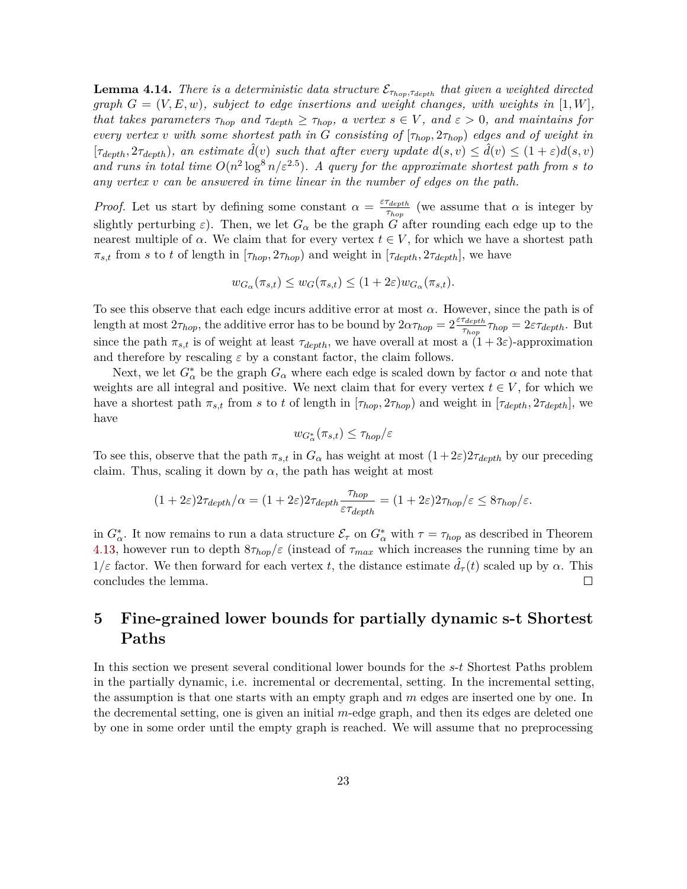**Lemma 4.14.** *There is a deterministic data structure $\mathcal{E}_{\tau_{hop},\tau_{depth}}$ that given a weighted directed graph $G = (V, E, w)$, subject to edge insertions and weight changes, with weights in $[1, W]$, that takes parameters $\tau_{hop}$ and $\tau_{depth} \geq \tau_{hop}$, a vertex $s \in V$, and $\varepsilon > 0$, and maintains for every vertex $v$ with some shortest path in $G$ consisting of $[\tau_{hop}, 2\tau_{hop})$ edges and of weight in $[\tau_{depth}, 2\tau_{depth})$, an estimate $\hat{d}(v)$ such that after every update $d(s, v) \leq \hat{d}(v) \leq (1 + \varepsilon)d(s, v)$ and runs in total time $O(n^2 \log^8 n/\varepsilon^{2.5})$. A query for the approximate shortest path from $s$ to any vertex $v$ can be answered in time linear in the number of edges on the path.*

*Proof.* Let us start by defining some constant $\alpha = \frac{\varepsilon \tau_{depth}}{\tau_{hop}}$ (we assume that $\alpha$ is integer by slightly perturbing $\varepsilon$). Then, we let $G_\alpha$ be the graph $G$ after rounding each edge up to the nearest multiple of $\alpha$. We claim that for every vertex $t \in V$, for which we have a shortest path $\pi_{s,t}$ from $s$ to $t$ of length in $[\tau_{hop}, 2\tau_{hop})$ and weight in $[\tau_{depth}, 2\tau_{depth}]$, we have

$$w_{G_\alpha}(\pi_{s,t}) \leq w_G(\pi_{s,t}) \leq (1 + 2\varepsilon)w_{G_\alpha}(\pi_{s,t}).$$

To see this observe that each edge incurs additive error at most $\alpha$. However, since the path is of length at most $2\tau_{hop}$, the additive error has to be bound by $2\alpha\tau_{hop} = 2\frac{\varepsilon\tau_{depth}}{\tau_{hop}}\tau_{hop} = 2\varepsilon\tau_{depth}$. But since the path $\pi_{s,t}$ is of weight at least $\tau_{depth}$, we have overall at most a $(1 + 3\varepsilon)$-approximation and therefore by rescaling $\varepsilon$ by a constant factor, the claim follows.

Next, we let $G^*_\alpha$ be the graph $G_\alpha$ where each edge is scaled down by factor $\alpha$ and note that weights are all integral and positive. We next claim that for every vertex $t \in V$, for which we have a shortest path $\pi_{s,t}$ from $s$ to $t$ of length in $[\tau_{hop}, 2\tau_{hop})$ and weight in $[\tau_{depth}, 2\tau_{depth}]$, we have

$$w_{G^*_\alpha}(\pi_{s,t}) \leq \tau_{hop}/\varepsilon$$

To see this, observe that the path $\pi_{s,t}$ in $G_\alpha$ has weight at most $(1+2\varepsilon)2\tau_{depth}$ by our preceding claim. Thus, scaling it down by $\alpha$, the path has weight at most

$$(1 + 2\varepsilon)2\tau_{depth}/\alpha = (1 + 2\varepsilon)2\tau_{depth}\frac{\tau_{hop}}{\varepsilon\tau_{depth}} = (1 + 2\varepsilon)2\tau_{hop}/\varepsilon \leq 8\tau_{hop}/\varepsilon.$$

in $G^*_\alpha$. It now remains to run a data structure $\mathcal{E}_\tau$ on $G^*_\alpha$ with $\tau = \tau_{hop}$ as described in Theorem 4.13, however run to depth $8\tau_{hop}/\varepsilon$ (instead of $\tau_{max}$ which increases the running time by an $1/\varepsilon$ factor. We then forward for each vertex $t$, the distance estimate $\hat{d}_\tau(t)$ scaled up by $\alpha$. This concludes the lemma. ◻

## 5 Fine-grained lower bounds for partially dynamic s-t Shortest Paths

In this section we present several conditional lower bounds for the *s*-*t* Shortest Paths problem in the partially dynamic, i.e. incremental or decremental, setting. In the incremental setting, the assumption is that one starts with an empty graph and $m$ edges are inserted one by one. In the decremental setting, one is given an initial $m$-edge graph, and then its edges are deleted one by one in some order until the empty graph is reached. We will assume that no preprocessing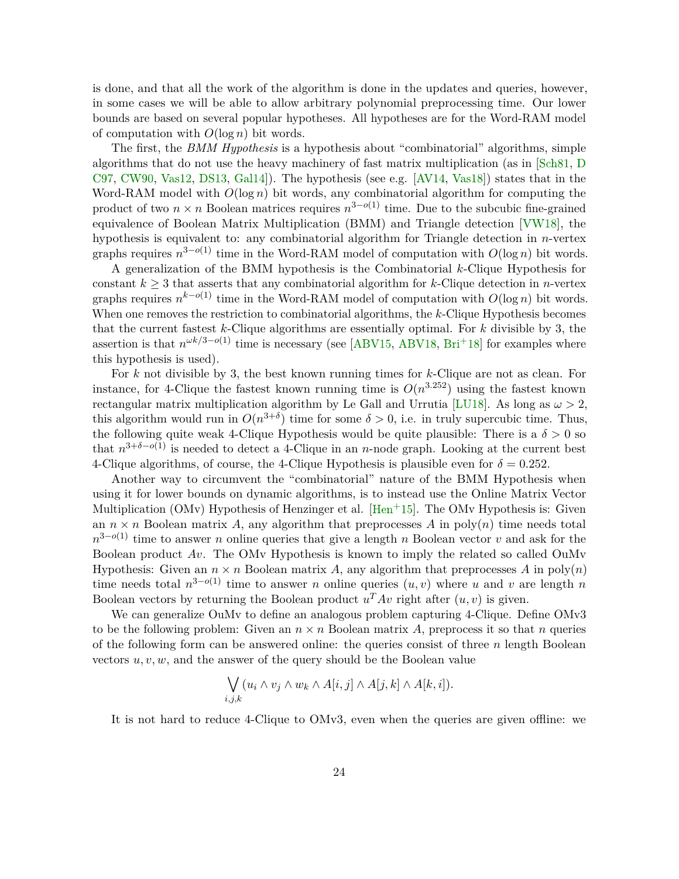is done, and that all the work of the algorithm is done in the updates and queries, however, in some cases we will be able to allow arbitrary polynomial preprocessing time. Our lower bounds are based on several popular hypotheses. All hypotheses are for the Word-RAM model of computation with $O(\log n)$ bit words.

The first, the *BMM Hypothesis* is a hypothesis about "combinatorial" algorithms, simple algorithms that do not use the heavy machinery of fast matrix multiplication (as in [Sch81, DC97, CW90, Vas12, DS13, Gal14]). The hypothesis (see e.g. [AV14, Vas18]) states that in the Word-RAM model with $O(\log n)$ bit words, any combinatorial algorithm for computing the product of two $n \times n$ Boolean matrices requires $n^{3-o(1)}$ time. Due to the subcubic fine-grained equivalence of Boolean Matrix Multiplication (BMM) and Triangle detection [VW18], the hypothesis is equivalent to: any combinatorial algorithm for Triangle detection in $n$-vertex graphs requires $n^{3-o(1)}$ time in the Word-RAM model of computation with $O(\log n)$ bit words.

A generalization of the BMM hypothesis is the Combinatorial $k$-Clique Hypothesis for constant $k \geq 3$ that asserts that any combinatorial algorithm for $k$-Clique detection in $n$-vertex graphs requires $n^{k-o(1)}$ time in the Word-RAM model of computation with $O(\log n)$ bit words. When one removes the restriction to combinatorial algorithms, the $k$-Clique Hypothesis becomes that the current fastest $k$-Clique algorithms are essentially optimal. For $k$ divisible by 3, the assertion is that $n^{\omega k/3-o(1)}$ time is necessary (see [ABV15, ABV18, Bri+18] for examples where this hypothesis is used).

For $k$ not divisible by 3, the best known running times for $k$-Clique are not as clean. For instance, for 4-Clique the fastest known running time is $O(n^{3.252})$ using the fastest known rectangular matrix multiplication algorithm by Le Gall and Urrutia [LU18]. As long as $\omega > 2$, this algorithm would run in $O(n^{3+\delta})$ time for some $\delta > 0$, i.e. in truly supercubic time. Thus, the following quite weak 4-Clique Hypothesis would be quite plausible: There is a $\delta > 0$ so that $n^{3+\delta-o(1)}$ is needed to detect a 4-Clique in an $n$-node graph. Looking at the current best 4-Clique algorithms, of course, the 4-Clique Hypothesis is plausible even for $\delta = 0.252$.

Another way to circumvent the "combinatorial" nature of the BMM Hypothesis when using it for lower bounds on dynamic algorithms, is to instead use the Online Matrix Vector Multiplication (OMv) Hypothesis of Henzinger et al. [Hen+15]. The OMv Hypothesis is: Given an $n \times n$ Boolean matrix $A$, any algorithm that preprocesses $A$ in $\text{poly}(n)$ time needs total $n^{3-o(1)}$ time to answer $n$ online queries that give a length $n$ Boolean vector $v$ and ask for the Boolean product $Av$. The OMv Hypothesis is known to imply the related so called OuMv Hypothesis: Given an $n \times n$ Boolean matrix $A$, any algorithm that preprocesses $A$ in $\text{poly}(n)$ time needs total $n^{3-o(1)}$ time to answer $n$ online queries $(u, v)$ where $u$ and $v$ are length $n$ Boolean vectors by returning the Boolean product $u^T Av$ right after $(u, v)$ is given.

We can generalize OuMv to define an analogous problem capturing 4-Clique. Define OMv3 to be the following problem: Given an $n \times n$ Boolean matrix $A$, preprocess it so that $n$ queries of the following form can be answered online: the queries consist of three $n$ length Boolean vectors $u, v, w$, and the answer of the query should be the Boolean value

$$\bigvee_{i,j,k} (u_i \wedge v_j \wedge w_k \wedge A[i,j] \wedge A[j,k] \wedge A[k,i]).$$

It is not hard to reduce 4-Clique to OMv3, even when the queries are given offline: we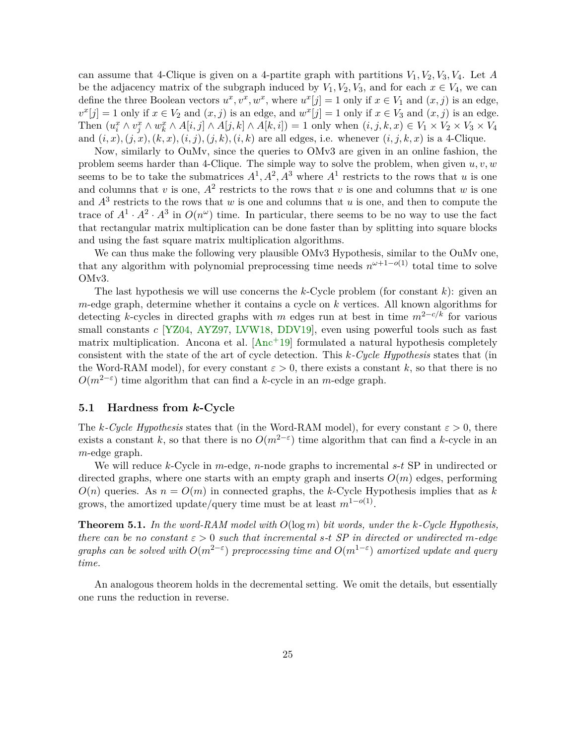can assume that 4-Clique is given on a 4-partite graph with partitions $V_1, V_2, V_3, V_4$. Let $A$ be the adjacency matrix of the subgraph induced by $V_1, V_2, V_3$, and for each $x \in V_4$, we can define the three Boolean vectors $u^x, v^x, w^x$, where $u^x[j] = 1$ only if $x \in V_1$ and $(x, j)$ is an edge, $v^x[j] = 1$ only if $x \in V_2$ and $(x, j)$ is an edge, and $w^x[j] = 1$ only if $x \in V_3$ and $(x, j)$ is an edge. Then $(u_i^x \wedge v_j^x \wedge w_k^x \wedge A[i, j] \wedge A[j, k] \wedge A[k, i]) = 1$ only when $(i, j, k, x) \in V_1 \times V_2 \times V_3 \times V_4$ and $(i, x), (j, x), (k, x), (i, j), (j, k), (i, k)$ are all edges, i.e. whenever $(i, j, k, x)$ is a 4-Clique.

Now, similarly to OuMv, since the queries to OMv3 are given in an online fashion, the problem seems harder than 4-Clique. The simple way to solve the problem, when given $u, v, w$ seems to be to take the submatrices $A^1, A^2, A^3$ where $A^1$ restricts to the rows that $u$ is one and columns that $v$ is one, $A^2$ restricts to the rows that $v$ is one and columns that $w$ is one and $A^3$ restricts to the rows that $w$ is one and columns that $u$ is one, and then to compute the trace of $A^1 \cdot A^2 \cdot A^3$ in $O(n^\omega)$ time. In particular, there seems to be no way to use the fact that rectangular matrix multiplication can be done faster than by splitting into square blocks and using the fast square matrix multiplication algorithms.

We can thus make the following very plausible OMv3 Hypothesis, similar to the OuMv one, that any algorithm with polynomial preprocessing time needs $n^{\omega+1-o(1)}$ total time to solve OMv3.

The last hypothesis we will use concerns the $k$-Cycle problem (for constant $k$): given an $m$-edge graph, determine whether it contains a cycle on $k$ vertices. All known algorithms for detecting $k$-cycles in directed graphs with $m$ edges run at best in time $m^{2-c/k}$ for various small constants $c$ [YZ04, AYZ97, LVW18, DDV19], even using powerful tools such as fast matrix multiplication. Ancona et al. [Anc+19] formulated a natural hypothesis completely consistent with the state of the art of cycle detection. This *$k$-Cycle Hypothesis* states that (in the Word-RAM model), for every constant $\varepsilon > 0$, there exists a constant $k$, so that there is no $O(m^{2-\varepsilon})$ time algorithm that can find a $k$-cycle in an $m$-edge graph.

### 5.1 Hardness from $k$-Cycle

The *$k$-Cycle Hypothesis* states that (in the Word-RAM model), for every constant $\varepsilon > 0$, there exists a constant $k$, so that there is no $O(m^{2-\varepsilon})$ time algorithm that can find a $k$-cycle in an $m$-edge graph.

We will reduce $k$-Cycle in $m$-edge, $n$-node graphs to incremental $s$-$t$ SP in undirected or directed graphs, where one starts with an empty graph and inserts $O(m)$ edges, performing $O(n)$ queries. As $n = O(m)$ in connected graphs, the $k$-Cycle Hypothesis implies that as $k$ grows, the amortized update/query time must be at least $m^{1-o(1)}$.

**Theorem 5.1.** *In the word-RAM model with $O(\log m)$ bit words, under the $k$-Cycle Hypothesis, there can be no constant $\varepsilon > 0$ such that incremental $s$-$t$ SP in directed or undirected $m$-edge graphs can be solved with $O(m^{2-\varepsilon})$ preprocessing time and $O(m^{1-\varepsilon})$ amortized update and query time.*

An analogous theorem holds in the decremental setting. We omit the details, but essentially one runs the reduction in reverse.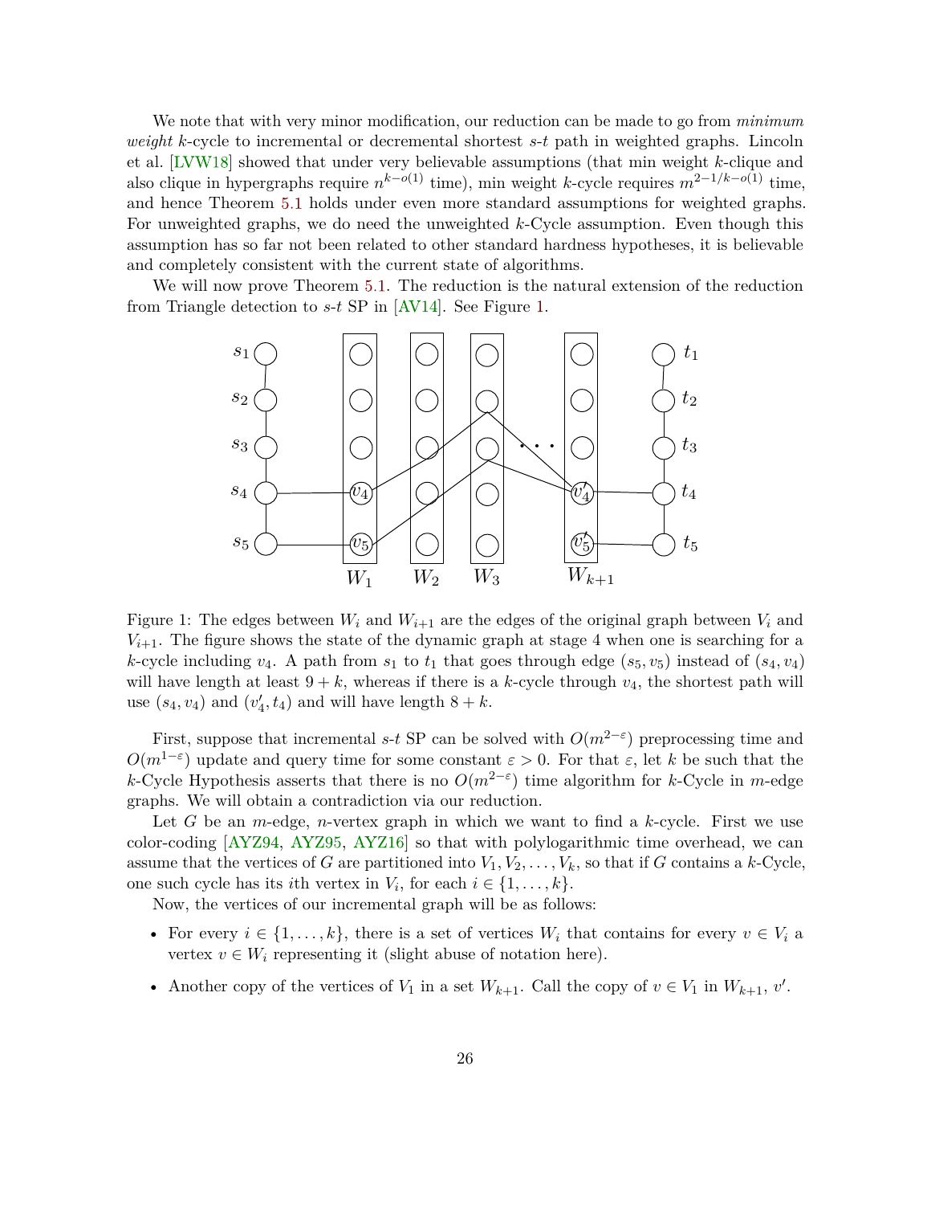We note that with very minor modification, our reduction can be made to go from *minimum weight* $k$-cycle to incremental or decremental shortest $s$-$t$ path in weighted graphs. Lincoln et al. [LVW18] showed that under very believable assumptions (that min weight $k$-clique and also clique in hypergraphs require $n^{k-o(1)}$ time), min weight $k$-cycle requires $m^{2-1/k-o(1)}$ time, and hence Theorem 5.1 holds under even more standard assumptions for weighted graphs. For unweighted graphs, we do need the unweighted $k$-Cycle assumption. Even though this assumption has so far not been related to other standard hardness hypotheses, it is believable and completely consistent with the current state of algorithms.

We will now prove Theorem 5.1. The reduction is the natural extension of the reduction from Triangle detection to $s$-$t$ SP in [AV14]. See Figure 1.

Figure 1: The edges between $W_i$ and $W_{i+1}$ are the edges of the original graph between $V_i$ and $V_{i+1}$. The figure shows the state of the dynamic graph at stage 4 when one is searching for a $k$-cycle including $v_4$. A path from $s_1$ to $t_1$ that goes through edge $(s_5, v_5)$ instead of $(s_4, v_4)$ will have length at least $9 + k$, whereas if there is a $k$-cycle through $v_4$, the shortest path will use $(s_4, v_4)$ and $(v_4', t_4)$ and will have length $8 + k$.

First, suppose that incremental $s$-$t$ SP can be solved with $O(m^{2-\varepsilon})$ preprocessing time and $O(m^{1-\varepsilon})$ update and query time for some constant $\varepsilon > 0$. For that $\varepsilon$, let $k$ be such that the $k$-Cycle Hypothesis asserts that there is no $O(m^{2-\varepsilon})$ time algorithm for $k$-Cycle in $m$-edge graphs. We will obtain a contradiction via our reduction.

Let $G$ be an $m$-edge, $n$-vertex graph in which we want to find a $k$-cycle. First we use color-coding [AYZ94, AYZ95, AYZ16] so that with polylogarithmic time overhead, we can assume that the vertices of $G$ are partitioned into $V_1, V_2, \ldots, V_k$, so that if $G$ contains a $k$-Cycle, one such cycle has its $i$th vertex in $V_i$, for each $i \in \{1, \ldots, k\}$.

Now, the vertices of our incremental graph will be as follows:

- For every $i \in \{1, \ldots, k\}$, there is a set of vertices $W_i$ that contains for every $v \in V_i$ a vertex $v \in W_i$ representing it (slight abuse of notation here).
- Another copy of the vertices of $V_1$ in a set $W_{k+1}$. Call the copy of $v \in V_1$ in $W_{k+1}$, $v'$.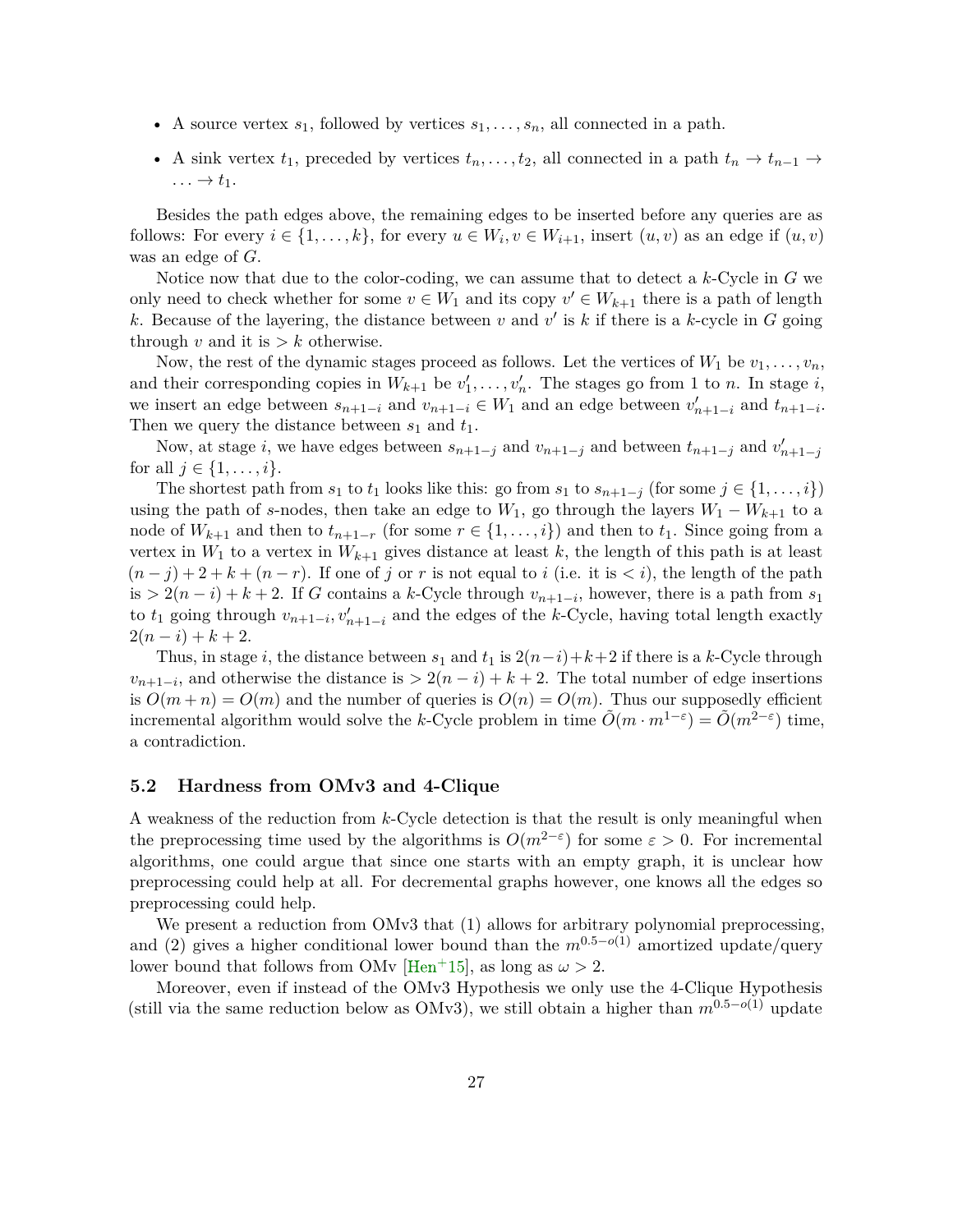- A source vertex $s_1$, followed by vertices $s_1, \ldots, s_n$, all connected in a path.
- A sink vertex $t_1$, preceded by vertices $t_n, \ldots, t_2$, all connected in a path $t_n \to t_{n-1} \to \ldots \to t_1$.

Besides the path edges above, the remaining edges to be inserted before any queries are as follows: For every $i \in \{1, \ldots, k\}$, for every $u \in W_i, v \in W_{i+1}$, insert $(u, v)$ as an edge if $(u, v)$ was an edge of $G$.

Notice now that due to the color-coding, we can assume that to detect a $k$-Cycle in $G$ we only need to check whether for some $v \in W_1$ and its copy $v' \in W_{k+1}$ there is a path of length $k$. Because of the layering, the distance between $v$ and $v'$ is $k$ if there is a $k$-cycle in $G$ going through $v$ and it is $> k$ otherwise.

Now, the rest of the dynamic stages proceed as follows. Let the vertices of $W_1$ be $v_1, \ldots, v_n$, and their corresponding copies in $W_{k+1}$ be $v'_1, \ldots, v'_n$. The stages go from 1 to $n$. In stage $i$, we insert an edge between $s_{n+1-i}$ and $v_{n+1-i} \in W_1$ and an edge between $v'_{n+1-i}$ and $t_{n+1-i}$. Then we query the distance between $s_1$ and $t_1$.

Now, at stage $i$, we have edges between $s_{n+1-j}$ and $v_{n+1-j}$ and between $t_{n+1-j}$ and $v'_{n+1-j}$ for all $j \in \{1, \ldots, i\}$.

The shortest path from $s_1$ to $t_1$ looks like this: go from $s_1$ to $s_{n+1-j}$ (for some $j \in \{1, \ldots, i\}$) using the path of $s$-nodes, then take an edge to $W_1$, go through the layers $W_1 - W_{k+1}$ to a node of $W_{k+1}$ and then to $t_{n+1-r}$ (for some $r \in \{1, \ldots, i\}$) and then to $t_1$. Since going from a vertex in $W_1$ to a vertex in $W_{k+1}$ gives distance at least $k$, the length of this path is at least $(n - j) + 2 + k + (n - r)$. If one of $j$ or $r$ is not equal to $i$ (i.e. it is $< i$), the length of the path is $> 2(n - i) + k + 2$. If $G$ contains a $k$-Cycle through $v_{n+1-i}$, however, there is a path from $s_1$ to $t_1$ going through $v_{n+1-i}, v'_{n+1-i}$ and the edges of the $k$-Cycle, having total length exactly $2(n - i) + k + 2$.

Thus, in stage $i$, the distance between $s_1$ and $t_1$ is $2(n-i)+k+2$ if there is a $k$-Cycle through $v_{n+1-i}$, and otherwise the distance is $> 2(n - i) + k + 2$. The total number of edge insertions is $O(m + n) = O(m)$ and the number of queries is $O(n) = O(m)$. Thus our supposedly efficient incremental algorithm would solve the $k$-Cycle problem in time $\tilde{O}(m \cdot m^{1-\varepsilon}) = \tilde{O}(m^{2-\varepsilon})$ time, a contradiction.

### 5.2 Hardness from OMv3 and 4-Clique

A weakness of the reduction from $k$-Cycle detection is that the result is only meaningful when the preprocessing time used by the algorithms is $O(m^{2-\varepsilon})$ for some $\varepsilon > 0$. For incremental algorithms, one could argue that since one starts with an empty graph, it is unclear how preprocessing could help at all. For decremental graphs however, one knows all the edges so preprocessing could help.

We present a reduction from OMv3 that (1) allows for arbitrary polynomial preprocessing, and (2) gives a higher conditional lower bound than the $m^{0.5-o(1)}$ amortized update/query lower bound that follows from OMv [Hen+15], as long as $\omega > 2$.

Moreover, even if instead of the OMv3 Hypothesis we only use the 4-Clique Hypothesis (still via the same reduction below as OMv3), we still obtain a higher than $m^{0.5-o(1)}$ update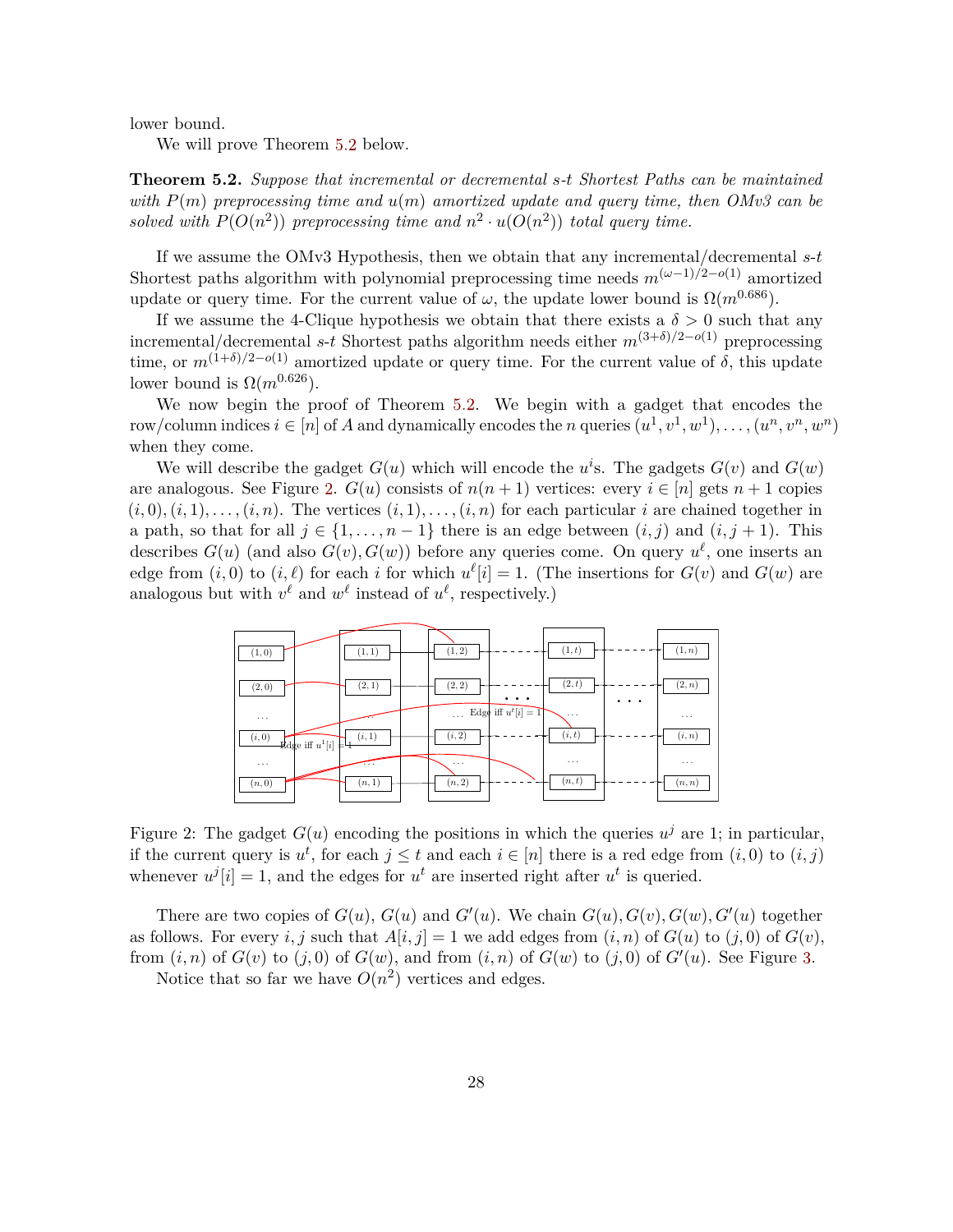lower bound.

We will prove Theorem 5.2 below.

**Theorem 5.2.** *Suppose that incremental or decremental s-t Shortest Paths can be maintained with $P(m)$ preprocessing time and $u(m)$ amortized update and query time, then OMv3 can be solved with $P(O(n^2))$ preprocessing time and $n^2 \cdot u(O(n^2))$ total query time.*

If we assume the OMv3 Hypothesis, then we obtain that any incremental/decremental $s$-$t$ Shortest paths algorithm with polynomial preprocessing time needs $m^{(\omega-1)/2-o(1)}$ amortized update or query time. For the current value of $\omega$, the update lower bound is $\Omega(m^{0.686})$.

If we assume the 4-Clique hypothesis we obtain that there exists a $\delta > 0$ such that any incremental/decremental $s$-$t$ Shortest paths algorithm needs either $m^{(3+\delta)/2-o(1)}$ preprocessing time, or $m^{(1+\delta)/2-o(1)}$ amortized update or query time. For the current value of $\delta$, this update lower bound is $\Omega(m^{0.626})$.

We now begin the proof of Theorem 5.2. We begin with a gadget that encodes the row/column indices $i \in [n]$ of $A$ and dynamically encodes the $n$ queries $(u^1, v^1, w^1), \ldots, (u^n, v^n, w^n)$ when they come.

We will describe the gadget $G(u)$ which will encode the $u^i$s. The gadgets $G(v)$ and $G(w)$ are analogous. See Figure 2. $G(u)$ consists of $n(n+1)$ vertices: every $i \in [n]$ gets $n+1$ copies $(i,0), (i,1), \ldots, (i,n)$. The vertices $(i,1), \ldots, (i,n)$ for each particular $i$ are chained together in a path, so that for all $j \in \{1, \ldots, n-1\}$ there is an edge between $(i,j)$ and $(i,j+1)$. This describes $G(u)$ (and also $G(v), G(w)$) before any queries come. On query $u^\ell$, one inserts an edge from $(i,0)$ to $(i,\ell)$ for each $i$ for which $u^\ell[i] = 1$. (The insertions for $G(v)$ and $G(w)$ are analogous but with $v^\ell$ and $w^\ell$ instead of $u^\ell$, respectively.)

Figure 2: The gadget $G(u)$ encoding the positions in which the queries $u^j$ are 1; in particular, if the current query is $u^t$, for each $j \leq t$ and each $i \in [n]$ there is a red edge from $(i,0)$ to $(i,j)$ whenever $u^j[i] = 1$, and the edges for $u^t$ are inserted right after $u^t$ is queried.

There are two copies of $G(u)$, $G(u)$ and $G'(u)$. We chain $G(u), G(v), G(w), G'(u)$ together as follows. For every $i,j$ such that $A[i,j] = 1$ we add edges from $(i,n)$ of $G(u)$ to $(j,0)$ of $G(v)$, from $(i,n)$ of $G(v)$ to $(j,0)$ of $G(w)$, and from $(i,n)$ of $G(w)$ to $(j,0)$ of $G'(u)$. See Figure 3.

Notice that so far we have $O(n^2)$ vertices and edges.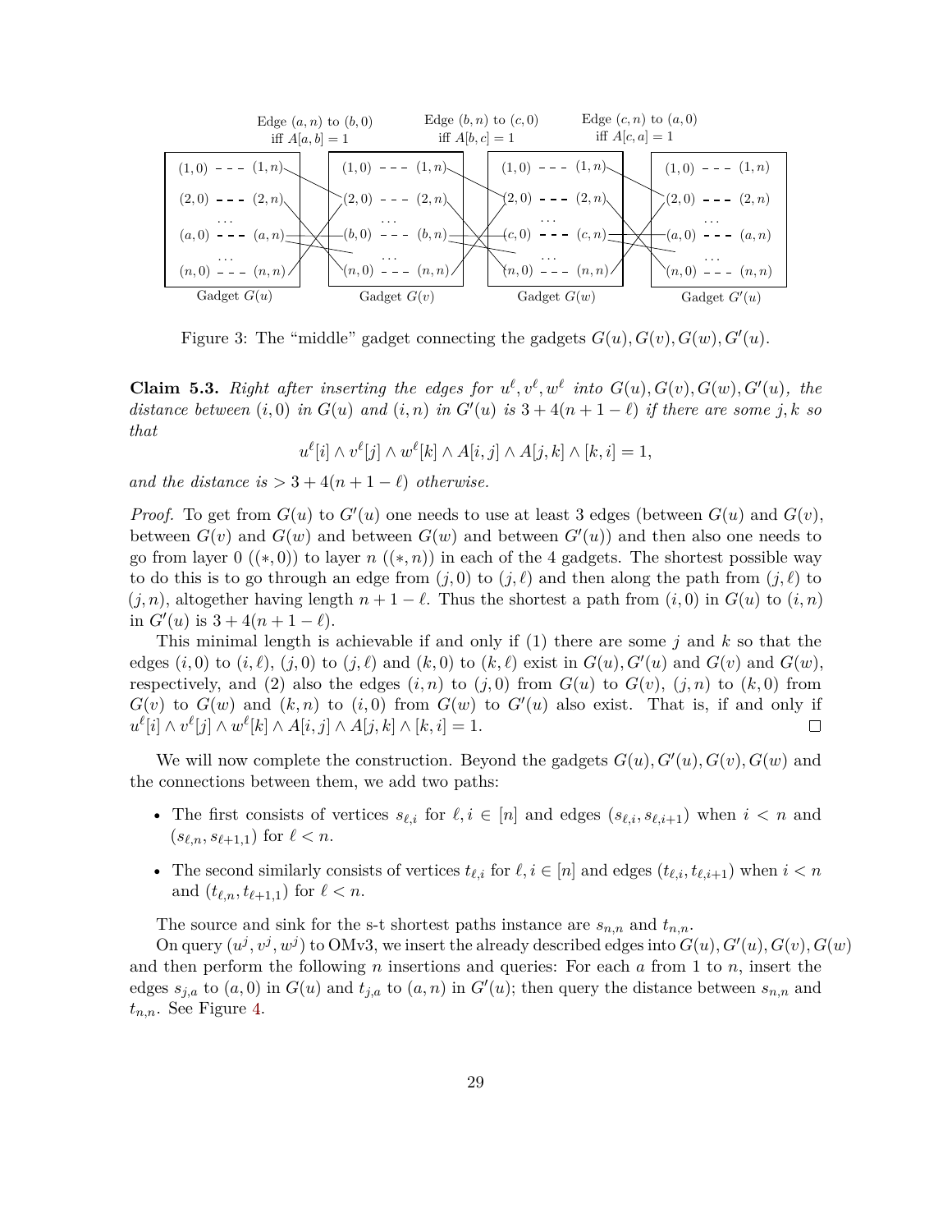Figure 3: The "middle" gadget connecting the gadgets $G(u), G(v), G(w), G'(u)$.

**Claim 5.3.** *Right after inserting the edges for $u^\ell, v^\ell, w^\ell$ into $G(u), G(v), G(w), G'(u)$, the distance between $(i,0)$ in $G(u)$ and $(i,n)$ in $G'(u)$ is $3 + 4(n+1-\ell)$ if there are some $j,k$ so that*

$$u^\ell[i] \wedge v^\ell[j] \wedge w^\ell[k] \wedge A[i,j] \wedge A[j,k] \wedge [k,i] = 1,$$

*and the distance is $> 3 + 4(n+1-\ell)$ otherwise.*

*Proof.* To get from $G(u)$ to $G'(u)$ one needs to use at least 3 edges (between $G(u)$ and $G(v)$, between $G(v)$ and $G(w)$ and between $G(w)$ and between $G'(u)$) and then also one needs to go from layer 0 ($(*,0)$) to layer $n$ ($(*,n)$) in each of the 4 gadgets. The shortest possible way to do this is to go through an edge from $(j,0)$ to $(j,\ell)$ and then along the path from $(j,\ell)$ to $(j,n)$, altogether having length $n+1-\ell$. Thus the shortest a path from $(i,0)$ in $G(u)$ to $(i,n)$ in $G'(u)$ is $3 + 4(n+1-\ell)$.

This minimal length is achievable if and only if (1) there are some $j$ and $k$ so that the edges $(i,0)$ to $(i,\ell)$, $(j,0)$ to $(j,\ell)$ and $(k,0)$ to $(k,\ell)$ exist in $G(u), G'(u)$ and $G(v)$ and $G(w)$, respectively, and (2) also the edges $(i,n)$ to $(j,0)$ from $G(u)$ to $G(v)$, $(j,n)$ to $(k,0)$ from $G(v)$ to $G(w)$ and $(k,n)$ to $(i,0)$ from $G(w)$ to $G'(u)$ also exist. That is, if and only if $u^\ell[i] \wedge v^\ell[j] \wedge w^\ell[k] \wedge A[i,j] \wedge A[j,k] \wedge [k,i] = 1$. □

We will now complete the construction. Beyond the gadgets $G(u), G'(u), G(v), G(w)$ and the connections between them, we add two paths:

- The first consists of vertices $s_{\ell,i}$ for $\ell, i \in [n]$ and edges $(s_{\ell,i}, s_{\ell,i+1})$ when $i < n$ and $(s_{\ell,n}, s_{\ell+1,1})$ for $\ell < n$.
- The second similarly consists of vertices $t_{\ell,i}$ for $\ell, i \in [n]$ and edges $(t_{\ell,i}, t_{\ell,i+1})$ when $i < n$ and $(t_{\ell,n}, t_{\ell+1,1})$ for $\ell < n$.

The source and sink for the s-t shortest paths instance are $s_{n,n}$ and $t_{n,n}$.

On query $(u^j, v^j, w^j)$ to OMv3, we insert the already described edges into $G(u), G'(u), G(v), G(w)$ and then perform the following $n$ insertions and queries: For each $a$ from 1 to $n$, insert the edges $s_{j,a}$ to $(a,0)$ in $G(u)$ and $t_{j,a}$ to $(a,n)$ in $G'(u)$; then query the distance between $s_{n,n}$ and $t_{n,n}$. See Figure 4.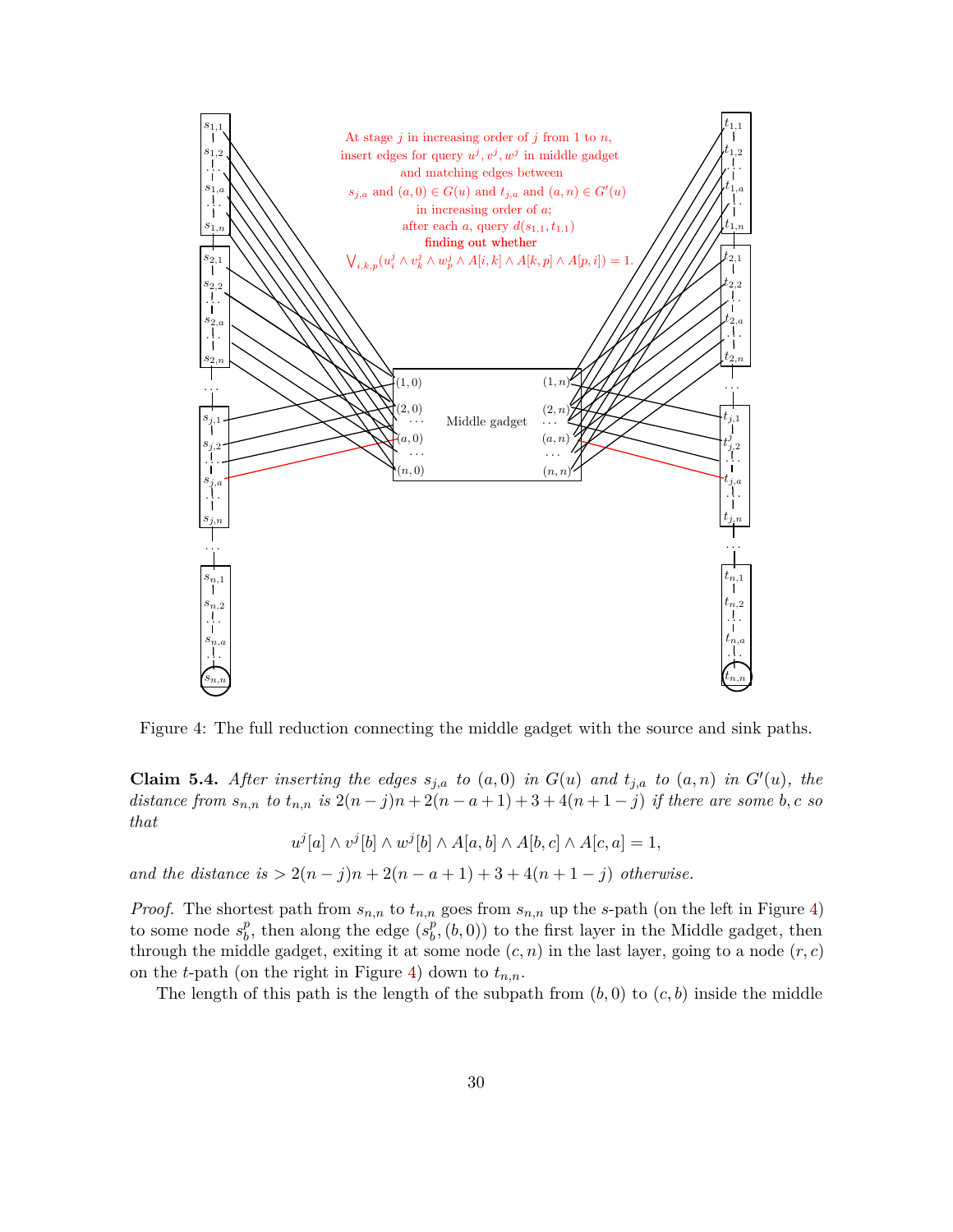Figure 4: The full reduction connecting the middle gadget with the source and sink paths.

**Claim 5.4.** *After inserting the edges $s_{j,a}$ to $(a,0)$ in $G(u)$ and $t_{j,a}$ to $(a,n)$ in $G'(u)$, the distance from $s_{n,n}$ to $t_{n,n}$ is $2(n-j)n + 2(n-a+1) + 3 + 4(n+1-j)$ if there are some $b, c$ so that*

$$u^j[a] \wedge v^j[b] \wedge w^j[b] \wedge A[a,b] \wedge A[b,c] \wedge A[c,a] = 1,$$

*and the distance is $> 2(n-j)n + 2(n-a+1) + 3 + 4(n+1-j)$ otherwise.*

*Proof.* The shortest path from $s_{n,n}$ to $t_{n,n}$ goes from $s_{n,n}$ up the $s$-path (on the left in Figure 4) to some node $s_b^p$, then along the edge $(s_b^p, (b,0))$ to the first layer in the Middle gadget, then through the middle gadget, exiting it at some node $(c,n)$ in the last layer, going to a node $(r,c)$ on the $t$-path (on the right in Figure 4) down to $t_{n,n}$.

The length of this path is the length of the subpath from $(b,0)$ to $(c,b)$ inside the middle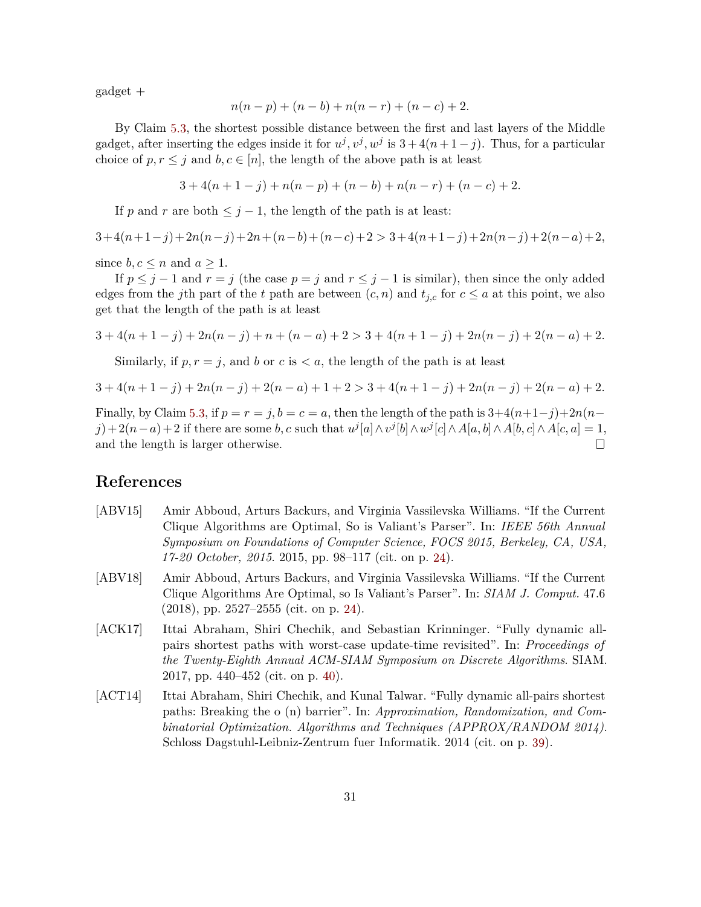gadget +

$$n(n-p) + (n-b) + n(n-r) + (n-c) + 2.$$

By Claim 5.3, the shortest possible distance between the first and last layers of the Middle gadget, after inserting the edges inside it for $u^j, v^j, w^j$ is $3+4(n+1-j)$. Thus, for a particular choice of $p, r \leq j$ and $b, c \in [n]$, the length of the above path is at least

$$3 + 4(n+1-j) + n(n-p) + (n-b) + n(n-r) + (n-c) + 2.$$

If $p$ and $r$ are both $\leq j-1$, the length of the path is at least:

$$3+4(n+1-j)+2n(n-j)+2n+(n-b)+(n-c)+2 > 3+4(n+1-j)+2n(n-j)+2(n-a)+2,$$

since $b, c \leq n$ and $a \geq 1$.

If $p \leq j-1$ and $r = j$ (the case $p = j$ and $r \leq j-1$ is similar), then since the only added edges from the $j$th part of the $t$ path are between $(c, n)$ and $t_{j,c}$ for $c \leq a$ at this point, we also get that the length of the path is at least

$$3 + 4(n+1-j) + 2n(n-j) + n + (n-a) + 2 > 3 + 4(n+1-j) + 2n(n-j) + 2(n-a) + 2.$$

Similarly, if $p, r = j$, and $b$ or $c$ is $< a$, the length of the path is at least

$$3 + 4(n+1-j) + 2n(n-j) + 2(n-a) + 1 + 2 > 3 + 4(n+1-j) + 2n(n-j) + 2(n-a) + 2.$$

Finally, by Claim 5.3, if $p = r = j, b = c = a$, then the length of the path is $3+4(n+1-j)+2n(n-j)+2(n-a)+2$ if there are some $b, c$ such that $u^j[a] \wedge v^j[b] \wedge w^j[c] \wedge A[a, b] \wedge A[b, c] \wedge A[c, a] = 1$, and the length is larger otherwise. □

## References

[ABV15] Amir Abboud, Arturs Backurs, and Virginia Vassilevska Williams. "If the Current Clique Algorithms are Optimal, So is Valiant's Parser". In: *IEEE 56th Annual Symposium on Foundations of Computer Science, FOCS 2015, Berkeley, CA, USA, 17-20 October, 2015*. 2015, pp. 98–117 (cit. on p. 24).

[ABV18] Amir Abboud, Arturs Backurs, and Virginia Vassilevska Williams. "If the Current Clique Algorithms Are Optimal, so Is Valiant's Parser". In: *SIAM J. Comput.* 47.6 (2018), pp. 2527–2555 (cit. on p. 24).

[ACK17] Ittai Abraham, Shiri Chechik, and Sebastian Krinninger. "Fully dynamic all-pairs shortest paths with worst-case update-time revisited". In: *Proceedings of the Twenty-Eighth Annual ACM-SIAM Symposium on Discrete Algorithms*. SIAM. 2017, pp. 440–452 (cit. on p. 40).

[ACT14] Ittai Abraham, Shiri Chechik, and Kunal Talwar. "Fully dynamic all-pairs shortest paths: Breaking the o (n) barrier". In: *Approximation, Randomization, and Combinatorial Optimization. Algorithms and Techniques (APPROX/RANDOM 2014)*. Schloss Dagstuhl-Leibniz-Zentrum fuer Informatik. 2014 (cit. on p. 39).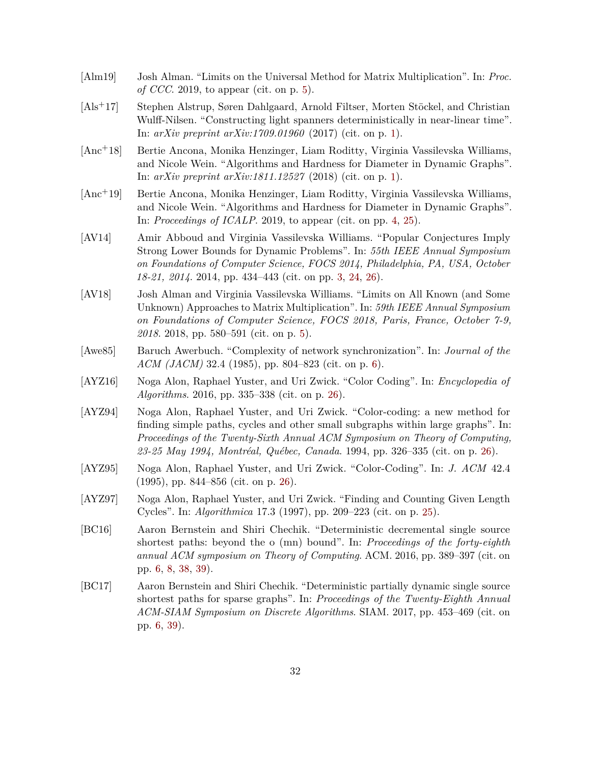[Alm19] Josh Alman. “Limits on the Universal Method for Matrix Multiplication”. In: *Proc. of CCC*. 2019, to appear (cit. on p. 5).

[Als+17] Stephen Alstrup, Søren Dahlgaard, Arnold Filtser, Morten Stöckel, and Christian Wulff-Nilsen. “Constructing light spanners deterministically in near-linear time”. In: *arXiv preprint arXiv:1709.01960* (2017) (cit. on p. 1).

[Anc+18] Bertie Ancona, Monika Henzinger, Liam Roditty, Virginia Vassilevska Williams, and Nicole Wein. “Algorithms and Hardness for Diameter in Dynamic Graphs”. In: *arXiv preprint arXiv:1811.12527* (2018) (cit. on p. 1).

[Anc+19] Bertie Ancona, Monika Henzinger, Liam Roditty, Virginia Vassilevska Williams, and Nicole Wein. “Algorithms and Hardness for Diameter in Dynamic Graphs”. In: *Proceedings of ICALP*. 2019, to appear (cit. on pp. 4, 25).

[AV14] Amir Abboud and Virginia Vassilevska Williams. “Popular Conjectures Imply Strong Lower Bounds for Dynamic Problems”. In: *55th IEEE Annual Symposium on Foundations of Computer Science, FOCS 2014, Philadelphia, PA, USA, October 18-21, 2014*. 2014, pp. 434–443 (cit. on pp. 3, 24, 26).

[AV18] Josh Alman and Virginia Vassilevska Williams. “Limits on All Known (and Some Unknown) Approaches to Matrix Multiplication”. In: *59th IEEE Annual Symposium on Foundations of Computer Science, FOCS 2018, Paris, France, October 7-9, 2018*. 2018, pp. 580–591 (cit. on p. 5).

[Awe85] Baruch Awerbuch. “Complexity of network synchronization”. In: *Journal of the ACM (JACM)* 32.4 (1985), pp. 804–823 (cit. on p. 6).

[AYZ16] Noga Alon, Raphael Yuster, and Uri Zwick. “Color Coding”. In: *Encyclopedia of Algorithms*. 2016, pp. 335–338 (cit. on p. 26).

[AYZ94] Noga Alon, Raphael Yuster, and Uri Zwick. “Color-coding: a new method for finding simple paths, cycles and other small subgraphs within large graphs”. In: *Proceedings of the Twenty-Sixth Annual ACM Symposium on Theory of Computing, 23-25 May 1994, Montréal, Québec, Canada*. 1994, pp. 326–335 (cit. on p. 26).

[AYZ95] Noga Alon, Raphael Yuster, and Uri Zwick. “Color-Coding”. In: *J. ACM* 42.4 (1995), pp. 844–856 (cit. on p. 26).

[AYZ97] Noga Alon, Raphael Yuster, and Uri Zwick. “Finding and Counting Given Length Cycles”. In: *Algorithmica* 17.3 (1997), pp. 209–223 (cit. on p. 25).

[BC16] Aaron Bernstein and Shiri Chechik. “Deterministic decremental single source shortest paths: beyond the o (mn) bound”. In: *Proceedings of the forty-eighth annual ACM symposium on Theory of Computing*. ACM. 2016, pp. 389–397 (cit. on pp. 6, 8, 38, 39).

[BC17] Aaron Bernstein and Shiri Chechik. “Deterministic partially dynamic single source shortest paths for sparse graphs”. In: *Proceedings of the Twenty-Eighth Annual ACM-SIAM Symposium on Discrete Algorithms*. SIAM. 2017, pp. 453–469 (cit. on pp. 6, 39).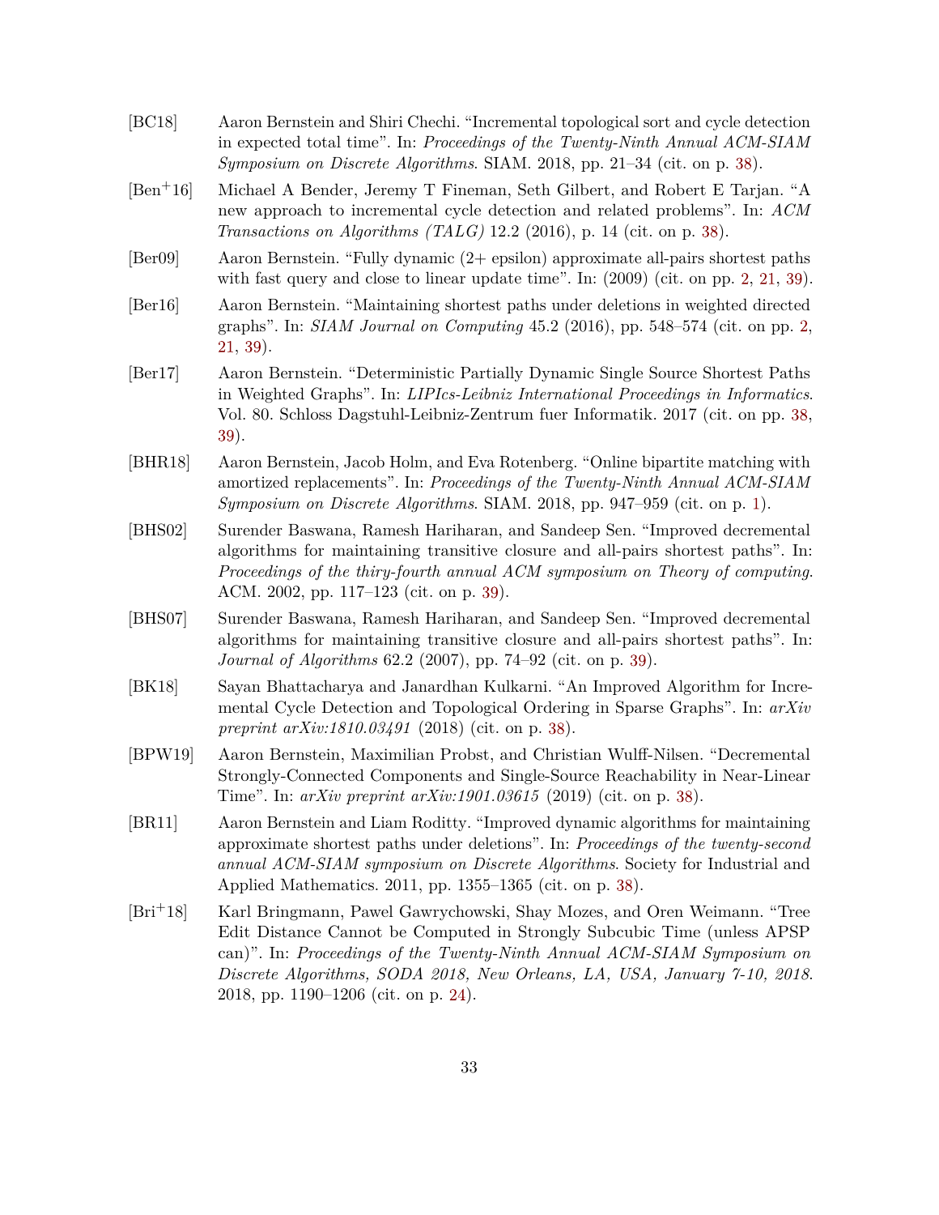[BC18] Aaron Bernstein and Shiri Chechi. "Incremental topological sort and cycle detection in expected total time". In: *Proceedings of the Twenty-Ninth Annual ACM-SIAM Symposium on Discrete Algorithms*. SIAM. 2018, pp. 21–34 (cit. on p. 38).

[Ben+16] Michael A Bender, Jeremy T Fineman, Seth Gilbert, and Robert E Tarjan. "A new approach to incremental cycle detection and related problems". In: *ACM Transactions on Algorithms (TALG)* 12.2 (2016), p. 14 (cit. on p. 38).

[Ber09] Aaron Bernstein. "Fully dynamic (2+ epsilon) approximate all-pairs shortest paths with fast query and close to linear update time". In: (2009) (cit. on pp. 2, 21, 39).

[Ber16] Aaron Bernstein. "Maintaining shortest paths under deletions in weighted directed graphs". In: *SIAM Journal on Computing* 45.2 (2016), pp. 548–574 (cit. on pp. 2, 21, 39).

[Ber17] Aaron Bernstein. "Deterministic Partially Dynamic Single Source Shortest Paths in Weighted Graphs". In: *LIPIcs-Leibniz International Proceedings in Informatics*. Vol. 80. Schloss Dagstuhl-Leibniz-Zentrum fuer Informatik. 2017 (cit. on pp. 38, 39).

[BHR18] Aaron Bernstein, Jacob Holm, and Eva Rotenberg. "Online bipartite matching with amortized replacements". In: *Proceedings of the Twenty-Ninth Annual ACM-SIAM Symposium on Discrete Algorithms*. SIAM. 2018, pp. 947–959 (cit. on p. 1).

[BHS02] Surender Baswana, Ramesh Hariharan, and Sandeep Sen. "Improved decremental algorithms for maintaining transitive closure and all-pairs shortest paths". In: *Proceedings of the thiry-fourth annual ACM symposium on Theory of computing*. ACM. 2002, pp. 117–123 (cit. on p. 39).

[BHS07] Surender Baswana, Ramesh Hariharan, and Sandeep Sen. "Improved decremental algorithms for maintaining transitive closure and all-pairs shortest paths". In: *Journal of Algorithms* 62.2 (2007), pp. 74–92 (cit. on p. 39).

[BK18] Sayan Bhattacharya and Janardhan Kulkarni. "An Improved Algorithm for Incremental Cycle Detection and Topological Ordering in Sparse Graphs". In: *arXiv preprint arXiv:1810.03491* (2018) (cit. on p. 38).

[BPW19] Aaron Bernstein, Maximilian Probst, and Christian Wulff-Nilsen. "Decremental Strongly-Connected Components and Single-Source Reachability in Near-Linear Time". In: *arXiv preprint arXiv:1901.03615* (2019) (cit. on p. 38).

[BR11] Aaron Bernstein and Liam Roditty. "Improved dynamic algorithms for maintaining approximate shortest paths under deletions". In: *Proceedings of the twenty-second annual ACM-SIAM symposium on Discrete Algorithms*. Society for Industrial and Applied Mathematics. 2011, pp. 1355–1365 (cit. on p. 38).

[Bri+18] Karl Bringmann, Pawel Gawrychowski, Shay Mozes, and Oren Weimann. "Tree Edit Distance Cannot be Computed in Strongly Subcubic Time (unless APSP can)". In: *Proceedings of the Twenty-Ninth Annual ACM-SIAM Symposium on Discrete Algorithms, SODA 2018, New Orleans, LA, USA, January 7-10, 2018*. 2018, pp. 1190–1206 (cit. on p. 24).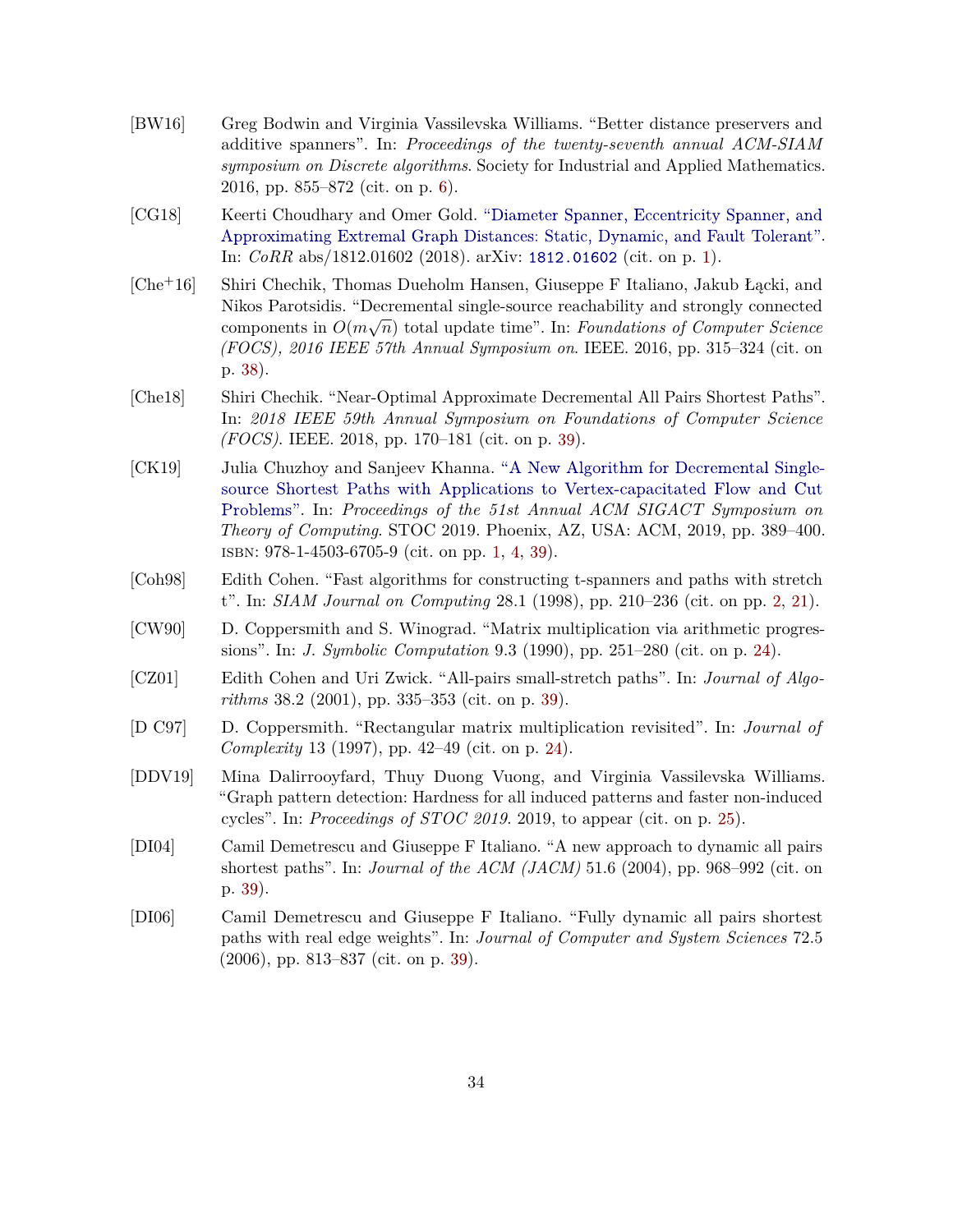[BW16] Greg Bodwin and Virginia Vassilevska Williams. "Better distance preservers and additive spanners". In: *Proceedings of the twenty-seventh annual ACM-SIAM symposium on Discrete algorithms*. Society for Industrial and Applied Mathematics. 2016, pp. 855–872 (cit. on p. 6).

[CG18] Keerti Choudhary and Omer Gold. "Diameter Spanner, Eccentricity Spanner, and Approximating Extremal Graph Distances: Static, Dynamic, and Fault Tolerant". In: *CoRR* abs/1812.01602 (2018). arXiv: 1812.01602 (cit. on p. 1).

[Che+16] Shiri Chechik, Thomas Dueholm Hansen, Giuseppe F Italiano, Jakub Łącki, and Nikos Parotsidis. "Decremental single-source reachability and strongly connected components in $O(m\sqrt{n})$ total update time". In: *Foundations of Computer Science (FOCS), 2016 IEEE 57th Annual Symposium on*. IEEE. 2016, pp. 315–324 (cit. on p. 38).

[Che18] Shiri Chechik. "Near-Optimal Approximate Decremental All Pairs Shortest Paths". In: *2018 IEEE 59th Annual Symposium on Foundations of Computer Science (FOCS)*. IEEE. 2018, pp. 170–181 (cit. on p. 39).

[CK19] Julia Chuzhoy and Sanjeev Khanna. "A New Algorithm for Decremental Single-source Shortest Paths with Applications to Vertex-capacitated Flow and Cut Problems". In: *Proceedings of the 51st Annual ACM SIGACT Symposium on Theory of Computing*. STOC 2019. Phoenix, AZ, USA: ACM, 2019, pp. 389–400. ISBN: 978-1-4503-6705-9 (cit. on pp. 1, 4, 39).

[Coh98] Edith Cohen. "Fast algorithms for constructing t-spanners and paths with stretch t". In: *SIAM Journal on Computing* 28.1 (1998), pp. 210–236 (cit. on pp. 2, 21).

[CW90] D. Coppersmith and S. Winograd. "Matrix multiplication via arithmetic progressions". In: *J. Symbolic Computation* 9.3 (1990), pp. 251–280 (cit. on p. 24).

[CZ01] Edith Cohen and Uri Zwick. "All-pairs small-stretch paths". In: *Journal of Algorithms* 38.2 (2001), pp. 335–353 (cit. on p. 39).

[D C97] D. Coppersmith. "Rectangular matrix multiplication revisited". In: *Journal of Complexity* 13 (1997), pp. 42–49 (cit. on p. 24).

[DDV19] Mina Dalirrooyfard, Thuy Duong Vuong, and Virginia Vassilevska Williams. "Graph pattern detection: Hardness for all induced patterns and faster non-induced cycles". In: *Proceedings of STOC 2019*. 2019, to appear (cit. on p. 25).

[DI04] Camil Demetrescu and Giuseppe F Italiano. "A new approach to dynamic all pairs shortest paths". In: *Journal of the ACM (JACM)* 51.6 (2004), pp. 968–992 (cit. on p. 39).

[DI06] Camil Demetrescu and Giuseppe F Italiano. "Fully dynamic all pairs shortest paths with real edge weights". In: *Journal of Computer and System Sciences* 72.5 (2006), pp. 813–837 (cit. on p. 39).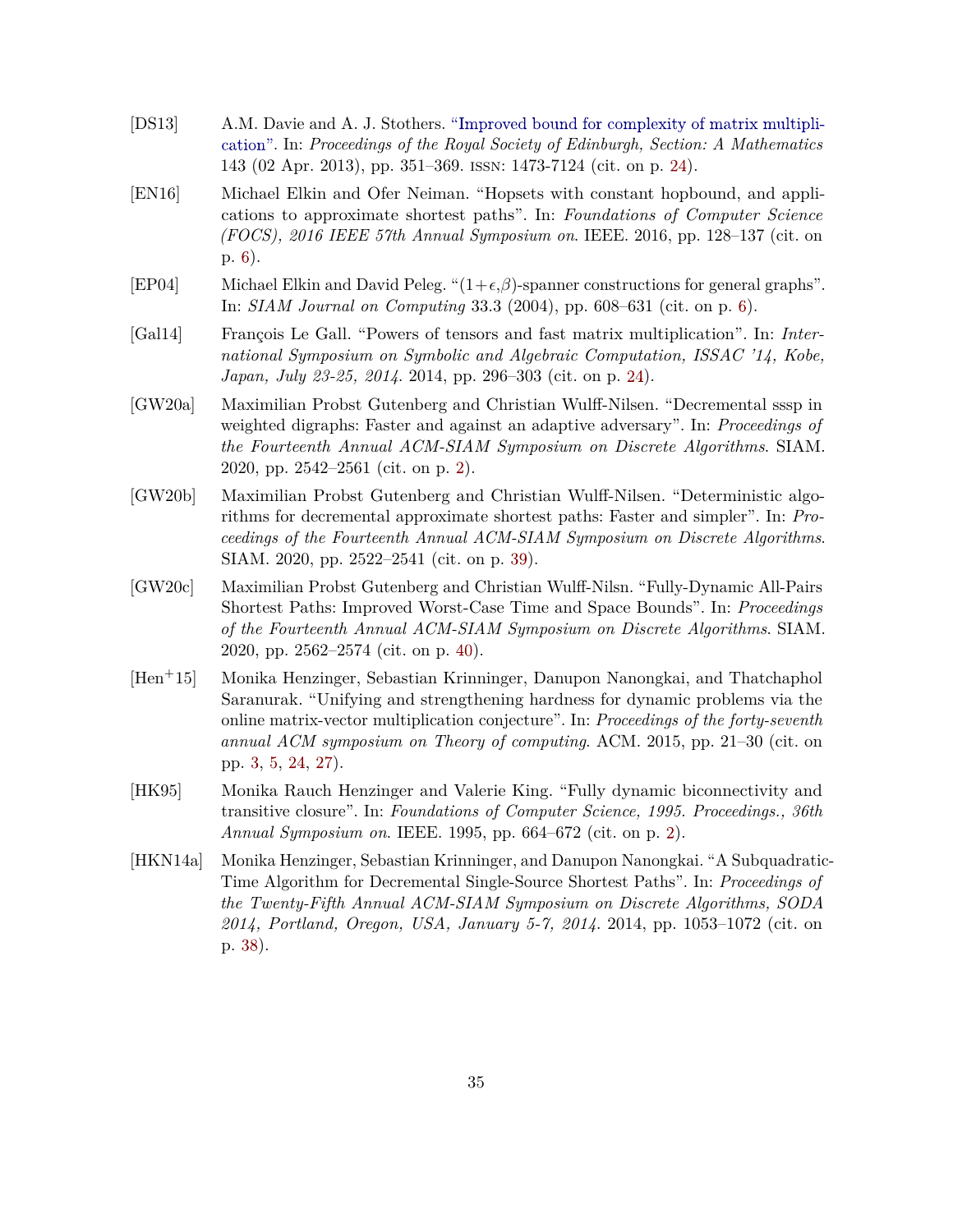[DS13] A.M. Davie and A. J. Stothers. "Improved bound for complexity of matrix multiplication". In: *Proceedings of the Royal Society of Edinburgh, Section: A Mathematics* 143 (02 Apr. 2013), pp. 351–369. ISSN: 1473-7124 (cit. on p. 24).

[EN16] Michael Elkin and Ofer Neiman. "Hopsets with constant hopbound, and applications to approximate shortest paths". In: *Foundations of Computer Science (FOCS), 2016 IEEE 57th Annual Symposium on*. IEEE. 2016, pp. 128–137 (cit. on p. 6).

[EP04] Michael Elkin and David Peleg. "$(1+\epsilon,\beta)$-spanner constructions for general graphs". In: *SIAM Journal on Computing* 33.3 (2004), pp. 608–631 (cit. on p. 6).

[Gal14] François Le Gall. "Powers of tensors and fast matrix multiplication". In: *International Symposium on Symbolic and Algebraic Computation, ISSAC '14, Kobe, Japan, July 23-25, 2014*. 2014, pp. 296–303 (cit. on p. 24).

[GW20a] Maximilian Probst Gutenberg and Christian Wulff-Nilsen. "Decremental sssp in weighted digraphs: Faster and against an adaptive adversary". In: *Proceedings of the Fourteenth Annual ACM-SIAM Symposium on Discrete Algorithms*. SIAM. 2020, pp. 2542–2561 (cit. on p. 2).

[GW20b] Maximilian Probst Gutenberg and Christian Wulff-Nilsen. "Deterministic algorithms for decremental approximate shortest paths: Faster and simpler". In: *Proceedings of the Fourteenth Annual ACM-SIAM Symposium on Discrete Algorithms*. SIAM. 2020, pp. 2522–2541 (cit. on p. 39).

[GW20c] Maximilian Probst Gutenberg and Christian Wulff-Nilsn. "Fully-Dynamic All-Pairs Shortest Paths: Improved Worst-Case Time and Space Bounds". In: *Proceedings of the Fourteenth Annual ACM-SIAM Symposium on Discrete Algorithms*. SIAM. 2020, pp. 2562–2574 (cit. on p. 40).

[Hen+15] Monika Henzinger, Sebastian Krinninger, Danupon Nanongkai, and Thatchaphol Saranurak. "Unifying and strengthening hardness for dynamic problems via the online matrix-vector multiplication conjecture". In: *Proceedings of the forty-seventh annual ACM symposium on Theory of computing*. ACM. 2015, pp. 21–30 (cit. on pp. 3, 5, 24, 27).

[HK95] Monika Rauch Henzinger and Valerie King. "Fully dynamic biconnectivity and transitive closure". In: *Foundations of Computer Science, 1995. Proceedings., 36th Annual Symposium on*. IEEE. 1995, pp. 664–672 (cit. on p. 2).

[HKN14a] Monika Henzinger, Sebastian Krinninger, and Danupon Nanongkai. "A Subquadratic-Time Algorithm for Decremental Single-Source Shortest Paths". In: *Proceedings of the Twenty-Fifth Annual ACM-SIAM Symposium on Discrete Algorithms, SODA 2014, Portland, Oregon, USA, January 5-7, 2014*. 2014, pp. 1053–1072 (cit. on p. 38).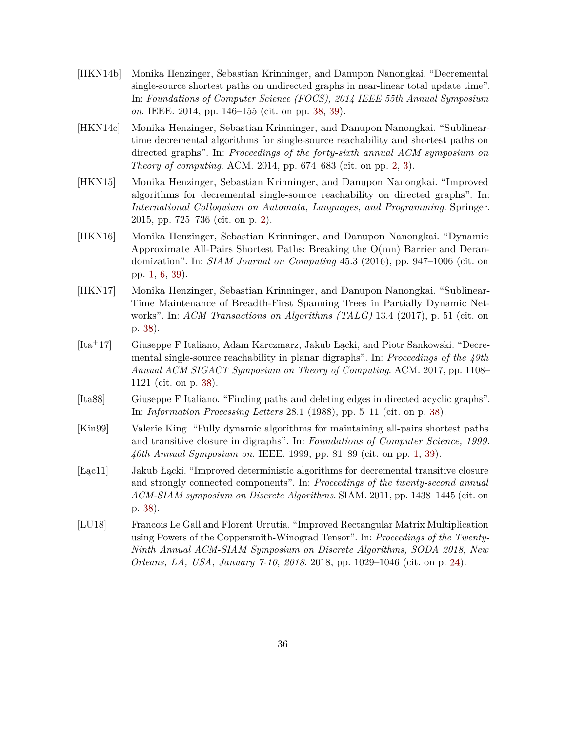[HKN14b] Monika Henzinger, Sebastian Krinninger, and Danupon Nanongkai. "Decremental single-source shortest paths on undirected graphs in near-linear total update time". In: *Foundations of Computer Science (FOCS), 2014 IEEE 55th Annual Symposium on*. IEEE. 2014, pp. 146–155 (cit. on pp. 38, 39).

[HKN14c] Monika Henzinger, Sebastian Krinninger, and Danupon Nanongkai. "Sublinear-time decremental algorithms for single-source reachability and shortest paths on directed graphs". In: *Proceedings of the forty-sixth annual ACM symposium on Theory of computing*. ACM. 2014, pp. 674–683 (cit. on pp. 2, 3).

[HKN15] Monika Henzinger, Sebastian Krinninger, and Danupon Nanongkai. "Improved algorithms for decremental single-source reachability on directed graphs". In: *International Colloquium on Automata, Languages, and Programming*. Springer. 2015, pp. 725–736 (cit. on p. 2).

[HKN16] Monika Henzinger, Sebastian Krinninger, and Danupon Nanongkai. "Dynamic Approximate All-Pairs Shortest Paths: Breaking the O(mn) Barrier and Derandomization". In: *SIAM Journal on Computing* 45.3 (2016), pp. 947–1006 (cit. on pp. 1, 6, 39).

[HKN17] Monika Henzinger, Sebastian Krinninger, and Danupon Nanongkai. "Sublinear-Time Maintenance of Breadth-First Spanning Trees in Partially Dynamic Networks". In: *ACM Transactions on Algorithms (TALG)* 13.4 (2017), p. 51 (cit. on p. 38).

[Ita+17] Giuseppe F Italiano, Adam Karczmarz, Jakub Łącki, and Piotr Sankowski. "Decremental single-source reachability in planar digraphs". In: *Proceedings of the 49th Annual ACM SIGACT Symposium on Theory of Computing*. ACM. 2017, pp. 1108–1121 (cit. on p. 38).

[Ita88] Giuseppe F Italiano. "Finding paths and deleting edges in directed acyclic graphs". In: *Information Processing Letters* 28.1 (1988), pp. 5–11 (cit. on p. 38).

[Kin99] Valerie King. "Fully dynamic algorithms for maintaining all-pairs shortest paths and transitive closure in digraphs". In: *Foundations of Computer Science, 1999. 40th Annual Symposium on*. IEEE. 1999, pp. 81–89 (cit. on pp. 1, 39).

[Łąc11] Jakub Łącki. "Improved deterministic algorithms for decremental transitive closure and strongly connected components". In: *Proceedings of the twenty-second annual ACM-SIAM symposium on Discrete Algorithms*. SIAM. 2011, pp. 1438–1445 (cit. on p. 38).

[LU18] Francois Le Gall and Florent Urrutia. "Improved Rectangular Matrix Multiplication using Powers of the Coppersmith-Winograd Tensor". In: *Proceedings of the Twenty-Ninth Annual ACM-SIAM Symposium on Discrete Algorithms, SODA 2018, New Orleans, LA, USA, January 7-10, 2018.* 2018, pp. 1029–1046 (cit. on p. 24).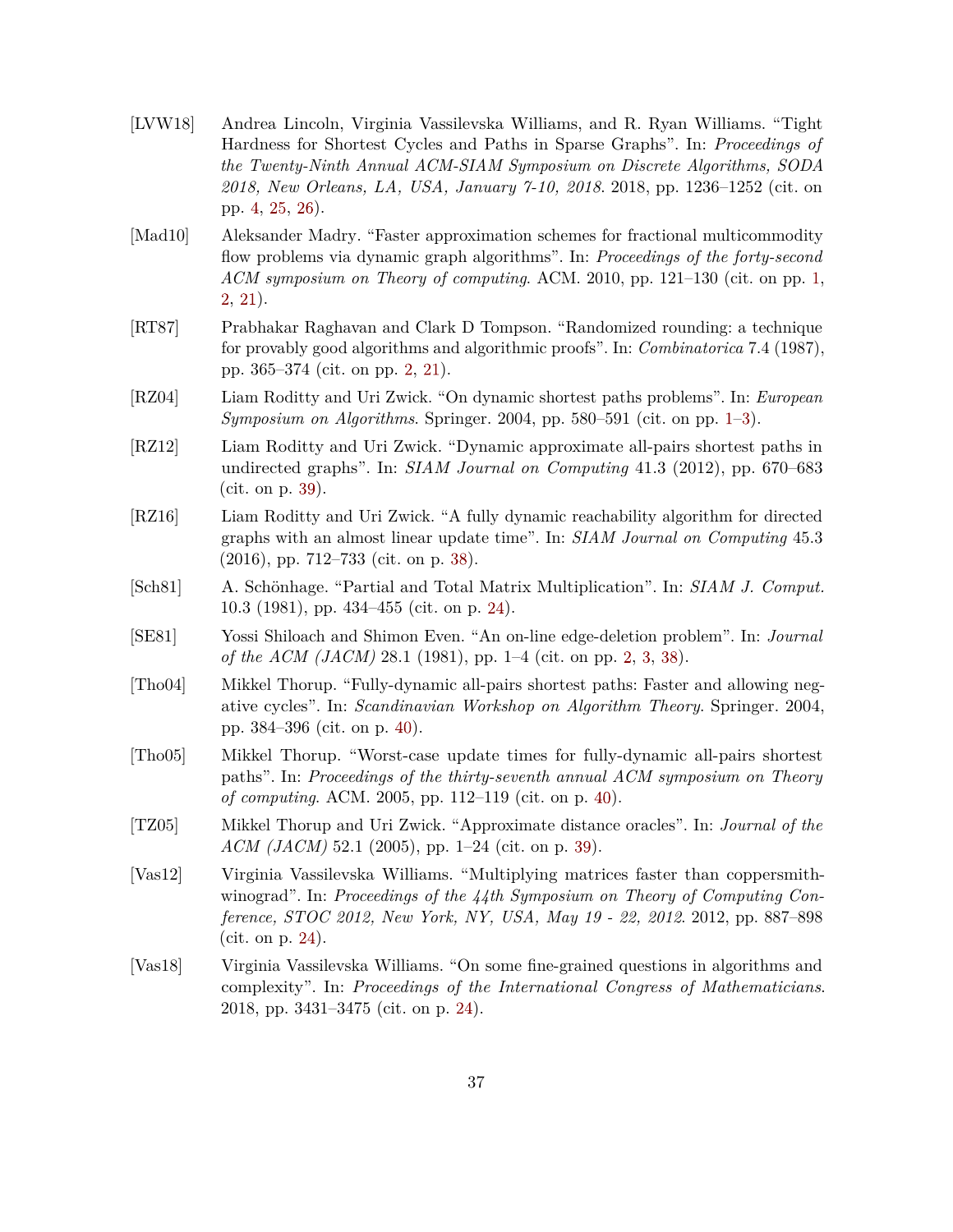- [LVW18] Andrea Lincoln, Virginia Vassilevska Williams, and R. Ryan Williams. "Tight Hardness for Shortest Cycles and Paths in Sparse Graphs". In: *Proceedings of the Twenty-Ninth Annual ACM-SIAM Symposium on Discrete Algorithms, SODA 2018, New Orleans, LA, USA, January 7-10, 2018*. 2018, pp. 1236–1252 (cit. on pp. 4, 25, 26).
- [Mad10] Aleksander Madry. "Faster approximation schemes for fractional multicommodity flow problems via dynamic graph algorithms". In: *Proceedings of the forty-second ACM symposium on Theory of computing*. ACM. 2010, pp. 121–130 (cit. on pp. 1, 2, 21).
- [RT87] Prabhakar Raghavan and Clark D Tompson. "Randomized rounding: a technique for provably good algorithms and algorithmic proofs". In: *Combinatorica* 7.4 (1987), pp. 365–374 (cit. on pp. 2, 21).
- [RZ04] Liam Roditty and Uri Zwick. "On dynamic shortest paths problems". In: *European Symposium on Algorithms*. Springer. 2004, pp. 580–591 (cit. on pp. 1–3).
- [RZ12] Liam Roditty and Uri Zwick. "Dynamic approximate all-pairs shortest paths in undirected graphs". In: *SIAM Journal on Computing* 41.3 (2012), pp. 670–683 (cit. on p. 39).
- [RZ16] Liam Roditty and Uri Zwick. "A fully dynamic reachability algorithm for directed graphs with an almost linear update time". In: *SIAM Journal on Computing* 45.3 (2016), pp. 712–733 (cit. on p. 38).
- [Sch81] A. Schönhage. "Partial and Total Matrix Multiplication". In: *SIAM J. Comput.* 10.3 (1981), pp. 434–455 (cit. on p. 24).
- [SE81] Yossi Shiloach and Shimon Even. "An on-line edge-deletion problem". In: *Journal of the ACM (JACM)* 28.1 (1981), pp. 1–4 (cit. on pp. 2, 3, 38).
- [Tho04] Mikkel Thorup. "Fully-dynamic all-pairs shortest paths: Faster and allowing negative cycles". In: *Scandinavian Workshop on Algorithm Theory*. Springer. 2004, pp. 384–396 (cit. on p. 40).
- [Tho05] Mikkel Thorup. "Worst-case update times for fully-dynamic all-pairs shortest paths". In: *Proceedings of the thirty-seventh annual ACM symposium on Theory of computing*. ACM. 2005, pp. 112–119 (cit. on p. 40).
- [TZ05] Mikkel Thorup and Uri Zwick. "Approximate distance oracles". In: *Journal of the ACM (JACM)* 52.1 (2005), pp. 1–24 (cit. on p. 39).
- [Vas12] Virginia Vassilevska Williams. "Multiplying matrices faster than coppersmith-winograd". In: *Proceedings of the 44th Symposium on Theory of Computing Conference, STOC 2012, New York, NY, USA, May 19 - 22, 2012*. 2012, pp. 887–898 (cit. on p. 24).
- [Vas18] Virginia Vassilevska Williams. "On some fine-grained questions in algorithms and complexity". In: *Proceedings of the International Congress of Mathematicians*. 2018, pp. 3431–3475 (cit. on p. 24).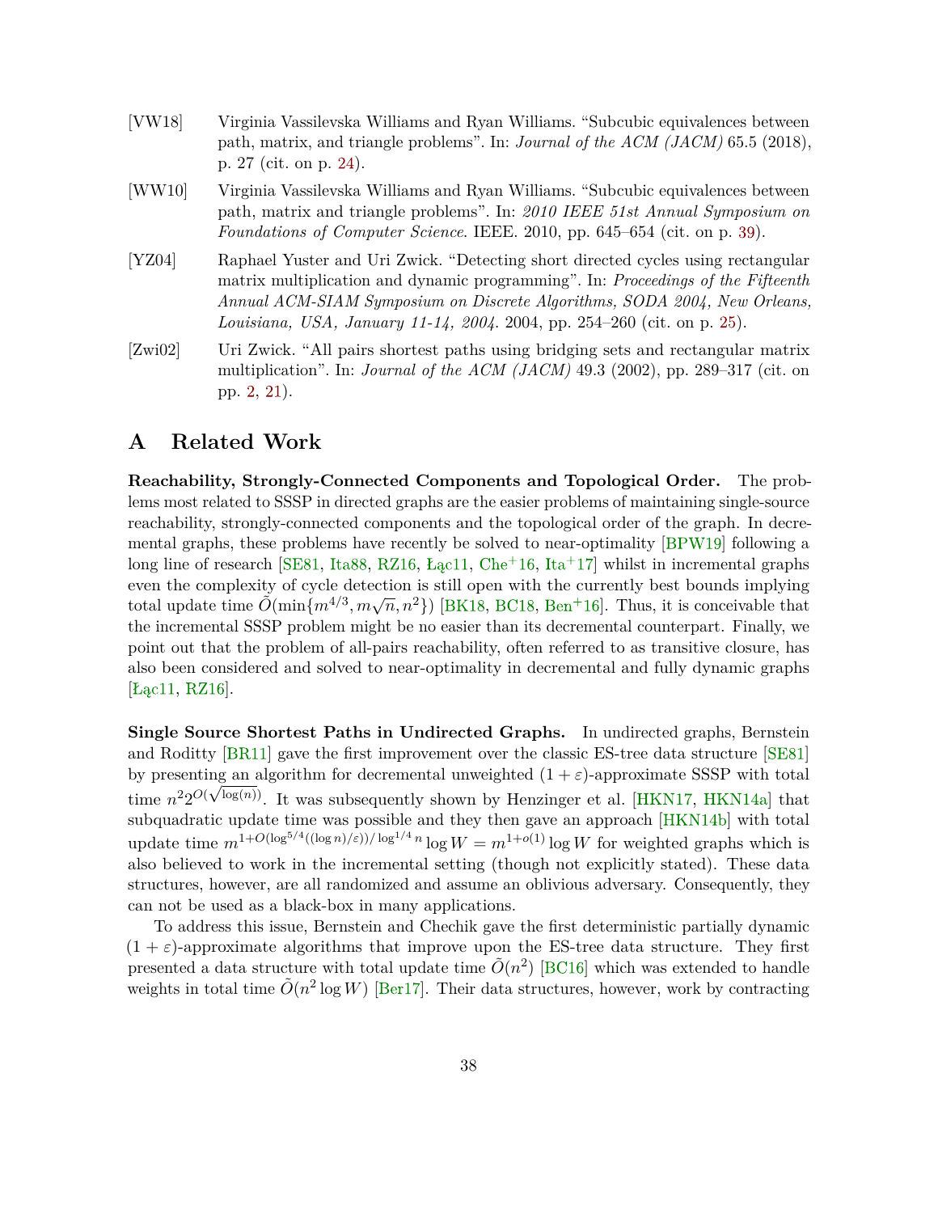[VW18] Virginia Vassilevska Williams and Ryan Williams. "Subcubic equivalences between path, matrix, and triangle problems". In: *Journal of the ACM (JACM)* 65.5 (2018), p. 27 (cit. on p. 24).

[WW10] Virginia Vassilevska Williams and Ryan Williams. "Subcubic equivalences between path, matrix and triangle problems". In: *2010 IEEE 51st Annual Symposium on Foundations of Computer Science*. IEEE. 2010, pp. 645–654 (cit. on p. 39).

[YZ04] Raphael Yuster and Uri Zwick. "Detecting short directed cycles using rectangular matrix multiplication and dynamic programming". In: *Proceedings of the Fifteenth Annual ACM-SIAM Symposium on Discrete Algorithms, SODA 2004, New Orleans, Louisiana, USA, January 11-14, 2004*. 2004, pp. 254–260 (cit. on p. 25).

[Zwi02] Uri Zwick. "All pairs shortest paths using bridging sets and rectangular matrix multiplication". In: *Journal of the ACM (JACM)* 49.3 (2002), pp. 289–317 (cit. on pp. 2, 21).

# A Related Work

**Reachability, Strongly-Connected Components and Topological Order.** The problems most related to SSSP in directed graphs are the easier problems of maintaining single-source reachability, strongly-connected components and the topological order of the graph. In decremental graphs, these problems have recently be solved to near-optimality [BPW19] following a long line of research [SE81, Ita88, RZ16, Łąc11, Che+16, Ita+17] whilst in incremental graphs even the complexity of cycle detection is still open with the currently best bounds implying total update time $\tilde{O}(\min\{m^{4/3}, m\sqrt{n}, n^2\})$ [BK18, BC18, Ben+16]. Thus, it is conceivable that the incremental SSSP problem might be no easier than its decremental counterpart. Finally, we point out that the problem of all-pairs reachability, often referred to as transitive closure, has also been considered and solved to near-optimality in decremental and fully dynamic graphs [Łąc11, RZ16].

**Single Source Shortest Paths in Undirected Graphs.** In undirected graphs, Bernstein and Roditty [BR11] gave the first improvement over the classic ES-tree data structure [SE81] by presenting an algorithm for decremental unweighted $(1+\varepsilon)$-approximate SSSP with total time $n^2 2^{O(\sqrt{\log(n)})}$. It was subsequently shown by Henzinger et al. [HKN17, HKN14a] that subquadratic update time was possible and they then gave an approach [HKN14b] with total update time $m^{1+O(\log^{5/4}((\log n)/\varepsilon))/\log^{1/4} n} \log W = m^{1+o(1)} \log W$ for weighted graphs which is also believed to work in the incremental setting (though not explicitly stated). These data structures, however, are all randomized and assume an oblivious adversary. Consequently, they can not be used as a black-box in many applications.

To address this issue, Bernstein and Chechik gave the first deterministic partially dynamic $(1+\varepsilon)$-approximate algorithms that improve upon the ES-tree data structure. They first presented a data structure with total update time $\tilde{O}(n^2)$ [BC16] which was extended to handle weights in total time $\tilde{O}(n^2 \log W)$ [Ber17]. Their data structures, however, work by contracting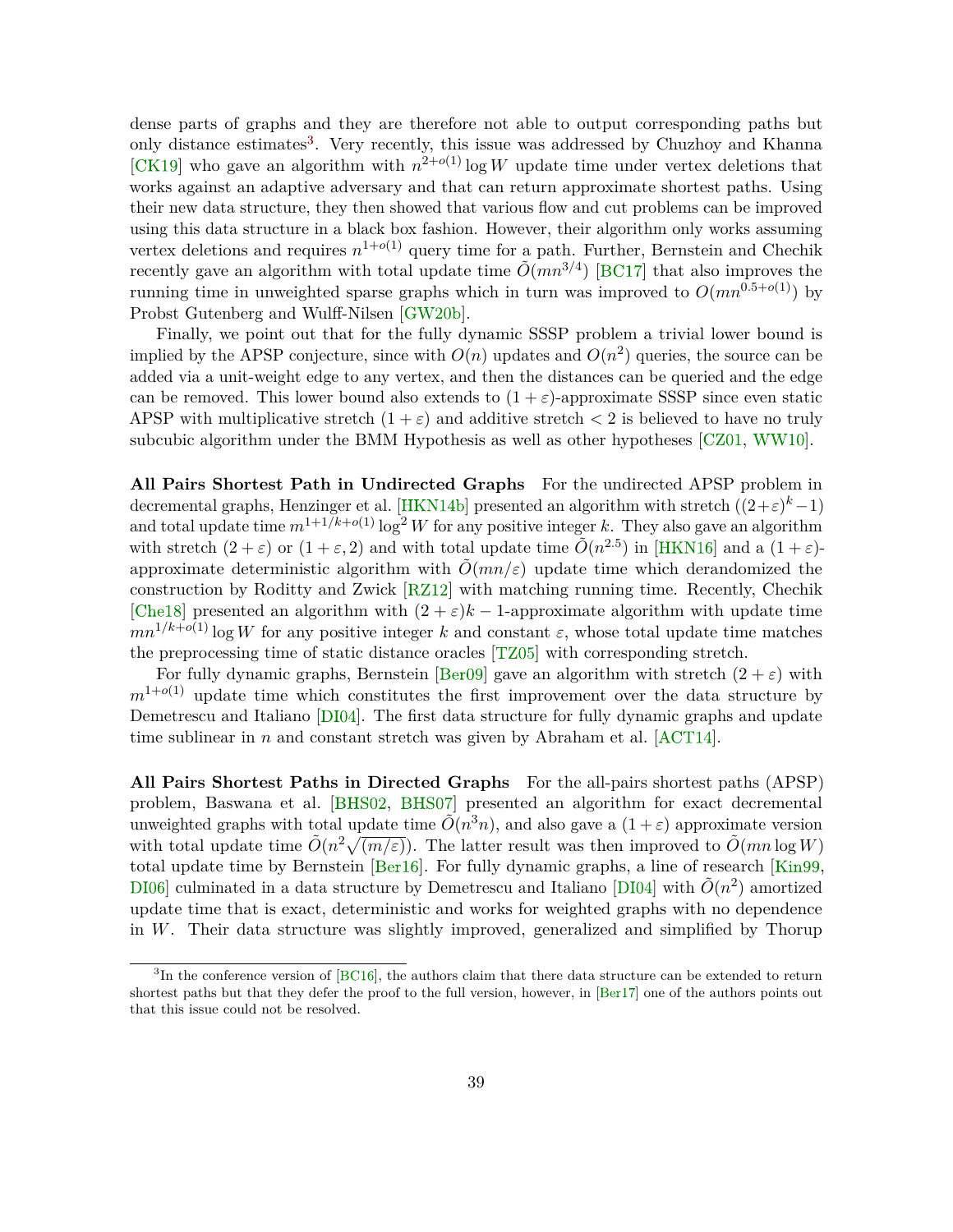dense parts of graphs and they are therefore not able to output corresponding paths but only distance estimates[3]. Very recently, this issue was addressed by Chuzhoy and Khanna [CK19] who gave an algorithm with $n^{2+o(1)} \log W$ update time under vertex deletions that works against an adaptive adversary and that can return approximate shortest paths. Using their new data structure, they then showed that various flow and cut problems can be improved using this data structure in a black box fashion. However, their algorithm only works assuming vertex deletions and requires $n^{1+o(1)}$ query time for a path. Further, Bernstein and Chechik recently gave an algorithm with total update time $\tilde{O}(mn^{3/4})$ [BC17] that also improves the running time in unweighted sparse graphs which in turn was improved to $O(mn^{0.5+o(1)})$ by Probst Gutenberg and Wulff-Nilsen [GW20b].

Finally, we point out that for the fully dynamic SSSP problem a trivial lower bound is implied by the APSP conjecture, since with $O(n)$ updates and $O(n^2)$ queries, the source can be added via a unit-weight edge to any vertex, and then the distances can be queried and the edge can be removed. This lower bound also extends to $(1+\varepsilon)$-approximate SSSP since even static APSP with multiplicative stretch $(1+\varepsilon)$ and additive stretch $< 2$ is believed to have no truly subcubic algorithm under the BMM Hypothesis as well as other hypotheses [CZ01, WW10].

**All Pairs Shortest Path in Undirected Graphs** For the undirected APSP problem in decremental graphs, Henzinger et al. [HKN14b] presented an algorithm with stretch $((2+\varepsilon)^k - 1)$ and total update time $m^{1+1/k+o(1)} \log^2 W$ for any positive integer $k$. They also gave an algorithm with stretch $(2+\varepsilon)$ or $(1+\varepsilon, 2)$ and with total update time $\tilde{O}(n^{2.5})$ in [HKN16] and a $(1+\varepsilon)$-approximate deterministic algorithm with $\tilde{O}(mn/\varepsilon)$ update time which derandomized the construction by Roditty and Zwick [RZ12] with matching running time. Recently, Chechik [Che18] presented an algorithm with $(2+\varepsilon)k-1$-approximate algorithm with update time $mn^{1/k+o(1)} \log W$ for any positive integer $k$ and constant $\varepsilon$, whose total update time matches the preprocessing time of static distance oracles [TZ05] with corresponding stretch.

For fully dynamic graphs, Bernstein [Ber09] gave an algorithm with stretch $(2+\varepsilon)$ with $m^{1+o(1)}$ update time which constitutes the first improvement over the data structure by Demetrescu and Italiano [DI04]. The first data structure for fully dynamic graphs and update time sublinear in $n$ and constant stretch was given by Abraham et al. [ACT14].

**All Pairs Shortest Paths in Directed Graphs** For the all-pairs shortest paths (APSP) problem, Baswana et al. [BHS02, BHS07] presented an algorithm for exact decremental unweighted graphs with total update time $\tilde{O}(n^3 n)$, and also gave a $(1+\varepsilon)$ approximate version with total update time $\tilde{O}(n^2\sqrt{(m/\varepsilon)})$. The latter result was then improved to $\tilde{O}(mn \log W)$ total update time by Bernstein [Ber16]. For fully dynamic graphs, a line of research [Kin99, DI06] culminated in a data structure by Demetrescu and Italiano [DI04] with $\tilde{O}(n^2)$ amortized update time that is exact, deterministic and works for weighted graphs with no dependence in $W$. Their data structure was slightly improved, generalized and simplified by Thorup

[3] In the conference version of [BC16], the authors claim that there data structure can be extended to return shortest paths but that they defer the proof to the full version, however, in [Ber17] one of the authors points out that this issue could not be resolved.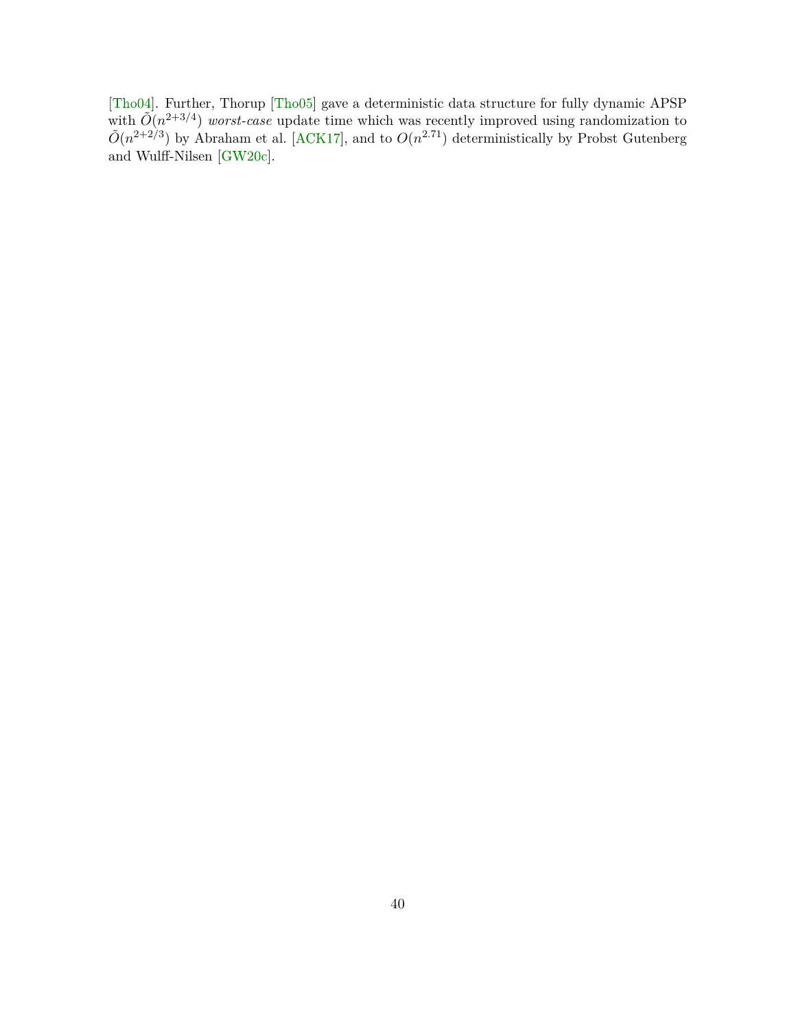[Tho04]. Further, Thorup [Tho05] gave a deterministic data structure for fully dynamic APSP with $\tilde{O}(n^{2+3/4})$ *worst-case* update time which was recently improved using randomization to $\tilde{O}(n^{2+2/3})$ by Abraham et al. [ACK17], and to $O(n^{2.71})$ deterministically by Probst Gutenberg and Wulff-Nilsen [GW20c].